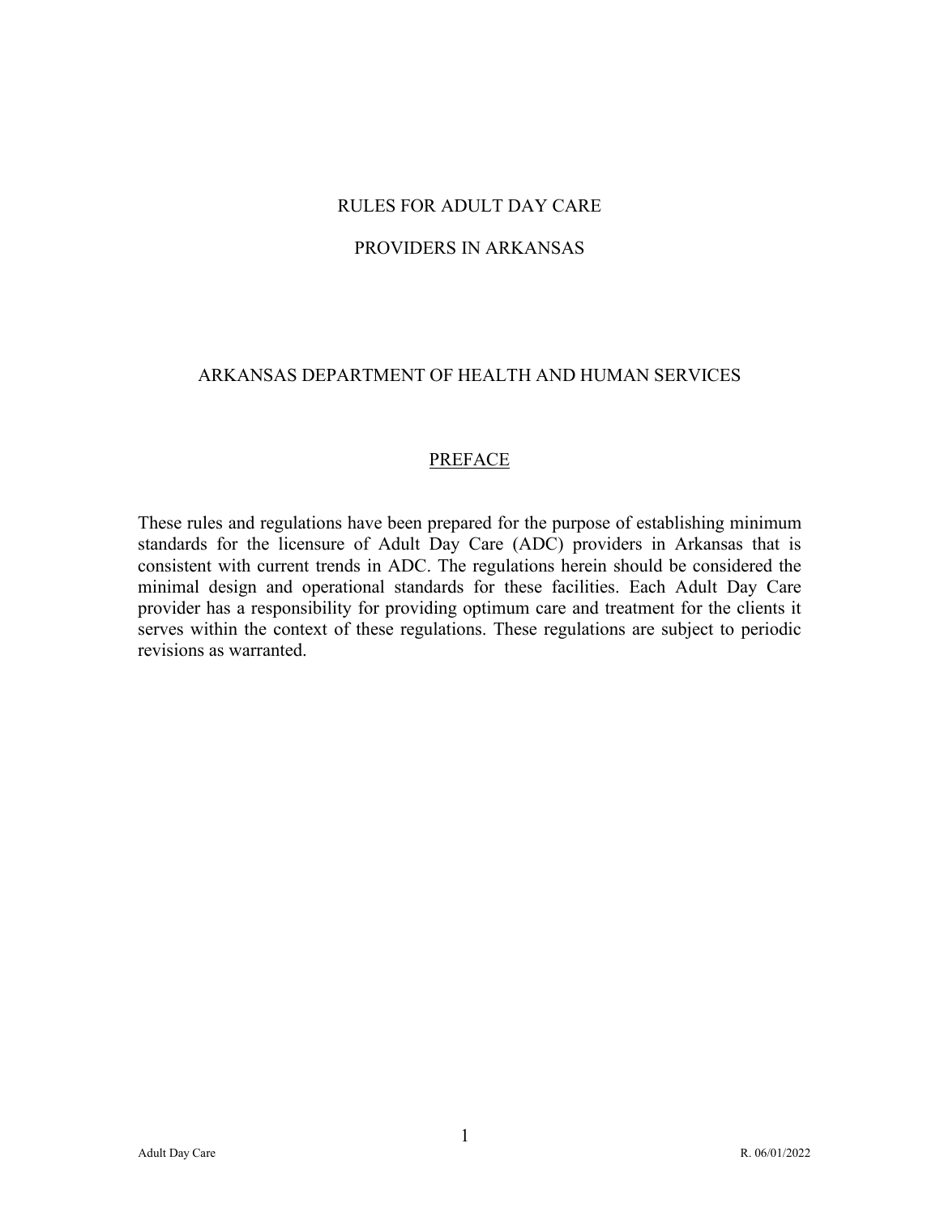# RULES FOR ADULT DAY CARE

# PROVIDERS IN ARKANSAS

## ARKANSAS DEPARTMENT OF HEALTH AND HUMAN SERVICES

## PREFACE

These rules and regulations have been prepared for the purpose of establishing minimum standards for the licensure of Adult Day Care (ADC) providers in Arkansas that is consistent with current trends in ADC. The regulations herein should be considered the minimal design and operational standards for these facilities. Each Adult Day Care provider has a responsibility for providing optimum care and treatment for the clients it serves within the context of these regulations. These regulations are subject to periodic revisions as warranted.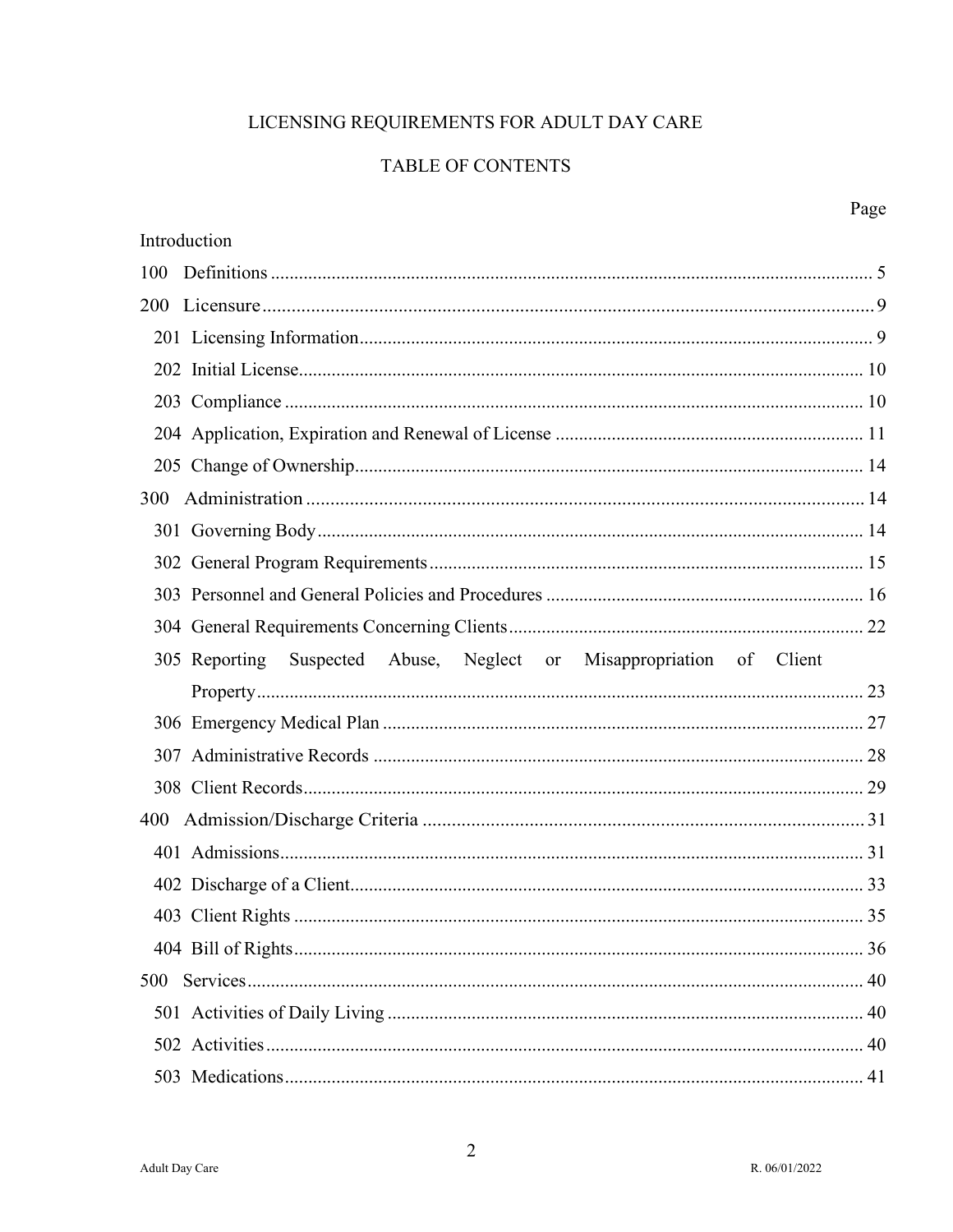# LICENSING REQUIREMENTS FOR ADULT DAY CARE

## TABLE OF CONTENTS

| | Page |
|---|---|
| Introduction | |
| 100 Definitions | 5 |
| 200 Licensure | 9 |
| 201 Licensing Information | 9 |
| 202 Initial License | 10 |
| 203 Compliance | 10 |
| 204 Application, Expiration and Renewal of License | 11 |
| 205 Change of Ownership | 14 |
| 300 Administration | 14 |
| 301 Governing Body | 14 |
| 302 General Program Requirements | 15 |
| 303 Personnel and General Policies and Procedures | 16 |
| 304 General Requirements Concerning Clients | 22 |
| 305 Reporting Suspected Abuse, Neglect or Misappropriation of Client Property | 23 |
| 306 Emergency Medical Plan | 27 |
| 307 Administrative Records | 28 |
| 308 Client Records | 29 |
| 400 Admission/Discharge Criteria | 31 |
| 401 Admissions | 31 |
| 402 Discharge of a Client | 33 |
| 403 Client Rights | 35 |
| 404 Bill of Rights | 36 |
| 500 Services | 40 |
| 501 Activities of Daily Living | 40 |
| 502 Activities | 40 |
| 503 Medications | 41 |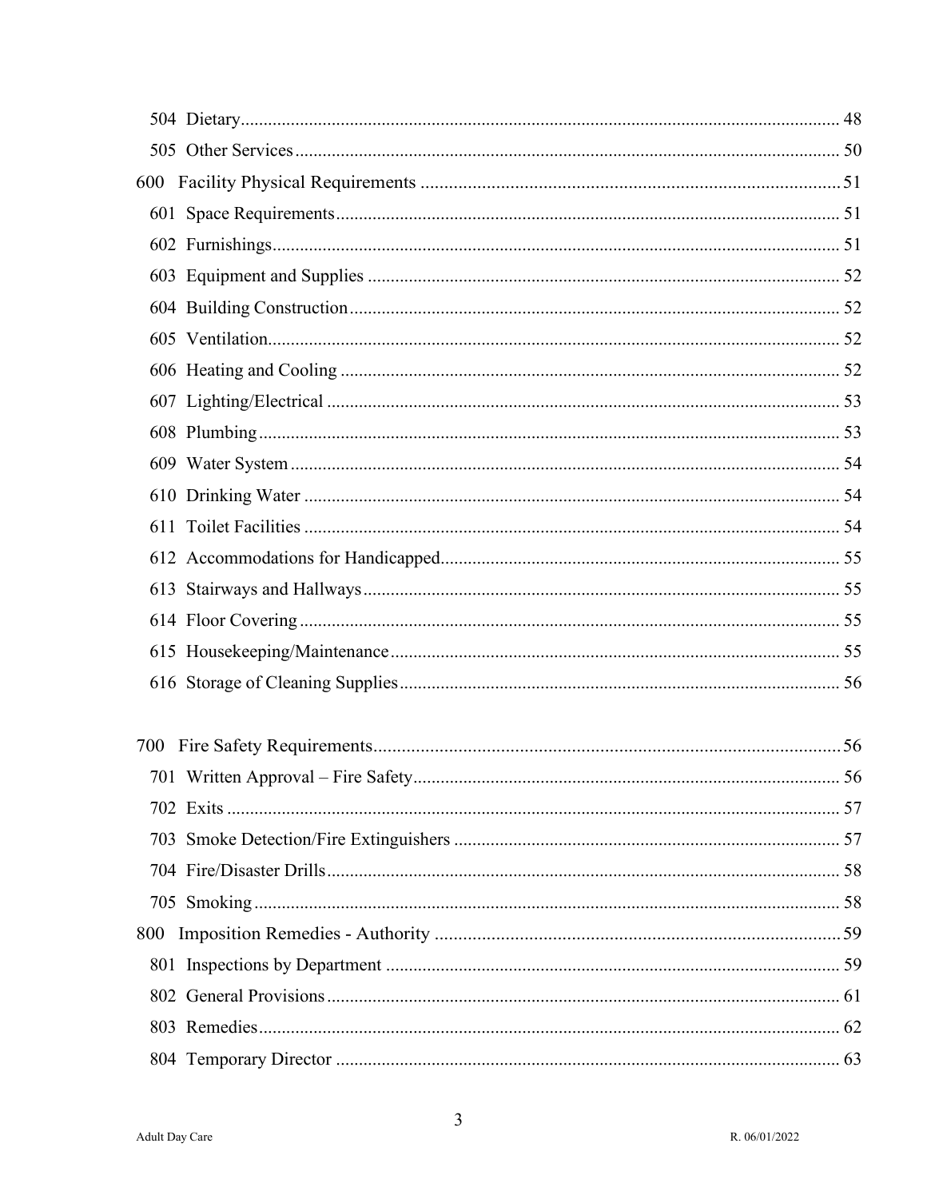504 Dietary ... 48

505 Other Services ... 50

600 Facility Physical Requirements ... 51

601 Space Requirements ... 51

602 Furnishings ... 51

603 Equipment and Supplies ... 52

604 Building Construction ... 52

605 Ventilation ... 52

606 Heating and Cooling ... 52

607 Lighting/Electrical ... 53

608 Plumbing ... 53

609 Water System ... 54

610 Drinking Water ... 54

611 Toilet Facilities ... 54

612 Accommodations for Handicapped ... 55

613 Stairways and Hallways ... 55

614 Floor Covering ... 55

615 Housekeeping/Maintenance ... 55

616 Storage of Cleaning Supplies ... 56

700 Fire Safety Requirements ... 56

701 Written Approval – Fire Safety ... 56

702 Exits ... 57

703 Smoke Detection/Fire Extinguishers ... 57

704 Fire/Disaster Drills ... 58

705 Smoking ... 58

800 Imposition Remedies - Authority ... 59

801 Inspections by Department ... 59

802 General Provisions ... 61

803 Remedies ... 62

804 Temporary Director ... 63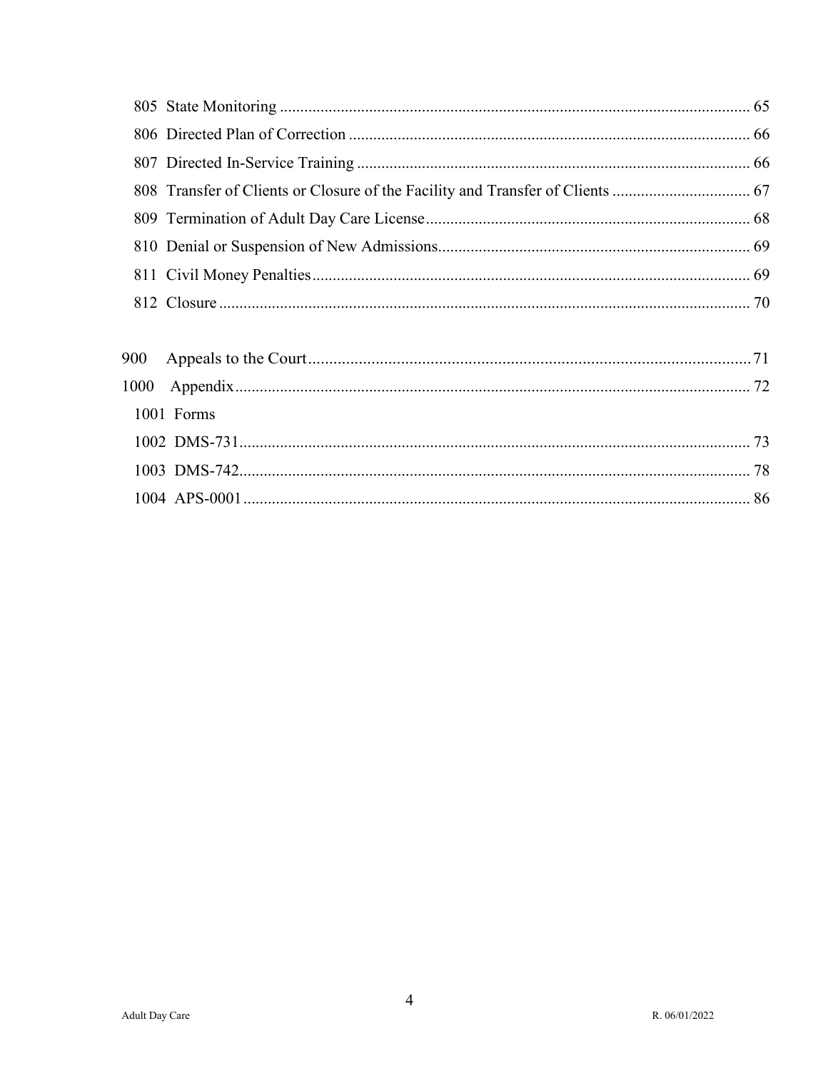805 State Monitoring ... 65

806 Directed Plan of Correction ... 66

807 Directed In-Service Training ... 66

808 Transfer of Clients or Closure of the Facility and Transfer of Clients ... 67

809 Termination of Adult Day Care License ... 68

810 Denial or Suspension of New Admissions ... 69

811 Civil Money Penalties ... 69

812 Closure ... 70

900 Appeals to the Court ... 71

1000 Appendix ... 72

1001 Forms

1002 DMS-731 ... 73

1003 DMS-742 ... 78

1004 APS-0001 ... 86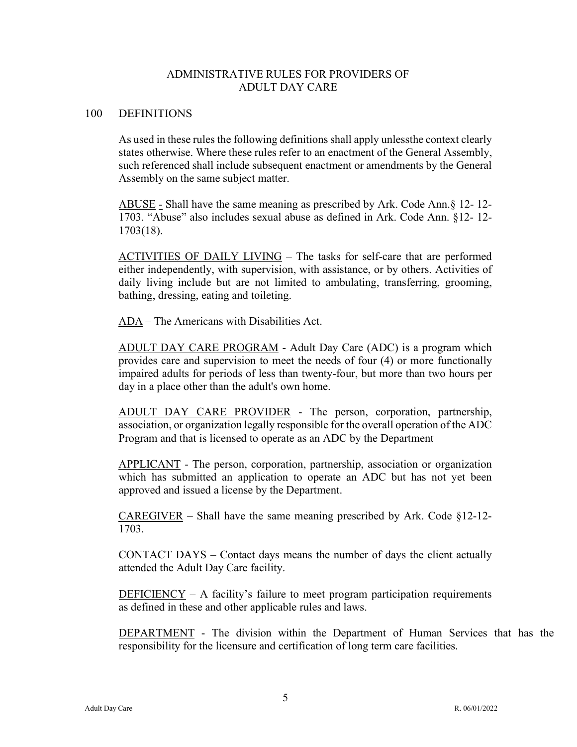# ADMINISTRATIVE RULES FOR PROVIDERS OF ADULT DAY CARE

## 100 DEFINITIONS

As used in these rules the following definitions shall apply unlessthe context clearly states otherwise. Where these rules refer to an enactment of the General Assembly, such referenced shall include subsequent enactment or amendments by the General Assembly on the same subject matter.

<u>ABUSE -</u> Shall have the same meaning as prescribed by Ark. Code Ann.§ 12- 12-1703. "Abuse" also includes sexual abuse as defined in Ark. Code Ann. §12- 12-1703(18).

<u>ACTIVITIES OF DAILY LIVING</u> – The tasks for self-care that are performed either independently, with supervision, with assistance, or by others. Activities of daily living include but are not limited to ambulating, transferring, grooming, bathing, dressing, eating and toileting.

<u>ADA</u> – The Americans with Disabilities Act.

<u>ADULT DAY CARE PROGRAM</u> - Adult Day Care (ADC) is a program which provides care and supervision to meet the needs of four (4) or more functionally impaired adults for periods of less than twenty-four, but more than two hours per day in a place other than the adult's own home.

<u>ADULT DAY CARE PROVIDER</u> - The person, corporation, partnership, association, or organization legally responsible for the overall operation of the ADC Program and that is licensed to operate as an ADC by the Department

<u>APPLICANT</u> - The person, corporation, partnership, association or organization which has submitted an application to operate an ADC but has not yet been approved and issued a license by the Department.

<u>CAREGIVER</u> – Shall have the same meaning prescribed by Ark. Code §12-12-1703.

<u>CONTACT DAYS</u> – Contact days means the number of days the client actually attended the Adult Day Care facility.

<u>DEFICIENCY</u> – A facility's failure to meet program participation requirements as defined in these and other applicable rules and laws.

<u>DEPARTMENT</u> - The division within the Department of Human Services that has the responsibility for the licensure and certification of long term care facilities.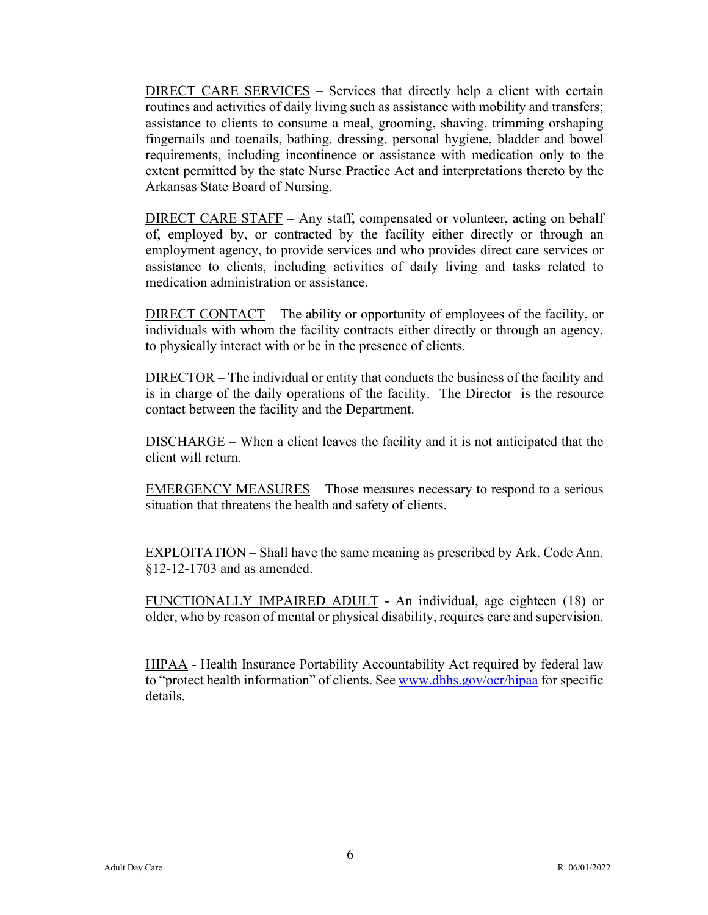<u>DIRECT CARE SERVICES</u> – Services that directly help a client with certain routines and activities of daily living such as assistance with mobility and transfers; assistance to clients to consume a meal, grooming, shaving, trimming orshaping fingernails and toenails, bathing, dressing, personal hygiene, bladder and bowel requirements, including incontinence or assistance with medication only to the extent permitted by the state Nurse Practice Act and interpretations thereto by the Arkansas State Board of Nursing.

<u>DIRECT CARE STAFF</u> – Any staff, compensated or volunteer, acting on behalf of, employed by, or contracted by the facility either directly or through an employment agency, to provide services and who provides direct care services or assistance to clients, including activities of daily living and tasks related to medication administration or assistance.

<u>DIRECT CONTACT</u> – The ability or opportunity of employees of the facility, or individuals with whom the facility contracts either directly or through an agency, to physically interact with or be in the presence of clients.

<u>DIRECTOR</u> – The individual or entity that conducts the business of the facility and is in charge of the daily operations of the facility. The Director is the resource contact between the facility and the Department.

<u>DISCHARGE</u> – When a client leaves the facility and it is not anticipated that the client will return.

<u>EMERGENCY MEASURES</u> – Those measures necessary to respond to a serious situation that threatens the health and safety of clients.

<u>EXPLOITATION</u> – Shall have the same meaning as prescribed by Ark. Code Ann. §12-12-1703 and as amended.

<u>FUNCTIONALLY IMPAIRED ADULT</u> - An individual, age eighteen (18) or older, who by reason of mental or physical disability, requires care and supervision.

<u>HIPAA</u> - Health Insurance Portability Accountability Act required by federal law to "protect health information" of clients. See [www.dhhs.gov/ocr/hipaa](http://www.dhhs.gov/ocr/hipaa) for specific details.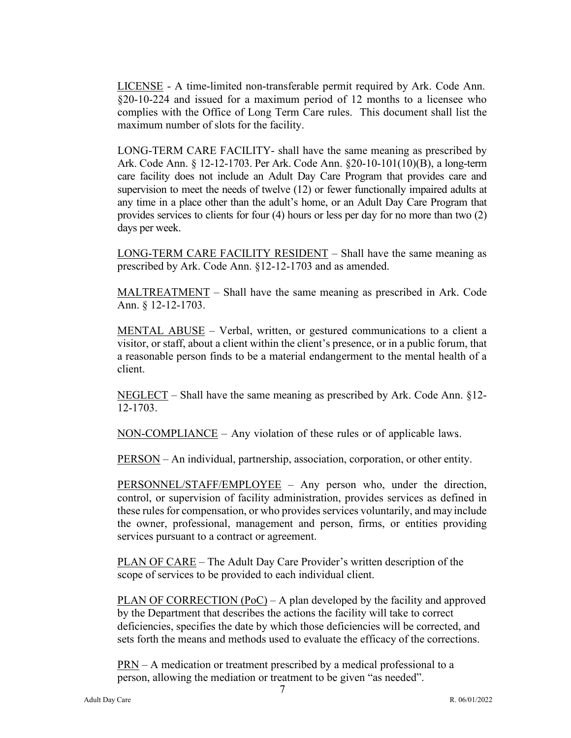<u>LICENSE</u> - A time-limited non-transferable permit required by Ark. Code Ann. §20-10-224 and issued for a maximum period of 12 months to a licensee who complies with the Office of Long Term Care rules. This document shall list the maximum number of slots for the facility.

LONG-TERM CARE FACILITY- shall have the same meaning as prescribed by Ark. Code Ann. § 12-12-1703. Per Ark. Code Ann. §20-10-101(10)(B), a long-term care facility does not include an Adult Day Care Program that provides care and supervision to meet the needs of twelve (12) or fewer functionally impaired adults at any time in a place other than the adult's home, or an Adult Day Care Program that provides services to clients for four (4) hours or less per day for no more than two (2) days per week.

<u>LONG-TERM CARE FACILITY RESIDENT</u> – Shall have the same meaning as prescribed by Ark. Code Ann. §12-12-1703 and as amended.

<u>MALTREATMENT</u> – Shall have the same meaning as prescribed in Ark. Code Ann. § 12-12-1703.

<u>MENTAL ABUSE</u> – Verbal, written, or gestured communications to a client a visitor, or staff, about a client within the client's presence, or in a public forum, that a reasonable person finds to be a material endangerment to the mental health of a client.

<u>NEGLECT</u> – Shall have the same meaning as prescribed by Ark. Code Ann. §12-12-1703.

<u>NON-COMPLIANCE</u> – Any violation of these rules or of applicable laws.

<u>PERSON</u> – An individual, partnership, association, corporation, or other entity.

<u>PERSONNEL/STAFF/EMPLOYEE</u> – Any person who, under the direction, control, or supervision of facility administration, provides services as defined in these rules for compensation, or who provides services voluntarily, and may include the owner, professional, management and person, firms, or entities providing services pursuant to a contract or agreement.

<u>PLAN OF CARE</u> – The Adult Day Care Provider's written description of the scope of services to be provided to each individual client.

<u>PLAN OF CORRECTION (PoC)</u> – A plan developed by the facility and approved by the Department that describes the actions the facility will take to correct deficiencies, specifies the date by which those deficiencies will be corrected, and sets forth the means and methods used to evaluate the efficacy of the corrections.

<u>PRN</u> – A medication or treatment prescribed by a medical professional to a person, allowing the mediation or treatment to be given "as needed".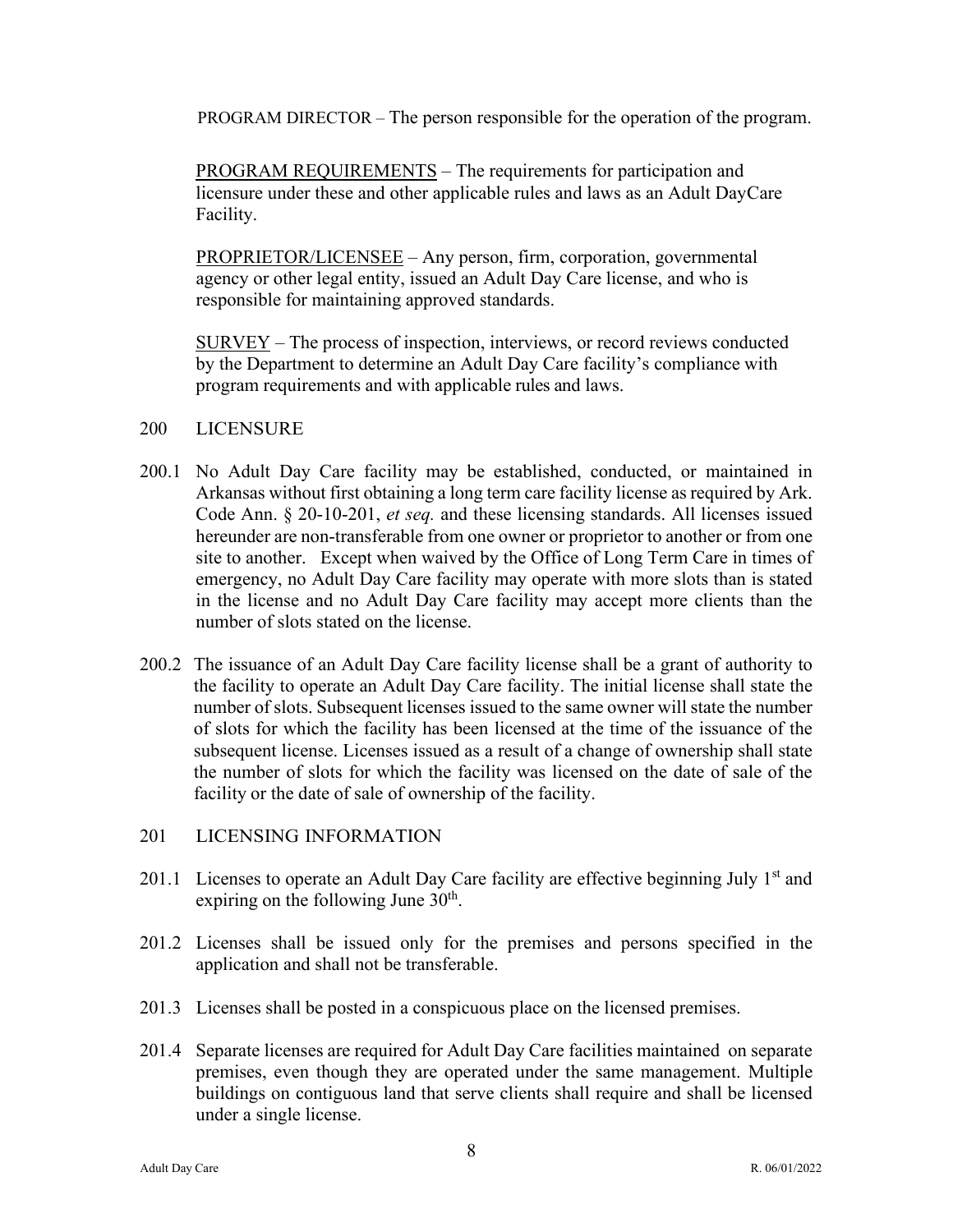PROGRAM DIRECTOR – The person responsible for the operation of the program.

PROGRAM REQUIREMENTS – The requirements for participation and licensure under these and other applicable rules and laws as an Adult DayCare Facility.

PROPRIETOR/LICENSEE – Any person, firm, corporation, governmental agency or other legal entity, issued an Adult Day Care license, and who is responsible for maintaining approved standards.

SURVEY – The process of inspection, interviews, or record reviews conducted by the Department to determine an Adult Day Care facility's compliance with program requirements and with applicable rules and laws.

## 200 LICENSURE

200.1 No Adult Day Care facility may be established, conducted, or maintained in Arkansas without first obtaining a long term care facility license as required by Ark. Code Ann. § 20-10-201, *et seq.* and these licensing standards. All licenses issued hereunder are non-transferable from one owner or proprietor to another or from one site to another. Except when waived by the Office of Long Term Care in times of emergency, no Adult Day Care facility may operate with more slots than is stated in the license and no Adult Day Care facility may accept more clients than the number of slots stated on the license.

200.2 The issuance of an Adult Day Care facility license shall be a grant of authority to the facility to operate an Adult Day Care facility. The initial license shall state the number of slots. Subsequent licenses issued to the same owner will state the number of slots for which the facility has been licensed at the time of the issuance of the subsequent license. Licenses issued as a result of a change of ownership shall state the number of slots for which the facility was licensed on the date of sale of the facility or the date of sale of ownership of the facility.

## 201 LICENSING INFORMATION

201.1 Licenses to operate an Adult Day Care facility are effective beginning July 1st and expiring on the following June 30th.

201.2 Licenses shall be issued only for the premises and persons specified in the application and shall not be transferable.

201.3 Licenses shall be posted in a conspicuous place on the licensed premises.

201.4 Separate licenses are required for Adult Day Care facilities maintained on separate premises, even though they are operated under the same management. Multiple buildings on contiguous land that serve clients shall require and shall be licensed under a single license.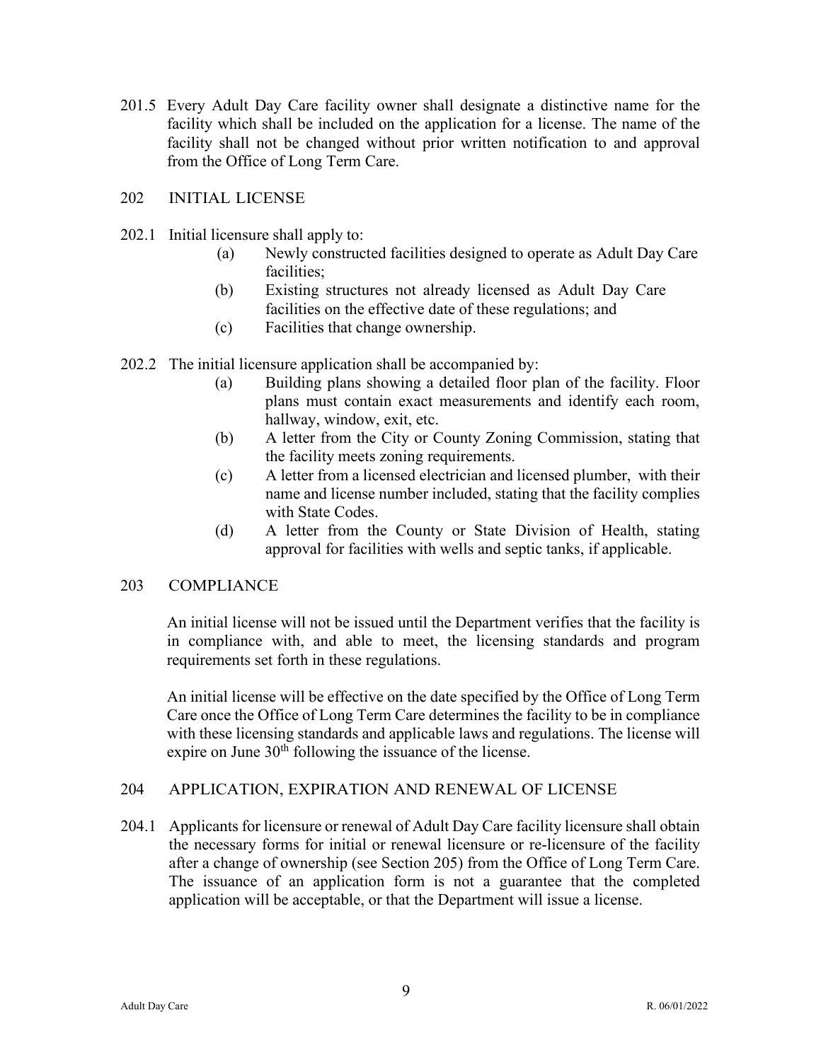201.5 Every Adult Day Care facility owner shall designate a distinctive name for the facility which shall be included on the application for a license. The name of the facility shall not be changed without prior written notification to and approval from the Office of Long Term Care.

## 202 INITIAL LICENSE

202.1 Initial licensure shall apply to:

(a) Newly constructed facilities designed to operate as Adult Day Care facilities;

(b) Existing structures not already licensed as Adult Day Care facilities on the effective date of these regulations; and

(c) Facilities that change ownership.

202.2 The initial licensure application shall be accompanied by:

(a) Building plans showing a detailed floor plan of the facility. Floor plans must contain exact measurements and identify each room, hallway, window, exit, etc.

(b) A letter from the City or County Zoning Commission, stating that the facility meets zoning requirements.

(c) A letter from a licensed electrician and licensed plumber, with their name and license number included, stating that the facility complies with State Codes.

(d) A letter from the County or State Division of Health, stating approval for facilities with wells and septic tanks, if applicable.

## 203 COMPLIANCE

An initial license will not be issued until the Department verifies that the facility is in compliance with, and able to meet, the licensing standards and program requirements set forth in these regulations.

An initial license will be effective on the date specified by the Office of Long Term Care once the Office of Long Term Care determines the facility to be in compliance with these licensing standards and applicable laws and regulations. The license will expire on June 30th following the issuance of the license.

## 204 APPLICATION, EXPIRATION AND RENEWAL OF LICENSE

204.1 Applicants for licensure or renewal of Adult Day Care facility licensure shall obtain the necessary forms for initial or renewal licensure or re-licensure of the facility after a change of ownership (see Section 205) from the Office of Long Term Care. The issuance of an application form is not a guarantee that the completed application will be acceptable, or that the Department will issue a license.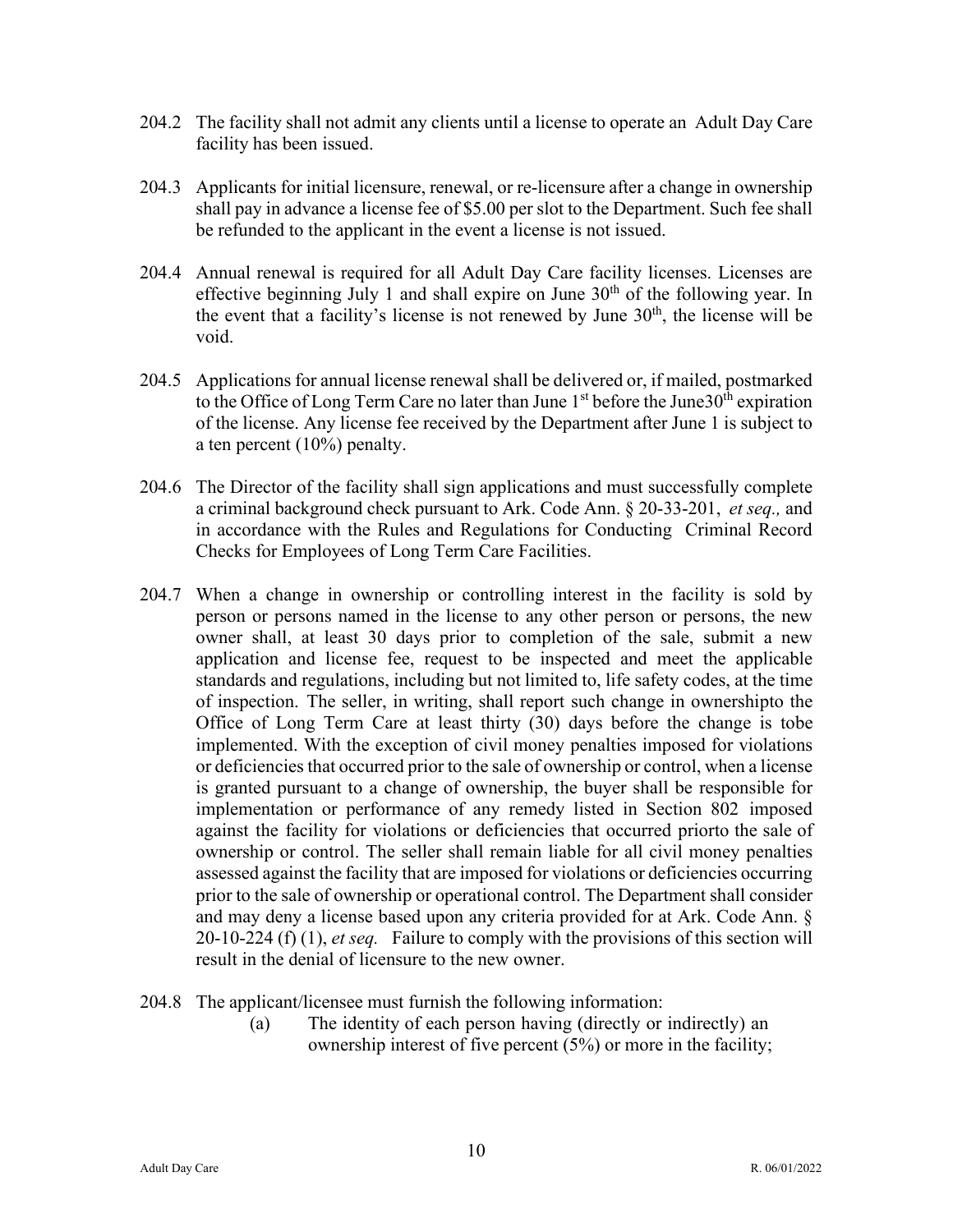204.2 The facility shall not admit any clients until a license to operate an Adult Day Care facility has been issued.

204.3 Applicants for initial licensure, renewal, or re-licensure after a change in ownership shall pay in advance a license fee of $5.00 per slot to the Department. Such fee shall be refunded to the applicant in the event a license is not issued.

204.4 Annual renewal is required for all Adult Day Care facility licenses. Licenses are effective beginning July 1 and shall expire on June 30th of the following year. In the event that a facility's license is not renewed by June 30th, the license will be void.

204.5 Applications for annual license renewal shall be delivered or, if mailed, postmarked to the Office of Long Term Care no later than June 1st before the June30th expiration of the license. Any license fee received by the Department after June 1 is subject to a ten percent (10%) penalty.

204.6 The Director of the facility shall sign applications and must successfully complete a criminal background check pursuant to Ark. Code Ann. § 20-33-201, *et seq.,* and in accordance with the Rules and Regulations for Conducting Criminal Record Checks for Employees of Long Term Care Facilities.

204.7 When a change in ownership or controlling interest in the facility is sold by person or persons named in the license to any other person or persons, the new owner shall, at least 30 days prior to completion of the sale, submit a new application and license fee, request to be inspected and meet the applicable standards and regulations, including but not limited to, life safety codes, at the time of inspection. The seller, in writing, shall report such change in ownershipto the Office of Long Term Care at least thirty (30) days before the change is tobe implemented. With the exception of civil money penalties imposed for violations or deficiencies that occurred prior to the sale of ownership or control, when a license is granted pursuant to a change of ownership, the buyer shall be responsible for implementation or performance of any remedy listed in Section 802 imposed against the facility for violations or deficiencies that occurred priorto the sale of ownership or control. The seller shall remain liable for all civil money penalties assessed against the facility that are imposed for violations or deficiencies occurring prior to the sale of ownership or operational control. The Department shall consider and may deny a license based upon any criteria provided for at Ark. Code Ann. § 20-10-224 (f) (1), *et seq.* Failure to comply with the provisions of this section will result in the denial of licensure to the new owner.

204.8 The applicant/licensee must furnish the following information:

(a) The identity of each person having (directly or indirectly) an ownership interest of five percent (5%) or more in the facility;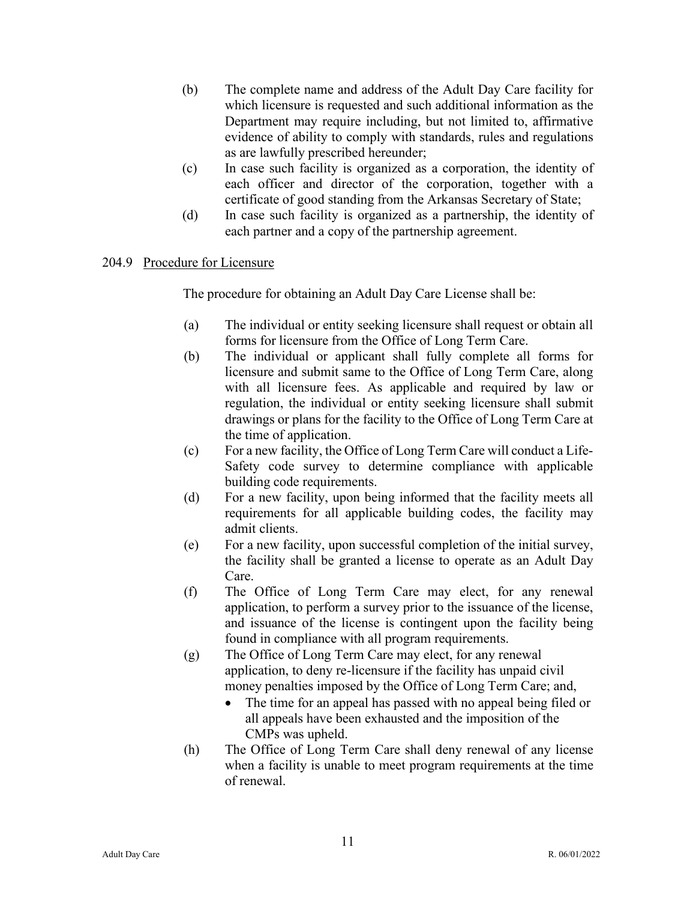(b) The complete name and address of the Adult Day Care facility for which licensure is requested and such additional information as the Department may require including, but not limited to, affirmative evidence of ability to comply with standards, rules and regulations as are lawfully prescribed hereunder;

(c) In case such facility is organized as a corporation, the identity of each officer and director of the corporation, together with a certificate of good standing from the Arkansas Secretary of State;

(d) In case such facility is organized as a partnership, the identity of each partner and a copy of the partnership agreement.

204.9 Procedure for Licensure

The procedure for obtaining an Adult Day Care License shall be:

(a) The individual or entity seeking licensure shall request or obtain all forms for licensure from the Office of Long Term Care.

(b) The individual or applicant shall fully complete all forms for licensure and submit same to the Office of Long Term Care, along with all licensure fees. As applicable and required by law or regulation, the individual or entity seeking licensure shall submit drawings or plans for the facility to the Office of Long Term Care at the time of application.

(c) For a new facility, the Office of Long Term Care will conduct a Life-Safety code survey to determine compliance with applicable building code requirements.

(d) For a new facility, upon being informed that the facility meets all requirements for all applicable building codes, the facility may admit clients.

(e) For a new facility, upon successful completion of the initial survey, the facility shall be granted a license to operate as an Adult Day Care.

(f) The Office of Long Term Care may elect, for any renewal application, to perform a survey prior to the issuance of the license, and issuance of the license is contingent upon the facility being found in compliance with all program requirements.

(g) The Office of Long Term Care may elect, for any renewal application, to deny re-licensure if the facility has unpaid civil money penalties imposed by the Office of Long Term Care; and,

- The time for an appeal has passed with no appeal being filed or all appeals have been exhausted and the imposition of the CMPs was upheld.

(h) The Office of Long Term Care shall deny renewal of any license when a facility is unable to meet program requirements at the time of renewal.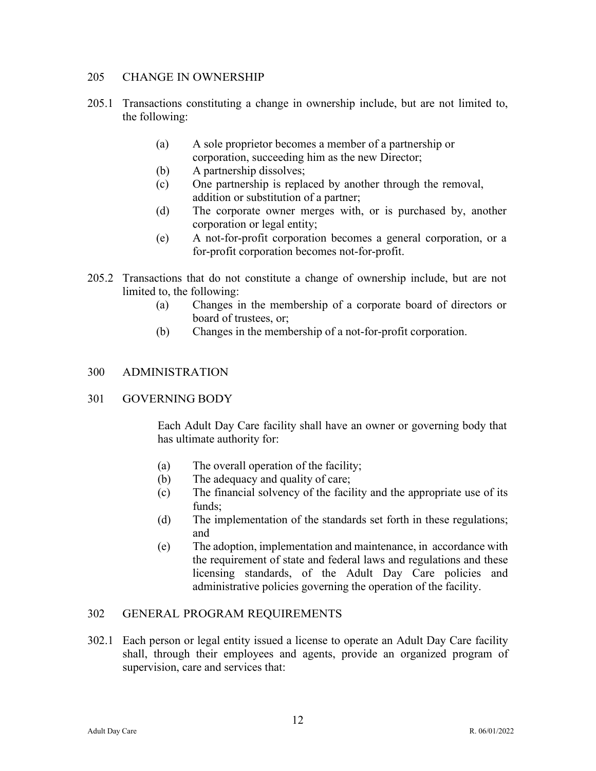## 205 CHANGE IN OWNERSHIP

205.1 Transactions constituting a change in ownership include, but are not limited to, the following:

- (a) A sole proprietor becomes a member of a partnership or corporation, succeeding him as the new Director;
- (b) A partnership dissolves;
- (c) One partnership is replaced by another through the removal, addition or substitution of a partner;
- (d) The corporate owner merges with, or is purchased by, another corporation or legal entity;
- (e) A not-for-profit corporation becomes a general corporation, or a for-profit corporation becomes not-for-profit.

205.2 Transactions that do not constitute a change of ownership include, but are not limited to, the following:

- (a) Changes in the membership of a corporate board of directors or board of trustees, or;
- (b) Changes in the membership of a not-for-profit corporation.

# 300 ADMINISTRATION

## 301 GOVERNING BODY

Each Adult Day Care facility shall have an owner or governing body that has ultimate authority for:

- (a) The overall operation of the facility;
- (b) The adequacy and quality of care;
- (c) The financial solvency of the facility and the appropriate use of its funds;
- (d) The implementation of the standards set forth in these regulations; and
- (e) The adoption, implementation and maintenance, in accordance with the requirement of state and federal laws and regulations and these licensing standards, of the Adult Day Care policies and administrative policies governing the operation of the facility.

## 302 GENERAL PROGRAM REQUIREMENTS

302.1 Each person or legal entity issued a license to operate an Adult Day Care facility shall, through their employees and agents, provide an organized program of supervision, care and services that: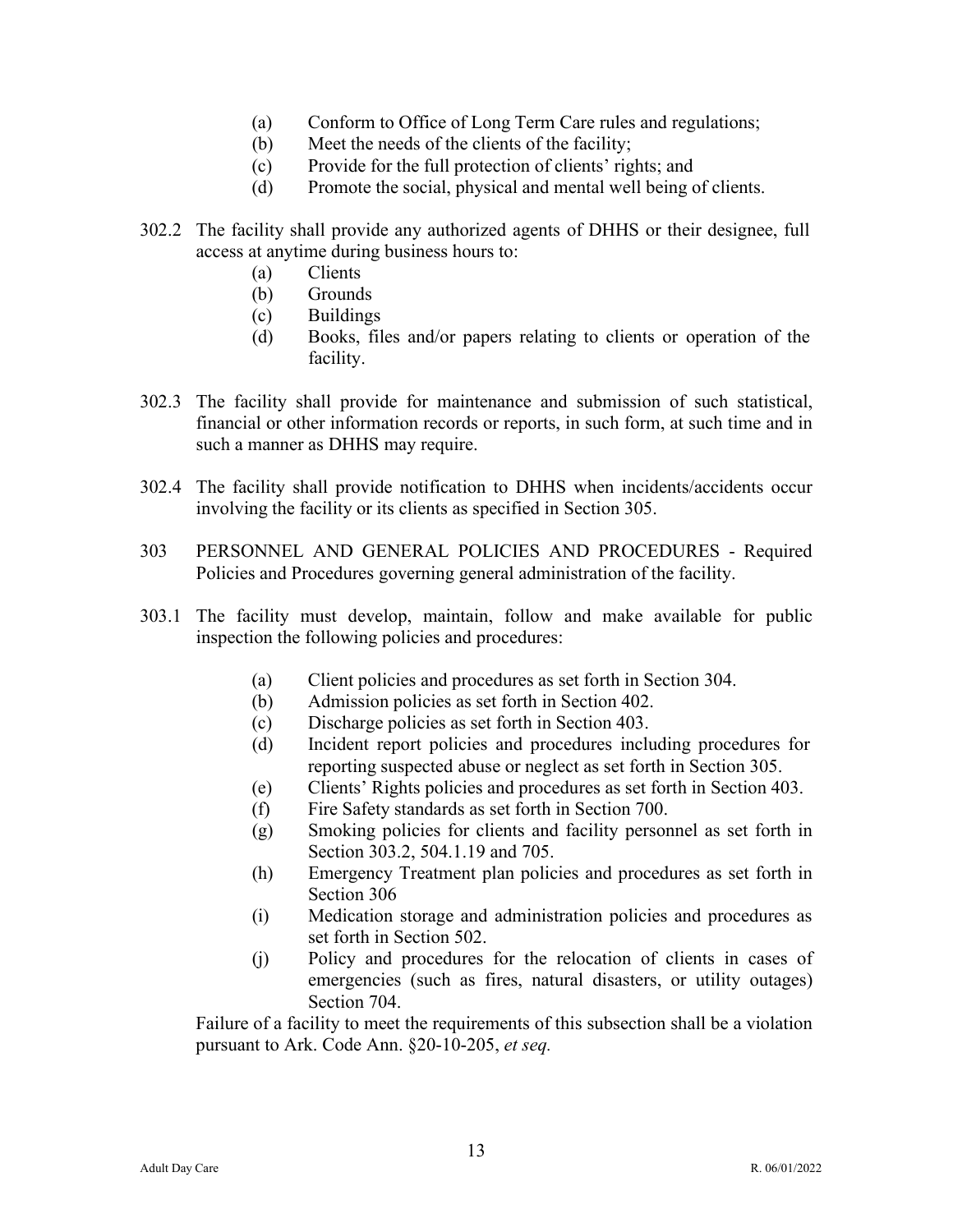(a) Conform to Office of Long Term Care rules and regulations;
(b) Meet the needs of the clients of the facility;
(c) Provide for the full protection of clients' rights; and
(d) Promote the social, physical and mental well being of clients.

302.2 The facility shall provide any authorized agents of DHHS or their designee, full access at anytime during business hours to:

(a) Clients
(b) Grounds
(c) Buildings
(d) Books, files and/or papers relating to clients or operation of the facility.

302.3 The facility shall provide for maintenance and submission of such statistical, financial or other information records or reports, in such form, at such time and in such a manner as DHHS may require.

302.4 The facility shall provide notification to DHHS when incidents/accidents occur involving the facility or its clients as specified in Section 305.

303 PERSONNEL AND GENERAL POLICIES AND PROCEDURES - Required Policies and Procedures governing general administration of the facility.

303.1 The facility must develop, maintain, follow and make available for public inspection the following policies and procedures:

(a) Client policies and procedures as set forth in Section 304.
(b) Admission policies as set forth in Section 402.
(c) Discharge policies as set forth in Section 403.
(d) Incident report policies and procedures including procedures for reporting suspected abuse or neglect as set forth in Section 305.
(e) Clients' Rights policies and procedures as set forth in Section 403.
(f) Fire Safety standards as set forth in Section 700.
(g) Smoking policies for clients and facility personnel as set forth in Section 303.2, 504.1.19 and 705.
(h) Emergency Treatment plan policies and procedures as set forth in Section 306
(i) Medication storage and administration policies and procedures as set forth in Section 502.
(j) Policy and procedures for the relocation of clients in cases of emergencies (such as fires, natural disasters, or utility outages) Section 704.

Failure of a facility to meet the requirements of this subsection shall be a violation pursuant to Ark. Code Ann. §20-10-205, *et seq.*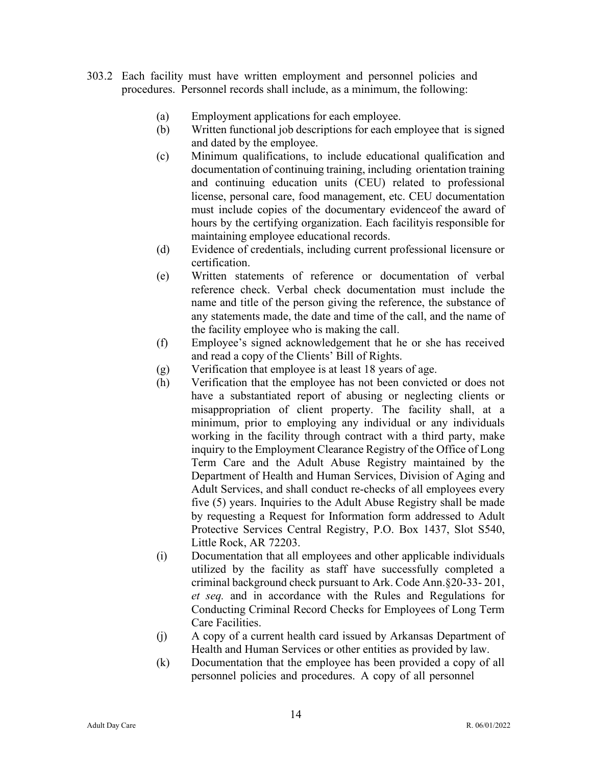303.2 Each facility must have written employment and personnel policies and procedures. Personnel records shall include, as a minimum, the following:

(a) Employment applications for each employee.

(b) Written functional job descriptions for each employee that is signed and dated by the employee.

(c) Minimum qualifications, to include educational qualification and documentation of continuing training, including orientation training and continuing education units (CEU) related to professional license, personal care, food management, etc. CEU documentation must include copies of the documentary evidenceof the award of hours by the certifying organization. Each facilityis responsible for maintaining employee educational records.

(d) Evidence of credentials, including current professional licensure or certification.

(e) Written statements of reference or documentation of verbal reference check. Verbal check documentation must include the name and title of the person giving the reference, the substance of any statements made, the date and time of the call, and the name of the facility employee who is making the call.

(f) Employee's signed acknowledgement that he or she has received and read a copy of the Clients' Bill of Rights.

(g) Verification that employee is at least 18 years of age.

(h) Verification that the employee has not been convicted or does not have a substantiated report of abusing or neglecting clients or misappropriation of client property. The facility shall, at a minimum, prior to employing any individual or any individuals working in the facility through contract with a third party, make inquiry to the Employment Clearance Registry of the Office of Long Term Care and the Adult Abuse Registry maintained by the Department of Health and Human Services, Division of Aging and Adult Services, and shall conduct re-checks of all employees every five (5) years. Inquiries to the Adult Abuse Registry shall be made by requesting a Request for Information form addressed to Adult Protective Services Central Registry, P.O. Box 1437, Slot S540, Little Rock, AR 72203.

(i) Documentation that all employees and other applicable individuals utilized by the facility as staff have successfully completed a criminal background check pursuant to Ark. Code Ann.§20-33- 201, *et seq.* and in accordance with the Rules and Regulations for Conducting Criminal Record Checks for Employees of Long Term Care Facilities.

(j) A copy of a current health card issued by Arkansas Department of Health and Human Services or other entities as provided by law.

(k) Documentation that the employee has been provided a copy of all personnel policies and procedures. A copy of all personnel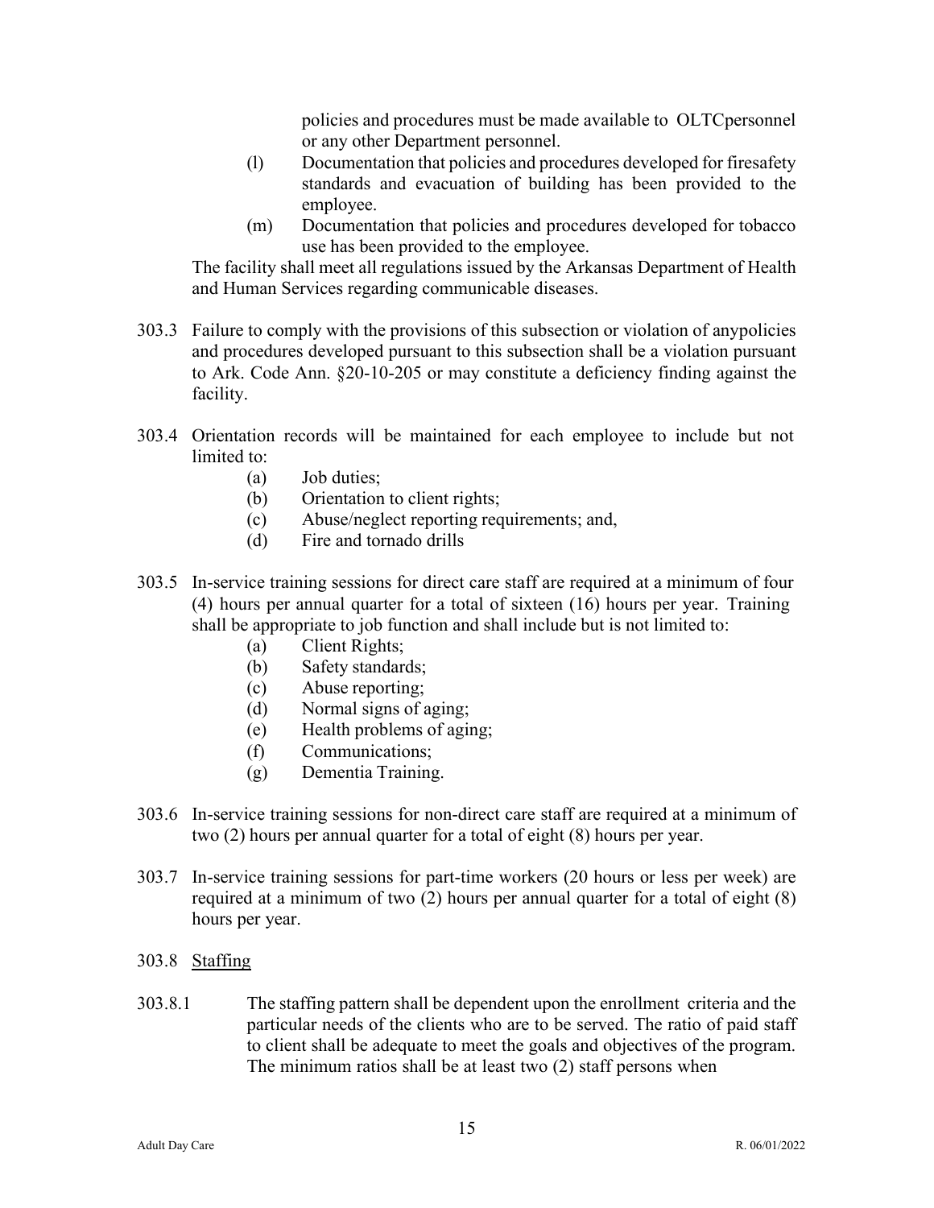policies and procedures must be made available to OLTCpersonnel or any other Department personnel.

(l) Documentation that policies and procedures developed for firesafety standards and evacuation of building has been provided to the employee.

(m) Documentation that policies and procedures developed for tobacco use has been provided to the employee.

The facility shall meet all regulations issued by the Arkansas Department of Health and Human Services regarding communicable diseases.

303.3 Failure to comply with the provisions of this subsection or violation of anypolicies and procedures developed pursuant to this subsection shall be a violation pursuant to Ark. Code Ann. §20-10-205 or may constitute a deficiency finding against the facility.

303.4 Orientation records will be maintained for each employee to include but not limited to:

- (a) Job duties;
- (b) Orientation to client rights;
- (c) Abuse/neglect reporting requirements; and,
- (d) Fire and tornado drills

303.5 In-service training sessions for direct care staff are required at a minimum of four (4) hours per annual quarter for a total of sixteen (16) hours per year. Training shall be appropriate to job function and shall include but is not limited to:

- (a) Client Rights;
- (b) Safety standards;
- (c) Abuse reporting;
- (d) Normal signs of aging;
- (e) Health problems of aging;
- (f) Communications;
- (g) Dementia Training.

303.6 In-service training sessions for non-direct care staff are required at a minimum of two (2) hours per annual quarter for a total of eight (8) hours per year.

303.7 In-service training sessions for part-time workers (20 hours or less per week) are required at a minimum of two (2) hours per annual quarter for a total of eight (8) hours per year.

303.8 Staffing

303.8.1 The staffing pattern shall be dependent upon the enrollment criteria and the particular needs of the clients who are to be served. The ratio of paid staff to client shall be adequate to meet the goals and objectives of the program. The minimum ratios shall be at least two (2) staff persons when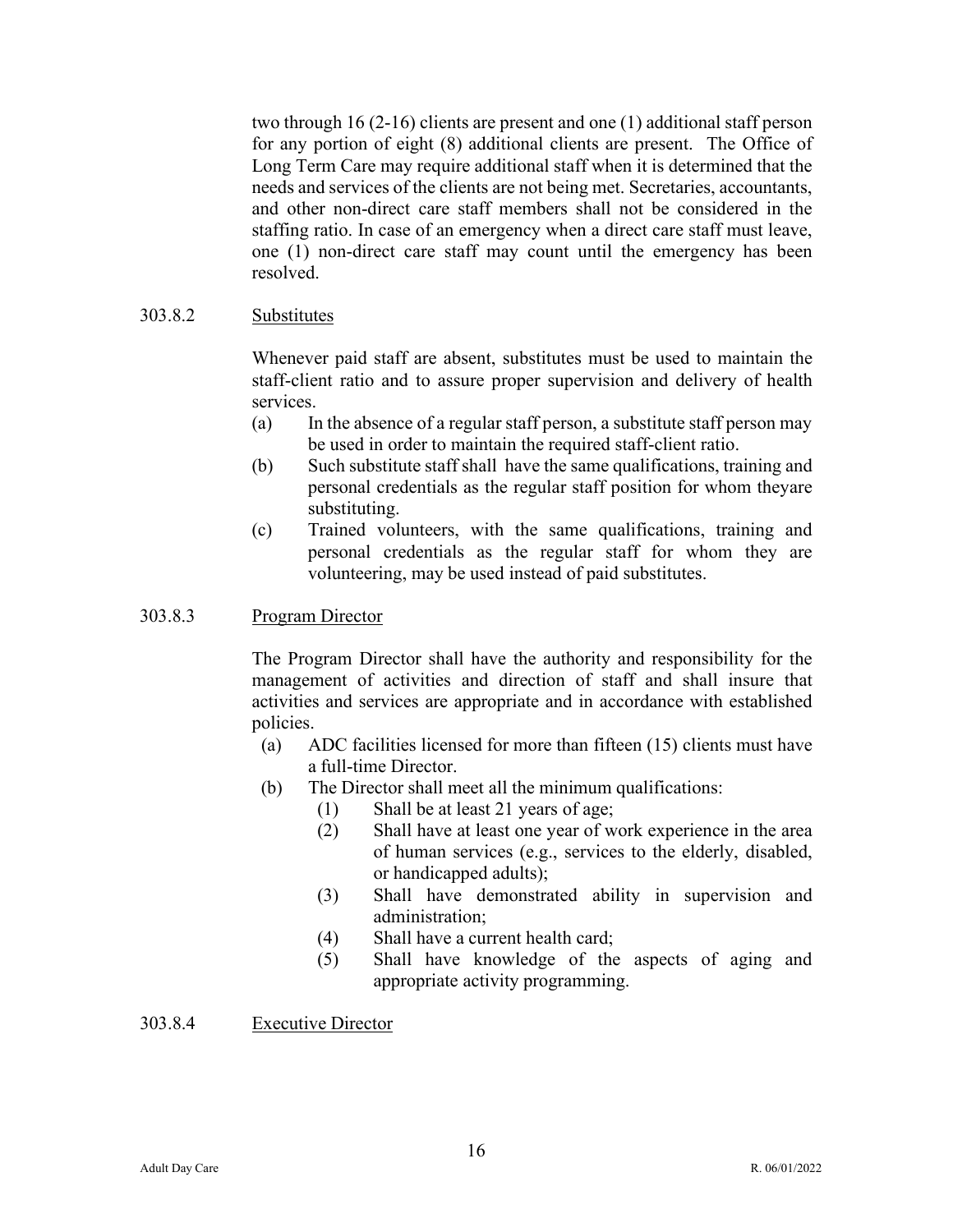two through 16 (2-16) clients are present and one (1) additional staff person for any portion of eight (8) additional clients are present. The Office of Long Term Care may require additional staff when it is determined that the needs and services of the clients are not being met. Secretaries, accountants, and other non-direct care staff members shall not be considered in the staffing ratio. In case of an emergency when a direct care staff must leave, one (1) non-direct care staff may count until the emergency has been resolved.

303.8.2 Substitutes

Whenever paid staff are absent, substitutes must be used to maintain the staff-client ratio and to assure proper supervision and delivery of health services.

(a) In the absence of a regular staff person, a substitute staff person may be used in order to maintain the required staff-client ratio.

(b) Such substitute staff shall have the same qualifications, training and personal credentials as the regular staff position for whom theyare substituting.

(c) Trained volunteers, with the same qualifications, training and personal credentials as the regular staff for whom they are volunteering, may be used instead of paid substitutes.

303.8.3 Program Director

The Program Director shall have the authority and responsibility for the management of activities and direction of staff and shall insure that activities and services are appropriate and in accordance with established policies.

(a) ADC facilities licensed for more than fifteen (15) clients must have a full-time Director.

(b) The Director shall meet all the minimum qualifications:

(1) Shall be at least 21 years of age;

(2) Shall have at least one year of work experience in the area of human services (e.g., services to the elderly, disabled, or handicapped adults);

(3) Shall have demonstrated ability in supervision and administration;

(4) Shall have a current health card;

(5) Shall have knowledge of the aspects of aging and appropriate activity programming.

303.8.4 Executive Director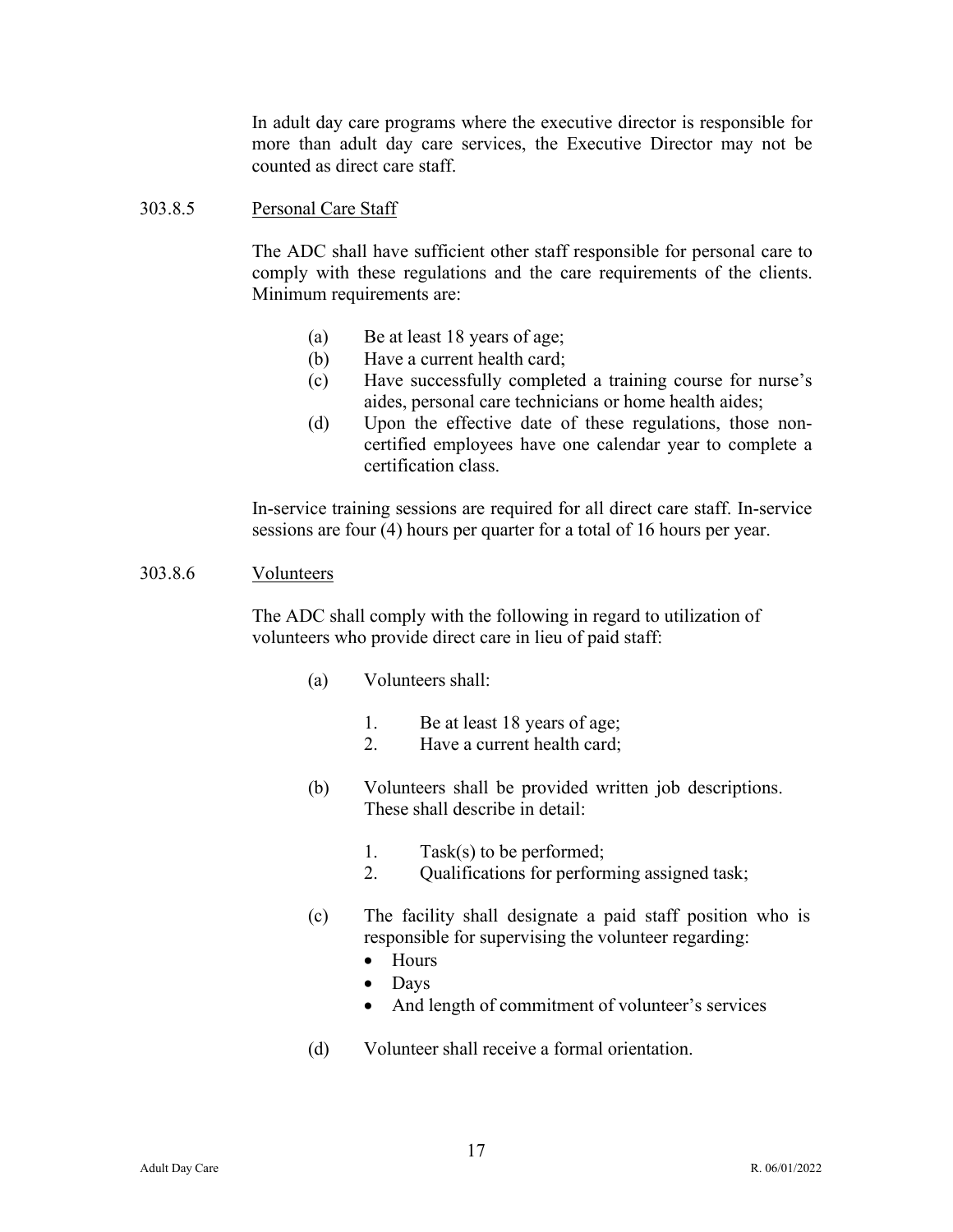In adult day care programs where the executive director is responsible for more than adult day care services, the Executive Director may not be counted as direct care staff.

### 303.8.5 Personal Care Staff

The ADC shall have sufficient other staff responsible for personal care to comply with these regulations and the care requirements of the clients. Minimum requirements are:

(a) Be at least 18 years of age;
(b) Have a current health card;
(c) Have successfully completed a training course for nurse's aides, personal care technicians or home health aides;
(d) Upon the effective date of these regulations, those non-certified employees have one calendar year to complete a certification class.

In-service training sessions are required for all direct care staff. In-service sessions are four (4) hours per quarter for a total of 16 hours per year.

### 303.8.6 Volunteers

The ADC shall comply with the following in regard to utilization of volunteers who provide direct care in lieu of paid staff:

(a) Volunteers shall:

1. Be at least 18 years of age;
2. Have a current health card;

(b) Volunteers shall be provided written job descriptions. These shall describe in detail:

1. Task(s) to be performed;
2. Qualifications for performing assigned task;

(c) The facility shall designate a paid staff position who is responsible for supervising the volunteer regarding:

- Hours
- Days
- And length of commitment of volunteer's services

(d) Volunteer shall receive a formal orientation.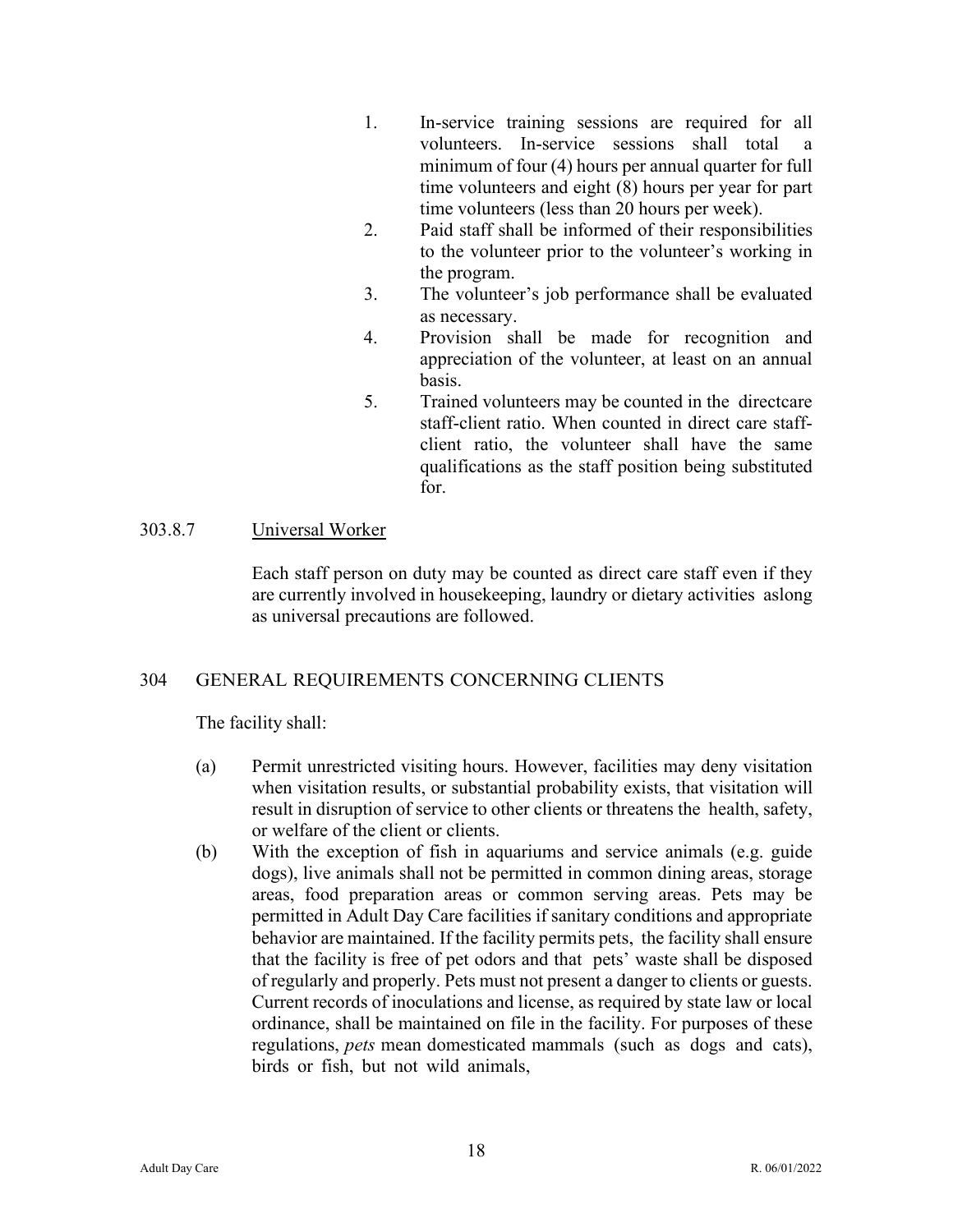1. In-service training sessions are required for all volunteers. In-service sessions shall total a minimum of four (4) hours per annual quarter for full time volunteers and eight (8) hours per year for part time volunteers (less than 20 hours per week).
2. Paid staff shall be informed of their responsibilities to the volunteer prior to the volunteer's working in the program.
3. The volunteer's job performance shall be evaluated as necessary.
4. Provision shall be made for recognition and appreciation of the volunteer, at least on an annual basis.
5. Trained volunteers may be counted in the directcare staff-client ratio. When counted in direct care staff-client ratio, the volunteer shall have the same qualifications as the staff position being substituted for.

303.8.7 Universal Worker

Each staff person on duty may be counted as direct care staff even if they are currently involved in housekeeping, laundry or dietary activities aslong as universal precautions are followed.

## 304 GENERAL REQUIREMENTS CONCERNING CLIENTS

The facility shall:

(a) Permit unrestricted visiting hours. However, facilities may deny visitation when visitation results, or substantial probability exists, that visitation will result in disruption of service to other clients or threatens the health, safety, or welfare of the client or clients.

(b) With the exception of fish in aquariums and service animals (e.g. guide dogs), live animals shall not be permitted in common dining areas, storage areas, food preparation areas or common serving areas. Pets may be permitted in Adult Day Care facilities if sanitary conditions and appropriate behavior are maintained. If the facility permits pets, the facility shall ensure that the facility is free of pet odors and that pets' waste shall be disposed of regularly and properly. Pets must not present a danger to clients or guests. Current records of inoculations and license, as required by state law or local ordinance, shall be maintained on file in the facility. For purposes of these regulations, *pets* mean domesticated mammals (such as dogs and cats), birds or fish, but not wild animals,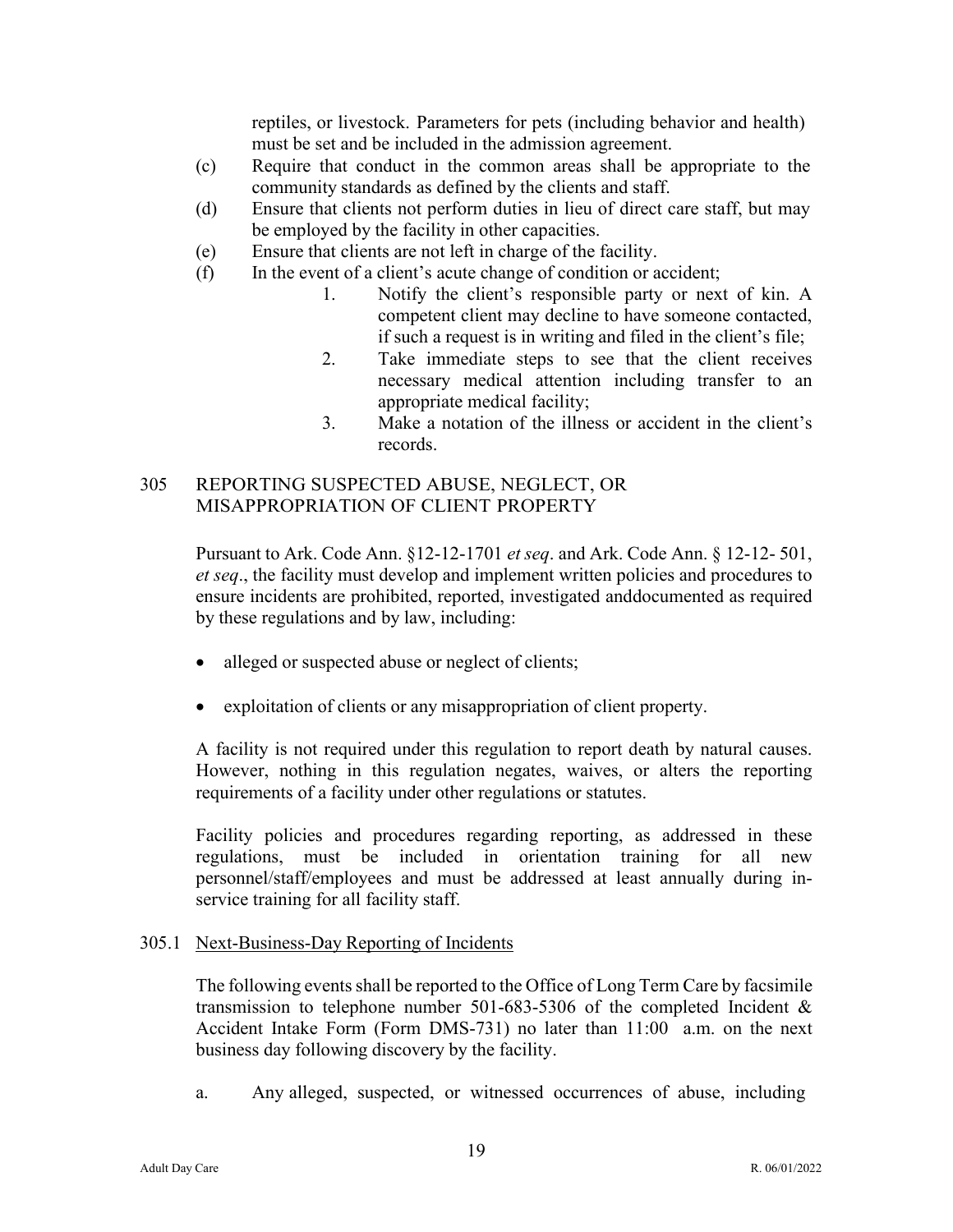reptiles, or livestock. Parameters for pets (including behavior and health) must be set and be included in the admission agreement.

(c) Require that conduct in the common areas shall be appropriate to the community standards as defined by the clients and staff.

(d) Ensure that clients not perform duties in lieu of direct care staff, but may be employed by the facility in other capacities.

(e) Ensure that clients are not left in charge of the facility.

(f) In the event of a client's acute change of condition or accident;

1. Notify the client's responsible party or next of kin. A competent client may decline to have someone contacted, if such a request is in writing and filed in the client's file;
2. Take immediate steps to see that the client receives necessary medical attention including transfer to an appropriate medical facility;
3. Make a notation of the illness or accident in the client's records.

## 305 REPORTING SUSPECTED ABUSE, NEGLECT, OR MISAPPROPRIATION OF CLIENT PROPERTY

Pursuant to Ark. Code Ann. §12-12-1701 *et seq*. and Ark. Code Ann. § 12-12- 501, *et seq*., the facility must develop and implement written policies and procedures to ensure incidents are prohibited, reported, investigated anddocumented as required by these regulations and by law, including:

- alleged or suspected abuse or neglect of clients;
- exploitation of clients or any misappropriation of client property.

A facility is not required under this regulation to report death by natural causes. However, nothing in this regulation negates, waives, or alters the reporting requirements of a facility under other regulations or statutes.

Facility policies and procedures regarding reporting, as addressed in these regulations, must be included in orientation training for all new personnel/staff/employees and must be addressed at least annually during in-service training for all facility staff.

### 305.1 Next-Business-Day Reporting of Incidents

The following events shall be reported to the Office of Long Term Care by facsimile transmission to telephone number 501-683-5306 of the completed Incident & Accident Intake Form (Form DMS-731) no later than 11:00 a.m. on the next business day following discovery by the facility.

a. Any alleged, suspected, or witnessed occurrences of abuse, including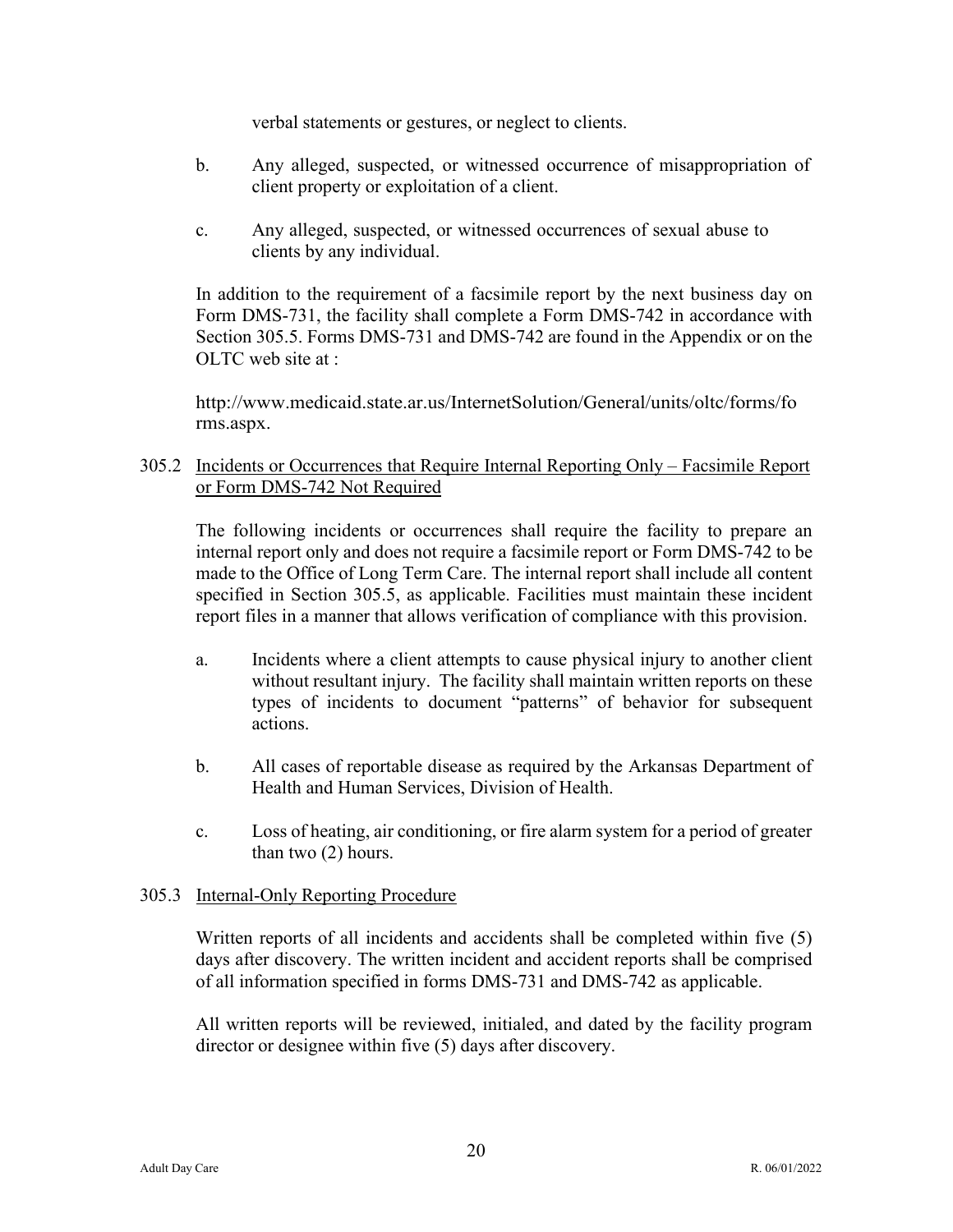verbal statements or gestures, or neglect to clients.

b. Any alleged, suspected, or witnessed occurrence of misappropriation of client property or exploitation of a client.

c. Any alleged, suspected, or witnessed occurrences of sexual abuse to clients by any individual.

In addition to the requirement of a facsimile report by the next business day on Form DMS-731, the facility shall complete a Form DMS-742 in accordance with Section 305.5. Forms DMS-731 and DMS-742 are found in the Appendix or on the OLTC web site at :

http://www.medicaid.state.ar.us/InternetSolution/General/units/oltc/forms/forms.aspx.

305.2 <u>Incidents or Occurrences that Require Internal Reporting Only – Facsimile Report or Form DMS-742 Not Required</u>

The following incidents or occurrences shall require the facility to prepare an internal report only and does not require a facsimile report or Form DMS-742 to be made to the Office of Long Term Care. The internal report shall include all content specified in Section 305.5, as applicable. Facilities must maintain these incident report files in a manner that allows verification of compliance with this provision.

a. Incidents where a client attempts to cause physical injury to another client without resultant injury. The facility shall maintain written reports on these types of incidents to document "patterns" of behavior for subsequent actions.

b. All cases of reportable disease as required by the Arkansas Department of Health and Human Services, Division of Health.

c. Loss of heating, air conditioning, or fire alarm system for a period of greater than two (2) hours.

305.3 <u>Internal-Only Reporting Procedure</u>

Written reports of all incidents and accidents shall be completed within five (5) days after discovery. The written incident and accident reports shall be comprised of all information specified in forms DMS-731 and DMS-742 as applicable.

All written reports will be reviewed, initialed, and dated by the facility program director or designee within five (5) days after discovery.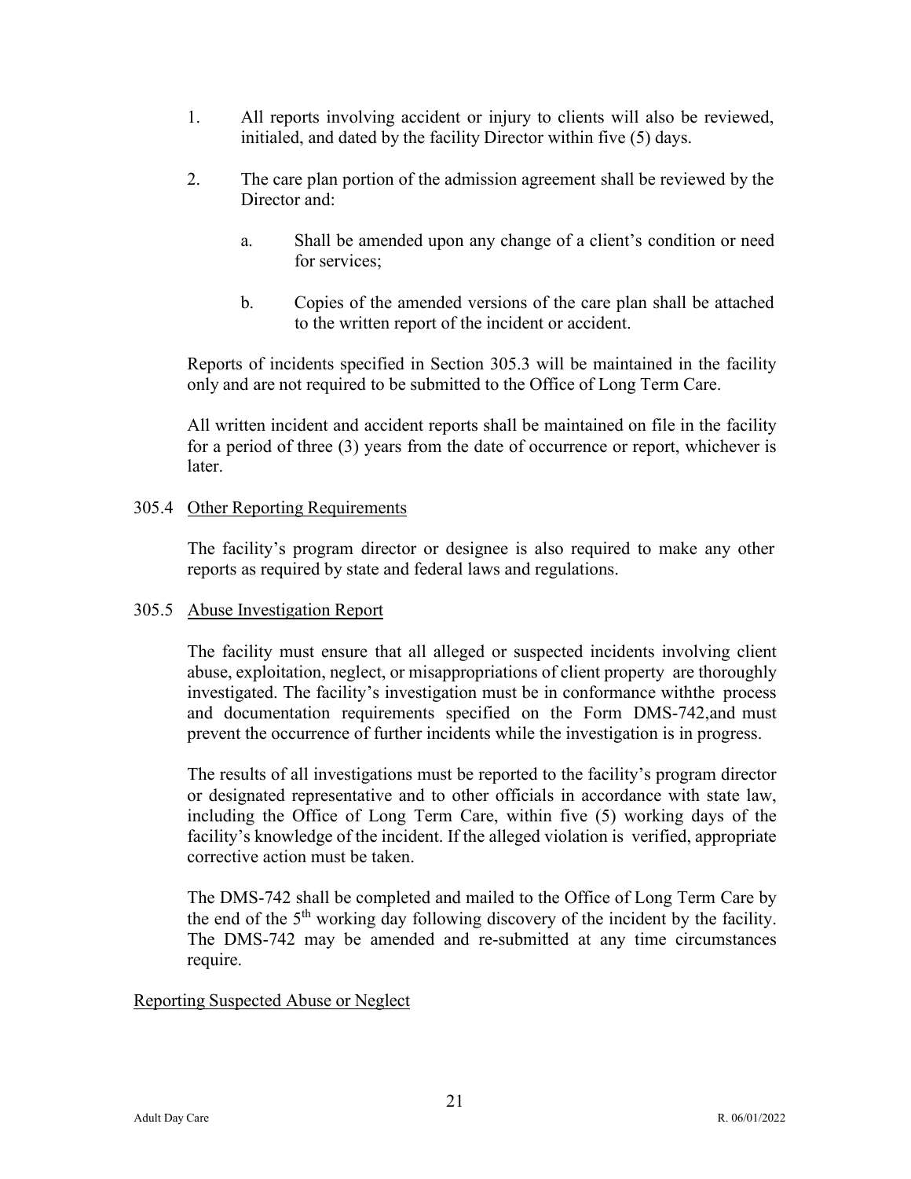1. All reports involving accident or injury to clients will also be reviewed, initialed, and dated by the facility Director within five (5) days.

2. The care plan portion of the admission agreement shall be reviewed by the Director and:

   a. Shall be amended upon any change of a client's condition or need for services;

   b. Copies of the amended versions of the care plan shall be attached to the written report of the incident or accident.

Reports of incidents specified in Section 305.3 will be maintained in the facility only and are not required to be submitted to the Office of Long Term Care.

All written incident and accident reports shall be maintained on file in the facility for a period of three (3) years from the date of occurrence or report, whichever is later.

305.4 <u>Other Reporting Requirements</u>

The facility's program director or designee is also required to make any other reports as required by state and federal laws and regulations.

305.5 <u>Abuse Investigation Report</u>

The facility must ensure that all alleged or suspected incidents involving client abuse, exploitation, neglect, or misappropriations of client property are thoroughly investigated. The facility's investigation must be in conformance withthe process and documentation requirements specified on the Form DMS-742,and must prevent the occurrence of further incidents while the investigation is in progress.

The results of all investigations must be reported to the facility's program director or designated representative and to other officials in accordance with state law, including the Office of Long Term Care, within five (5) working days of the facility's knowledge of the incident. If the alleged violation is verified, appropriate corrective action must be taken.

The DMS-742 shall be completed and mailed to the Office of Long Term Care by the end of the 5th working day following discovery of the incident by the facility. The DMS-742 may be amended and re-submitted at any time circumstances require.

<u>Reporting Suspected Abuse or Neglect</u>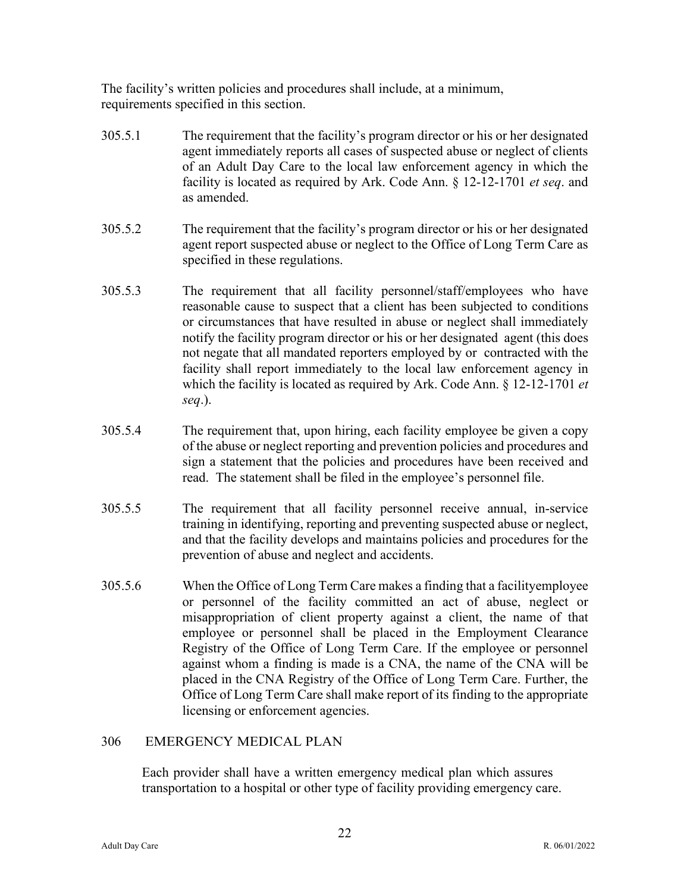The facility's written policies and procedures shall include, at a minimum, requirements specified in this section.

305.5.1 The requirement that the facility's program director or his or her designated agent immediately reports all cases of suspected abuse or neglect of clients of an Adult Day Care to the local law enforcement agency in which the facility is located as required by Ark. Code Ann. § 12-12-1701 *et seq*. and as amended.

305.5.2 The requirement that the facility's program director or his or her designated agent report suspected abuse or neglect to the Office of Long Term Care as specified in these regulations.

305.5.3 The requirement that all facility personnel/staff/employees who have reasonable cause to suspect that a client has been subjected to conditions or circumstances that have resulted in abuse or neglect shall immediately notify the facility program director or his or her designated agent (this does not negate that all mandated reporters employed by or contracted with the facility shall report immediately to the local law enforcement agency in which the facility is located as required by Ark. Code Ann. § 12-12-1701 *et seq*.).

305.5.4 The requirement that, upon hiring, each facility employee be given a copy of the abuse or neglect reporting and prevention policies and procedures and sign a statement that the policies and procedures have been received and read. The statement shall be filed in the employee's personnel file.

305.5.5 The requirement that all facility personnel receive annual, in-service training in identifying, reporting and preventing suspected abuse or neglect, and that the facility develops and maintains policies and procedures for the prevention of abuse and neglect and accidents.

305.5.6 When the Office of Long Term Care makes a finding that a facilityemployee or personnel of the facility committed an act of abuse, neglect or misappropriation of client property against a client, the name of that employee or personnel shall be placed in the Employment Clearance Registry of the Office of Long Term Care. If the employee or personnel against whom a finding is made is a CNA, the name of the CNA will be placed in the CNA Registry of the Office of Long Term Care. Further, the Office of Long Term Care shall make report of its finding to the appropriate licensing or enforcement agencies.

## 306 EMERGENCY MEDICAL PLAN

Each provider shall have a written emergency medical plan which assures transportation to a hospital or other type of facility providing emergency care.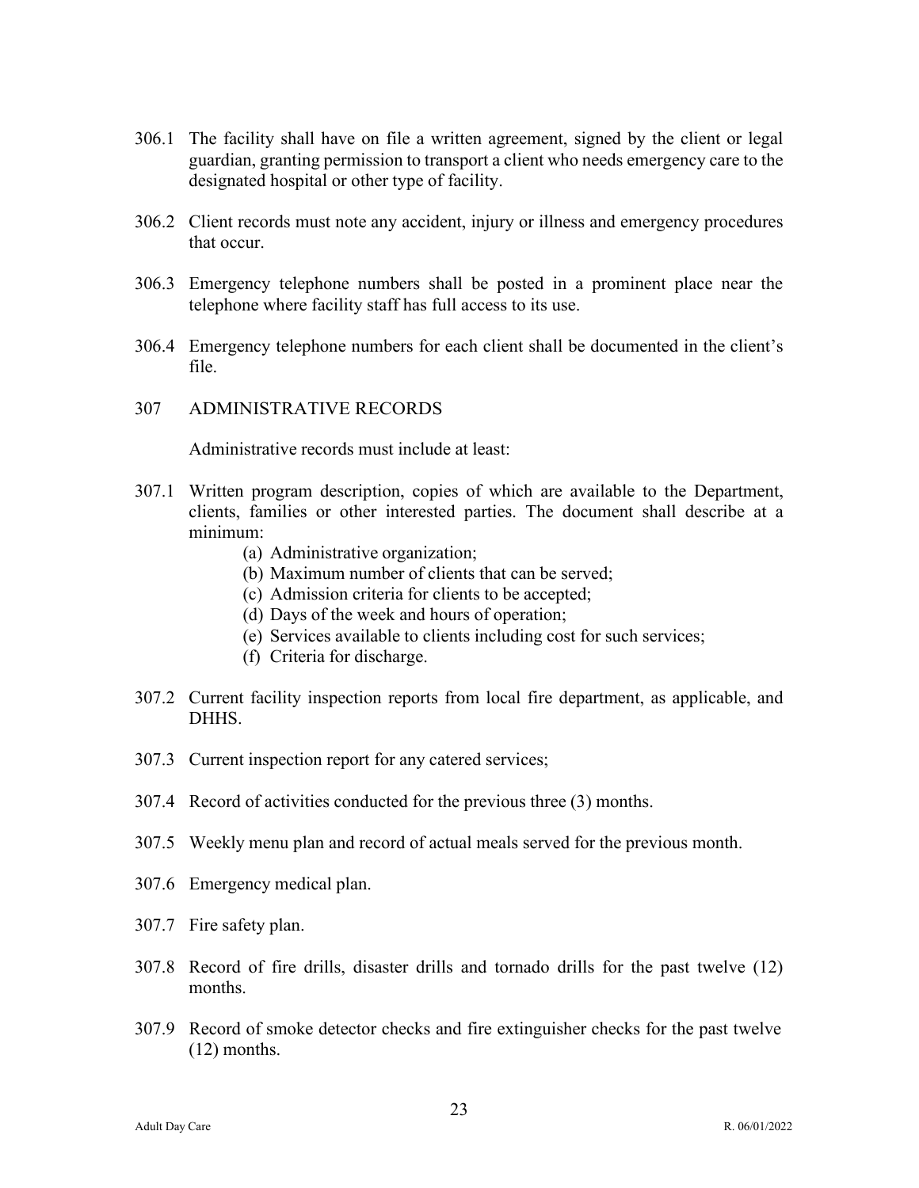306.1 The facility shall have on file a written agreement, signed by the client or legal guardian, granting permission to transport a client who needs emergency care to the designated hospital or other type of facility.

306.2 Client records must note any accident, injury or illness and emergency procedures that occur.

306.3 Emergency telephone numbers shall be posted in a prominent place near the telephone where facility staff has full access to its use.

306.4 Emergency telephone numbers for each client shall be documented in the client's file.

## 307 ADMINISTRATIVE RECORDS

Administrative records must include at least:

307.1 Written program description, copies of which are available to the Department, clients, families or other interested parties. The document shall describe at a minimum:

- (a) Administrative organization;
- (b) Maximum number of clients that can be served;
- (c) Admission criteria for clients to be accepted;
- (d) Days of the week and hours of operation;
- (e) Services available to clients including cost for such services;
- (f) Criteria for discharge.

307.2 Current facility inspection reports from local fire department, as applicable, and DHHS.

307.3 Current inspection report for any catered services;

307.4 Record of activities conducted for the previous three (3) months.

307.5 Weekly menu plan and record of actual meals served for the previous month.

307.6 Emergency medical plan.

307.7 Fire safety plan.

307.8 Record of fire drills, disaster drills and tornado drills for the past twelve (12) months.

307.9 Record of smoke detector checks and fire extinguisher checks for the past twelve (12) months.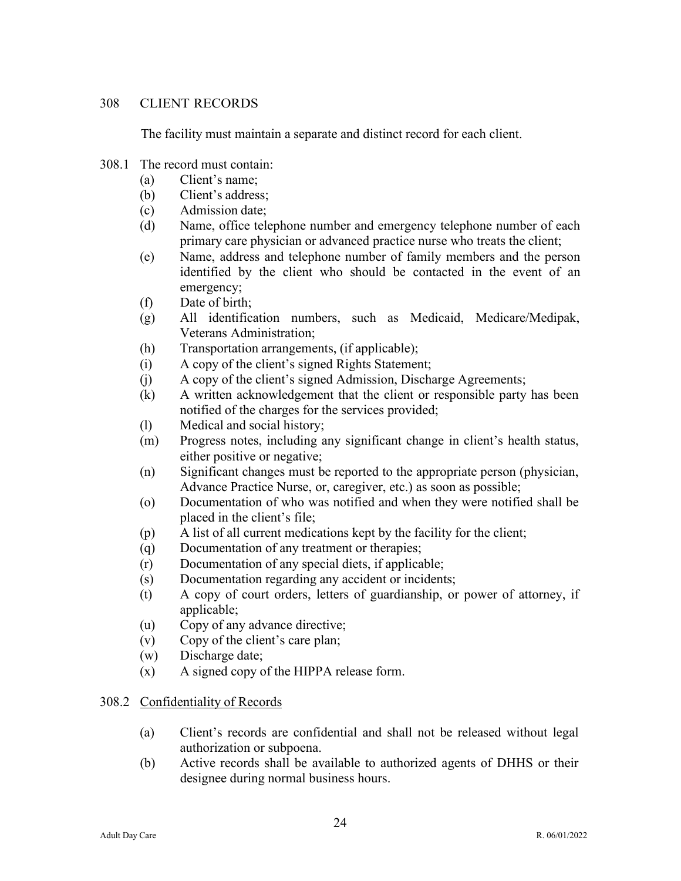## 308 CLIENT RECORDS

The facility must maintain a separate and distinct record for each client.

308.1 The record must contain:

- (a) Client's name;
- (b) Client's address;
- (c) Admission date;
- (d) Name, office telephone number and emergency telephone number of each primary care physician or advanced practice nurse who treats the client;
- (e) Name, address and telephone number of family members and the person identified by the client who should be contacted in the event of an emergency;
- (f) Date of birth;
- (g) All identification numbers, such as Medicaid, Medicare/Medipak, Veterans Administration;
- (h) Transportation arrangements, (if applicable);
- (i) A copy of the client's signed Rights Statement;
- (j) A copy of the client's signed Admission, Discharge Agreements;
- (k) A written acknowledgement that the client or responsible party has been notified of the charges for the services provided;
- (l) Medical and social history;
- (m) Progress notes, including any significant change in client's health status, either positive or negative;
- (n) Significant changes must be reported to the appropriate person (physician, Advance Practice Nurse, or, caregiver, etc.) as soon as possible;
- (o) Documentation of who was notified and when they were notified shall be placed in the client's file;
- (p) A list of all current medications kept by the facility for the client;
- (q) Documentation of any treatment or therapies;
- (r) Documentation of any special diets, if applicable;
- (s) Documentation regarding any accident or incidents;
- (t) A copy of court orders, letters of guardianship, or power of attorney, if applicable;
- (u) Copy of any advance directive;
- (v) Copy of the client's care plan;
- (w) Discharge date;
- (x) A signed copy of the HIPPA release form.

308.2 <u>Confidentiality of Records</u>

- (a) Client's records are confidential and shall not be released without legal authorization or subpoena.
- (b) Active records shall be available to authorized agents of DHHS or their designee during normal business hours.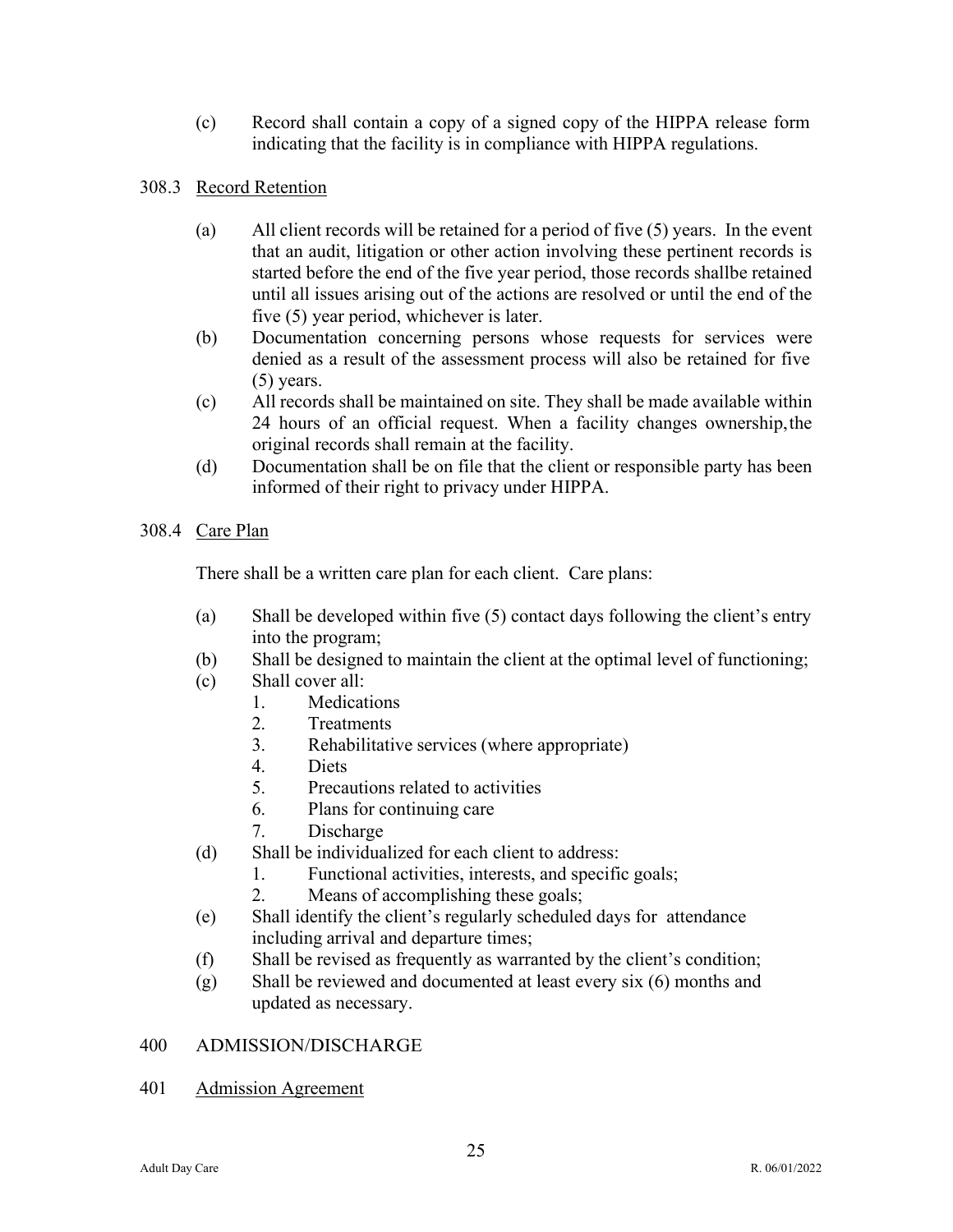(c) Record shall contain a copy of a signed copy of the HIPPA release form indicating that the facility is in compliance with HIPPA regulations.

### 308.3 Record Retention

(a) All client records will be retained for a period of five (5) years. In the event that an audit, litigation or other action involving these pertinent records is started before the end of the five year period, those records shallbe retained until all issues arising out of the actions are resolved or until the end of the five (5) year period, whichever is later.

(b) Documentation concerning persons whose requests for services were denied as a result of the assessment process will also be retained for five (5) years.

(c) All records shall be maintained on site. They shall be made available within 24 hours of an official request. When a facility changes ownership,the original records shall remain at the facility.

(d) Documentation shall be on file that the client or responsible party has been informed of their right to privacy under HIPPA.

### 308.4 Care Plan

There shall be a written care plan for each client. Care plans:

(a) Shall be developed within five (5) contact days following the client's entry into the program;

(b) Shall be designed to maintain the client at the optimal level of functioning;

(c) Shall cover all:
   1. Medications
   2. Treatments
   3. Rehabilitative services (where appropriate)
   4. Diets
   5. Precautions related to activities
   6. Plans for continuing care
   7. Discharge

(d) Shall be individualized for each client to address:
   1. Functional activities, interests, and specific goals;
   2. Means of accomplishing these goals;

(e) Shall identify the client's regularly scheduled days for attendance including arrival and departure times;

(f) Shall be revised as frequently as warranted by the client's condition;

(g) Shall be reviewed and documented at least every six (6) months and updated as necessary.

## 400 ADMISSION/DISCHARGE

### 401 Admission Agreement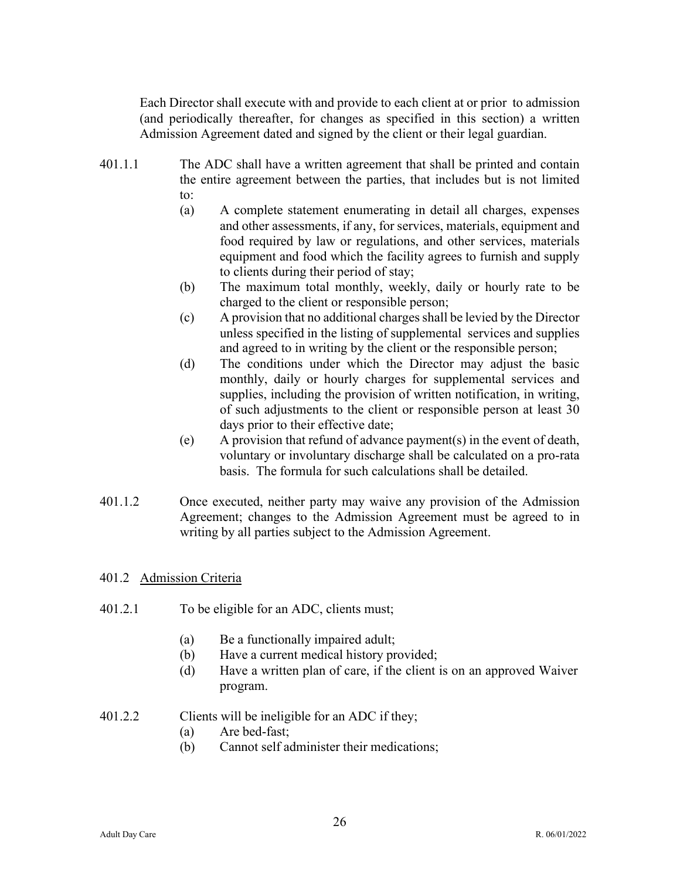Each Director shall execute with and provide to each client at or prior to admission (and periodically thereafter, for changes as specified in this section) a written Admission Agreement dated and signed by the client or their legal guardian.

401.1.1 The ADC shall have a written agreement that shall be printed and contain the entire agreement between the parties, that includes but is not limited to:

(a) A complete statement enumerating in detail all charges, expenses and other assessments, if any, for services, materials, equipment and food required by law or regulations, and other services, materials equipment and food which the facility agrees to furnish and supply to clients during their period of stay;

(b) The maximum total monthly, weekly, daily or hourly rate to be charged to the client or responsible person;

(c) A provision that no additional charges shall be levied by the Director unless specified in the listing of supplemental services and supplies and agreed to in writing by the client or the responsible person;

(d) The conditions under which the Director may adjust the basic monthly, daily or hourly charges for supplemental services and supplies, including the provision of written notification, in writing, of such adjustments to the client or responsible person at least 30 days prior to their effective date;

(e) A provision that refund of advance payment(s) in the event of death, voluntary or involuntary discharge shall be calculated on a pro-rata basis. The formula for such calculations shall be detailed.

401.1.2 Once executed, neither party may waive any provision of the Admission Agreement; changes to the Admission Agreement must be agreed to in writing by all parties subject to the Admission Agreement.

401.2 <u>Admission Criteria</u>

401.2.1 To be eligible for an ADC, clients must;

(a) Be a functionally impaired adult;

(b) Have a current medical history provided;

(d) Have a written plan of care, if the client is on an approved Waiver program.

401.2.2 Clients will be ineligible for an ADC if they;

(a) Are bed-fast;

(b) Cannot self administer their medications;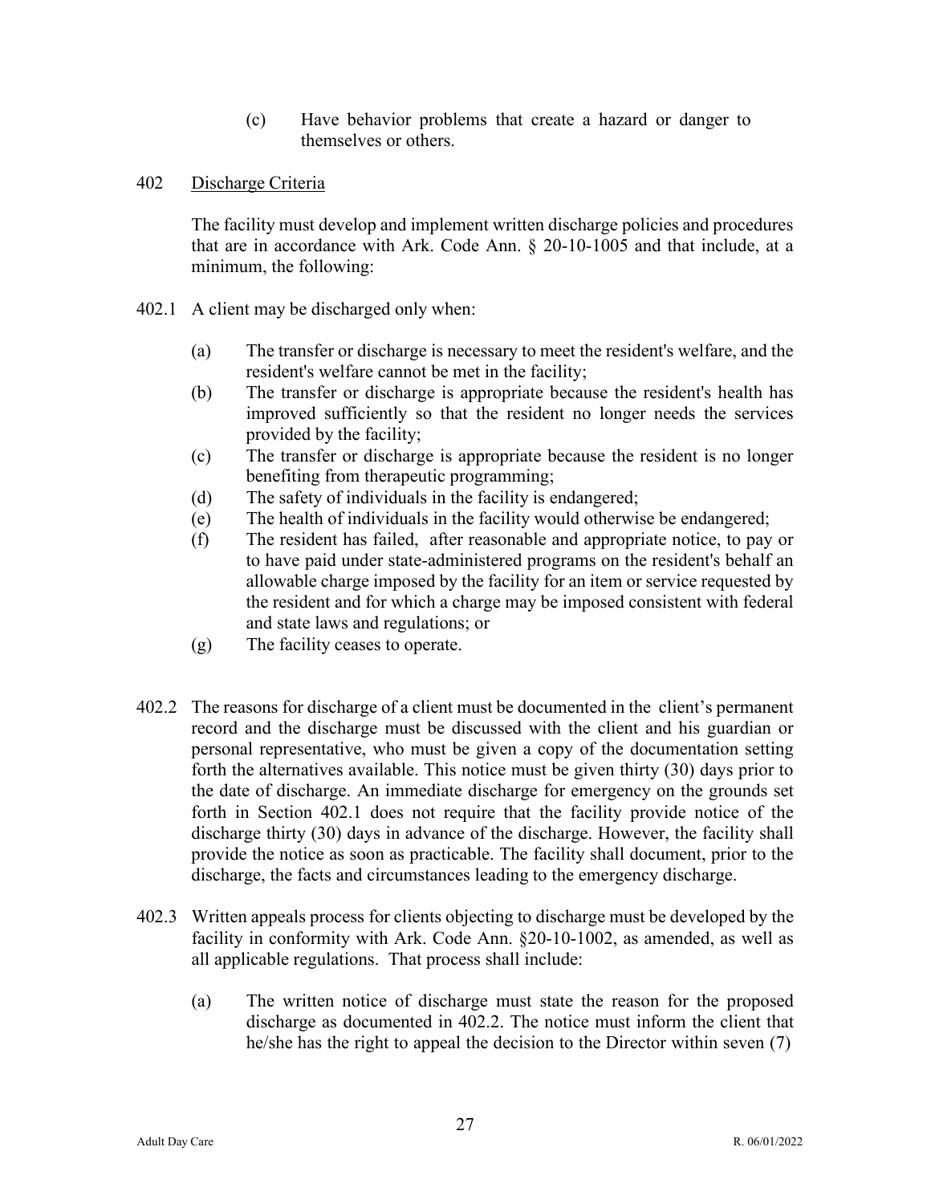(c) Have behavior problems that create a hazard or danger to themselves or others.

402 Discharge Criteria

The facility must develop and implement written discharge policies and procedures that are in accordance with Ark. Code Ann. § 20-10-1005 and that include, at a minimum, the following:

402.1 A client may be discharged only when:

(a) The transfer or discharge is necessary to meet the resident's welfare, and the resident's welfare cannot be met in the facility;
(b) The transfer or discharge is appropriate because the resident's health has improved sufficiently so that the resident no longer needs the services provided by the facility;
(c) The transfer or discharge is appropriate because the resident is no longer benefiting from therapeutic programming;
(d) The safety of individuals in the facility is endangered;
(e) The health of individuals in the facility would otherwise be endangered;
(f) The resident has failed, after reasonable and appropriate notice, to pay or to have paid under state-administered programs on the resident's behalf an allowable charge imposed by the facility for an item or service requested by the resident and for which a charge may be imposed consistent with federal and state laws and regulations; or
(g) The facility ceases to operate.

402.2 The reasons for discharge of a client must be documented in the client's permanent record and the discharge must be discussed with the client and his guardian or personal representative, who must be given a copy of the documentation setting forth the alternatives available. This notice must be given thirty (30) days prior to the date of discharge. An immediate discharge for emergency on the grounds set forth in Section 402.1 does not require that the facility provide notice of the discharge thirty (30) days in advance of the discharge. However, the facility shall provide the notice as soon as practicable. The facility shall document, prior to the discharge, the facts and circumstances leading to the emergency discharge.

402.3 Written appeals process for clients objecting to discharge must be developed by the facility in conformity with Ark. Code Ann. §20-10-1002, as amended, as well as all applicable regulations. That process shall include:

(a) The written notice of discharge must state the reason for the proposed discharge as documented in 402.2. The notice must inform the client that he/she has the right to appeal the decision to the Director within seven (7)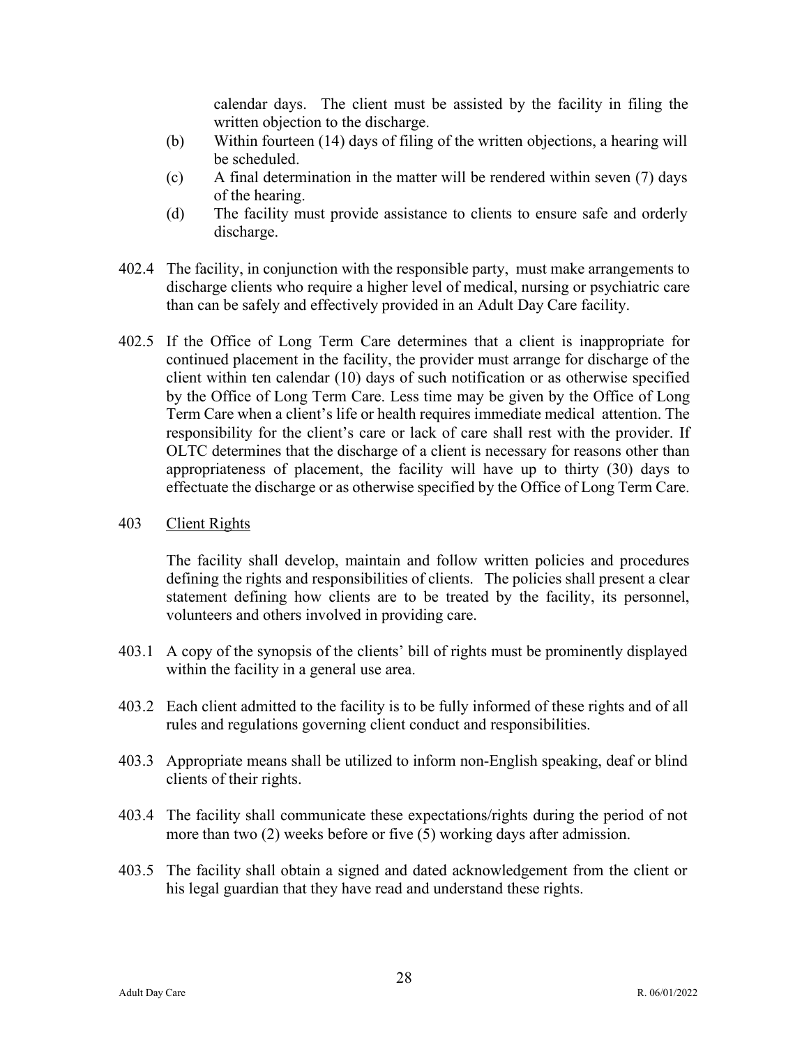calendar days. The client must be assisted by the facility in filing the written objection to the discharge.

(b) Within fourteen (14) days of filing of the written objections, a hearing will be scheduled.

(c) A final determination in the matter will be rendered within seven (7) days of the hearing.

(d) The facility must provide assistance to clients to ensure safe and orderly discharge.

402.4 The facility, in conjunction with the responsible party, must make arrangements to discharge clients who require a higher level of medical, nursing or psychiatric care than can be safely and effectively provided in an Adult Day Care facility.

402.5 If the Office of Long Term Care determines that a client is inappropriate for continued placement in the facility, the provider must arrange for discharge of the client within ten calendar (10) days of such notification or as otherwise specified by the Office of Long Term Care. Less time may be given by the Office of Long Term Care when a client's life or health requires immediate medical attention. The responsibility for the client's care or lack of care shall rest with the provider. If OLTC determines that the discharge of a client is necessary for reasons other than appropriateness of placement, the facility will have up to thirty (30) days to effectuate the discharge or as otherwise specified by the Office of Long Term Care.

403 Client Rights

The facility shall develop, maintain and follow written policies and procedures defining the rights and responsibilities of clients. The policies shall present a clear statement defining how clients are to be treated by the facility, its personnel, volunteers and others involved in providing care.

403.1 A copy of the synopsis of the clients' bill of rights must be prominently displayed within the facility in a general use area.

403.2 Each client admitted to the facility is to be fully informed of these rights and of all rules and regulations governing client conduct and responsibilities.

403.3 Appropriate means shall be utilized to inform non-English speaking, deaf or blind clients of their rights.

403.4 The facility shall communicate these expectations/rights during the period of not more than two (2) weeks before or five (5) working days after admission.

403.5 The facility shall obtain a signed and dated acknowledgement from the client or his legal guardian that they have read and understand these rights.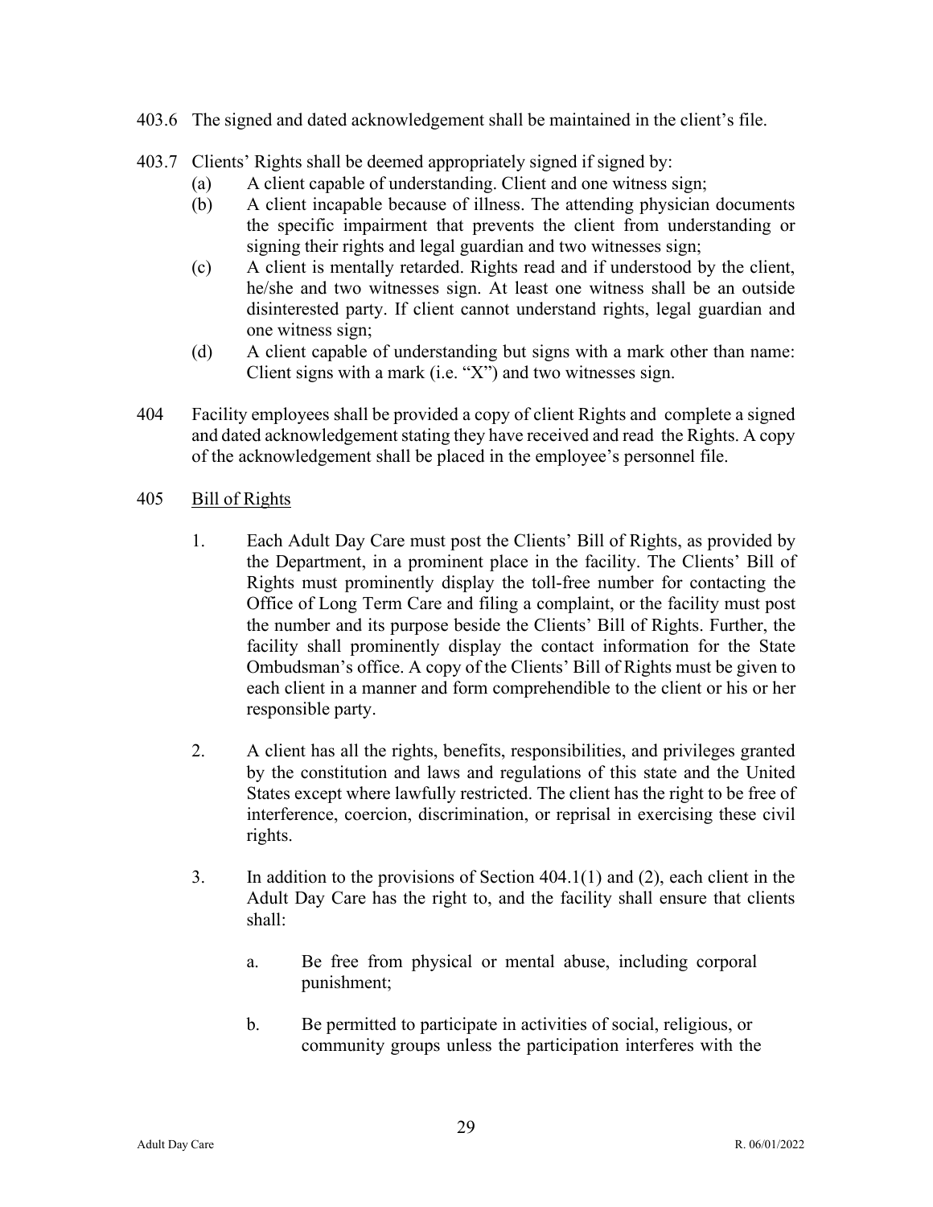403.6 The signed and dated acknowledgement shall be maintained in the client's file.

403.7 Clients' Rights shall be deemed appropriately signed if signed by:

(a) A client capable of understanding. Client and one witness sign;

(b) A client incapable because of illness. The attending physician documents the specific impairment that prevents the client from understanding or signing their rights and legal guardian and two witnesses sign;

(c) A client is mentally retarded. Rights read and if understood by the client, he/she and two witnesses sign. At least one witness shall be an outside disinterested party. If client cannot understand rights, legal guardian and one witness sign;

(d) A client capable of understanding but signs with a mark other than name: Client signs with a mark (i.e. "X") and two witnesses sign.

404 Facility employees shall be provided a copy of client Rights and complete a signed and dated acknowledgement stating they have received and read the Rights. A copy of the acknowledgement shall be placed in the employee's personnel file.

405 <u>Bill of Rights</u>

1. Each Adult Day Care must post the Clients' Bill of Rights, as provided by the Department, in a prominent place in the facility. The Clients' Bill of Rights must prominently display the toll-free number for contacting the Office of Long Term Care and filing a complaint, or the facility must post the number and its purpose beside the Clients' Bill of Rights. Further, the facility shall prominently display the contact information for the State Ombudsman's office. A copy of the Clients' Bill of Rights must be given to each client in a manner and form comprehendible to the client or his or her responsible party.

2. A client has all the rights, benefits, responsibilities, and privileges granted by the constitution and laws and regulations of this state and the United States except where lawfully restricted. The client has the right to be free of interference, coercion, discrimination, or reprisal in exercising these civil rights.

3. In addition to the provisions of Section 404.1(1) and (2), each client in the Adult Day Care has the right to, and the facility shall ensure that clients shall:

   a. Be free from physical or mental abuse, including corporal punishment;

   b. Be permitted to participate in activities of social, religious, or community groups unless the participation interferes with the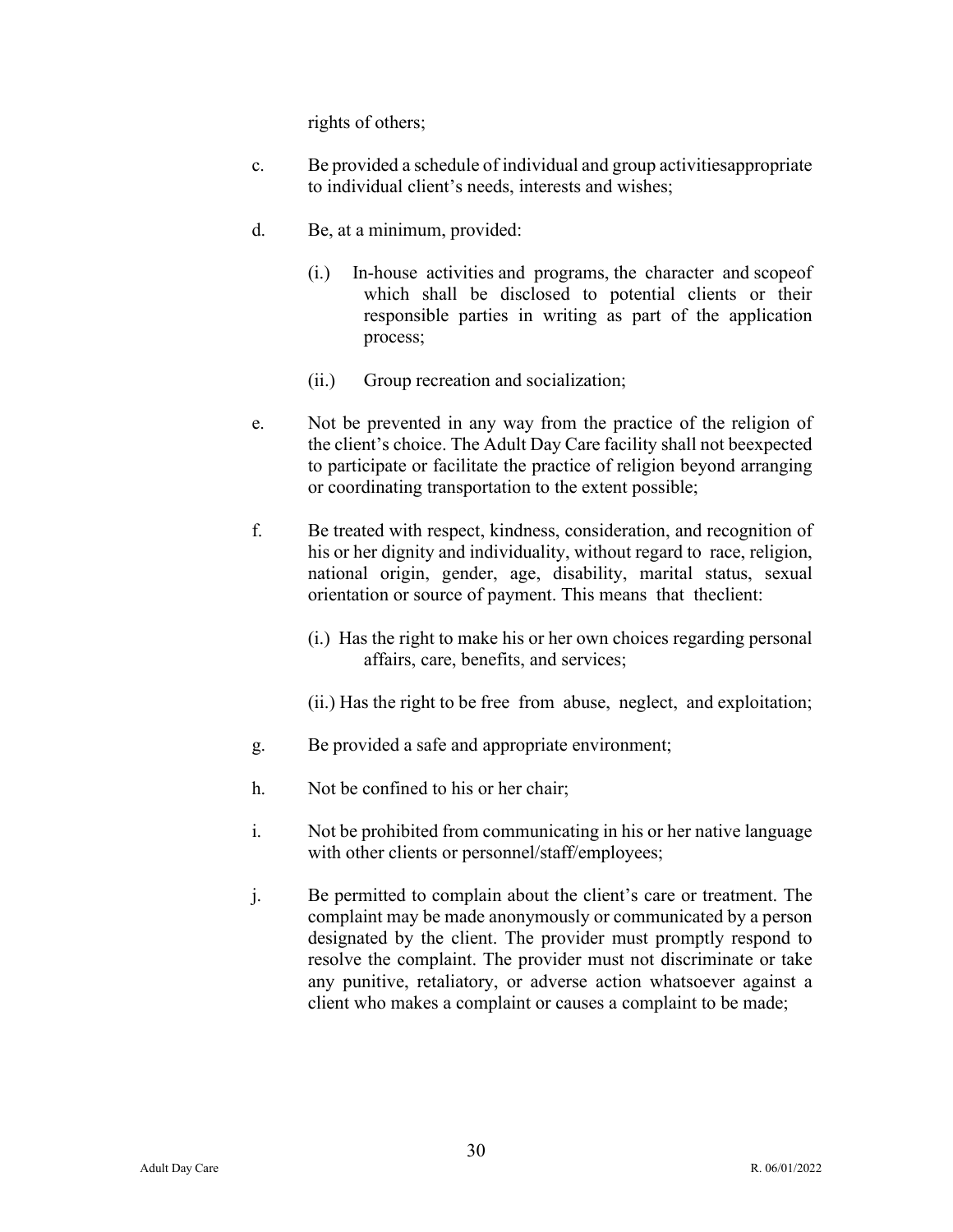rights of others;

c. Be provided a schedule of individual and group activitiesappropriate to individual client's needs, interests and wishes;

d. Be, at a minimum, provided:

   (i.) In-house activities and programs, the character and scopeof which shall be disclosed to potential clients or their responsible parties in writing as part of the application process;

   (ii.) Group recreation and socialization;

e. Not be prevented in any way from the practice of the religion of the client's choice. The Adult Day Care facility shall not beexpected to participate or facilitate the practice of religion beyond arranging or coordinating transportation to the extent possible;

f. Be treated with respect, kindness, consideration, and recognition of his or her dignity and individuality, without regard to race, religion, national origin, gender, age, disability, marital status, sexual orientation or source of payment. This means that theclient:

   (i.) Has the right to make his or her own choices regarding personal affairs, care, benefits, and services;

   (ii.) Has the right to be free from abuse, neglect, and exploitation;

g. Be provided a safe and appropriate environment;

h. Not be confined to his or her chair;

i. Not be prohibited from communicating in his or her native language with other clients or personnel/staff/employees;

j. Be permitted to complain about the client's care or treatment. The complaint may be made anonymously or communicated by a person designated by the client. The provider must promptly respond to resolve the complaint. The provider must not discriminate or take any punitive, retaliatory, or adverse action whatsoever against a client who makes a complaint or causes a complaint to be made;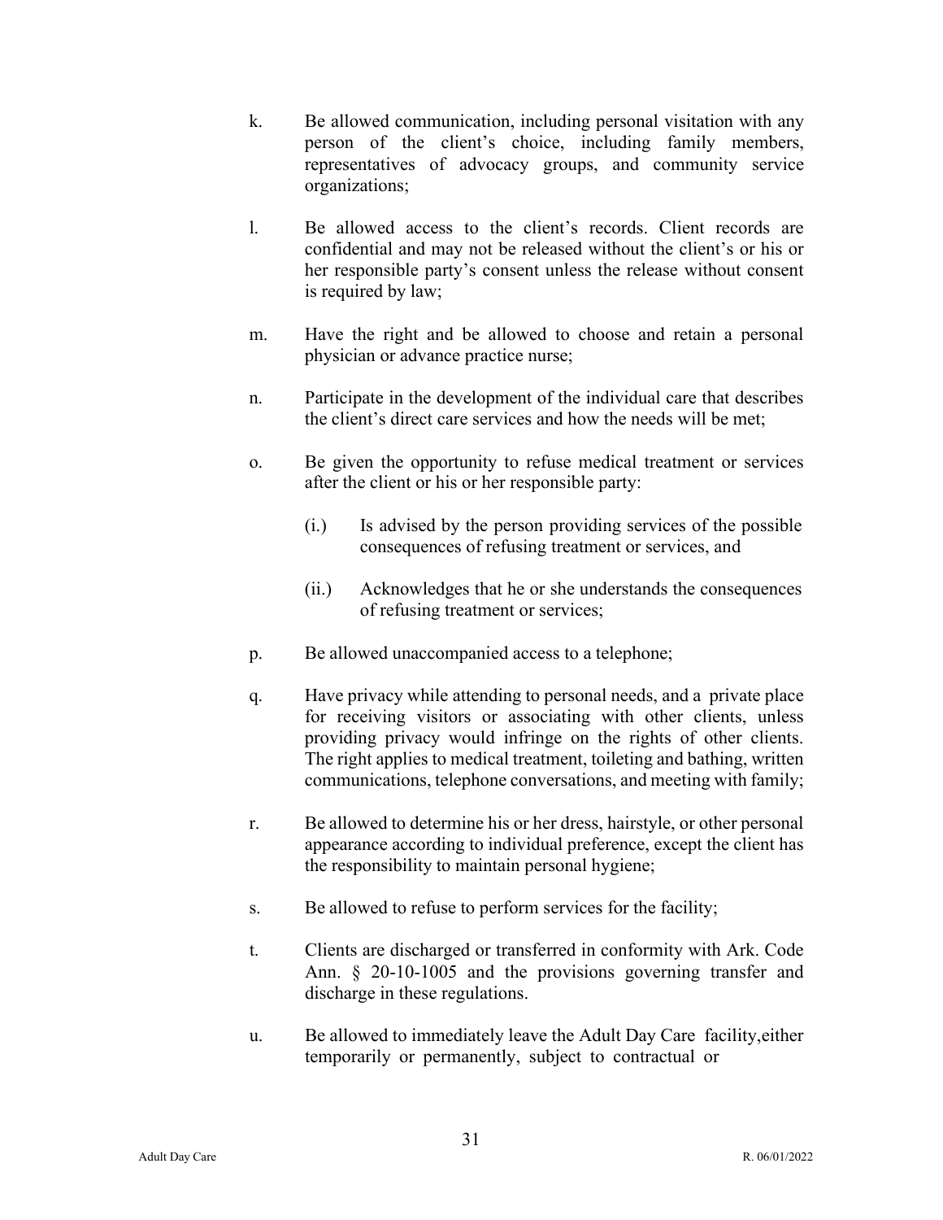k. Be allowed communication, including personal visitation with any person of the client's choice, including family members, representatives of advocacy groups, and community service organizations;

l. Be allowed access to the client's records. Client records are confidential and may not be released without the client's or his or her responsible party's consent unless the release without consent is required by law;

m. Have the right and be allowed to choose and retain a personal physician or advance practice nurse;

n. Participate in the development of the individual care that describes the client's direct care services and how the needs will be met;

o. Be given the opportunity to refuse medical treatment or services after the client or his or her responsible party:

   (i.) Is advised by the person providing services of the possible consequences of refusing treatment or services, and

   (ii.) Acknowledges that he or she understands the consequences of refusing treatment or services;

p. Be allowed unaccompanied access to a telephone;

q. Have privacy while attending to personal needs, and a private place for receiving visitors or associating with other clients, unless providing privacy would infringe on the rights of other clients. The right applies to medical treatment, toileting and bathing, written communications, telephone conversations, and meeting with family;

r. Be allowed to determine his or her dress, hairstyle, or other personal appearance according to individual preference, except the client has the responsibility to maintain personal hygiene;

s. Be allowed to refuse to perform services for the facility;

t. Clients are discharged or transferred in conformity with Ark. Code Ann. § 20-10-1005 and the provisions governing transfer and discharge in these regulations.

u. Be allowed to immediately leave the Adult Day Care facility,either temporarily or permanently, subject to contractual or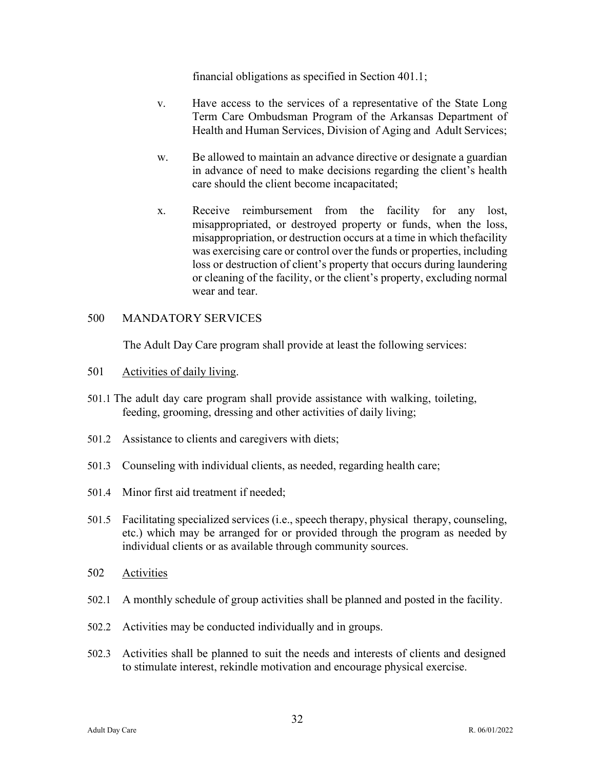financial obligations as specified in Section 401.1;

v. Have access to the services of a representative of the State Long Term Care Ombudsman Program of the Arkansas Department of Health and Human Services, Division of Aging and Adult Services;

w. Be allowed to maintain an advance directive or designate a guardian in advance of need to make decisions regarding the client's health care should the client become incapacitated;

x. Receive reimbursement from the facility for any lost, misappropriated, or destroyed property or funds, when the loss, misappropriation, or destruction occurs at a time in which thefacility was exercising care or control over the funds or properties, including loss or destruction of client's property that occurs during laundering or cleaning of the facility, or the client's property, excluding normal wear and tear.

## 500 MANDATORY SERVICES

The Adult Day Care program shall provide at least the following services:

501 Activities of daily living.

501.1 The adult day care program shall provide assistance with walking, toileting, feeding, grooming, dressing and other activities of daily living;

501.2 Assistance to clients and caregivers with diets;

501.3 Counseling with individual clients, as needed, regarding health care;

501.4 Minor first aid treatment if needed;

501.5 Facilitating specialized services (i.e., speech therapy, physical therapy, counseling, etc.) which may be arranged for or provided through the program as needed by individual clients or as available through community sources.

502 Activities

502.1 A monthly schedule of group activities shall be planned and posted in the facility.

502.2 Activities may be conducted individually and in groups.

502.3 Activities shall be planned to suit the needs and interests of clients and designed to stimulate interest, rekindle motivation and encourage physical exercise.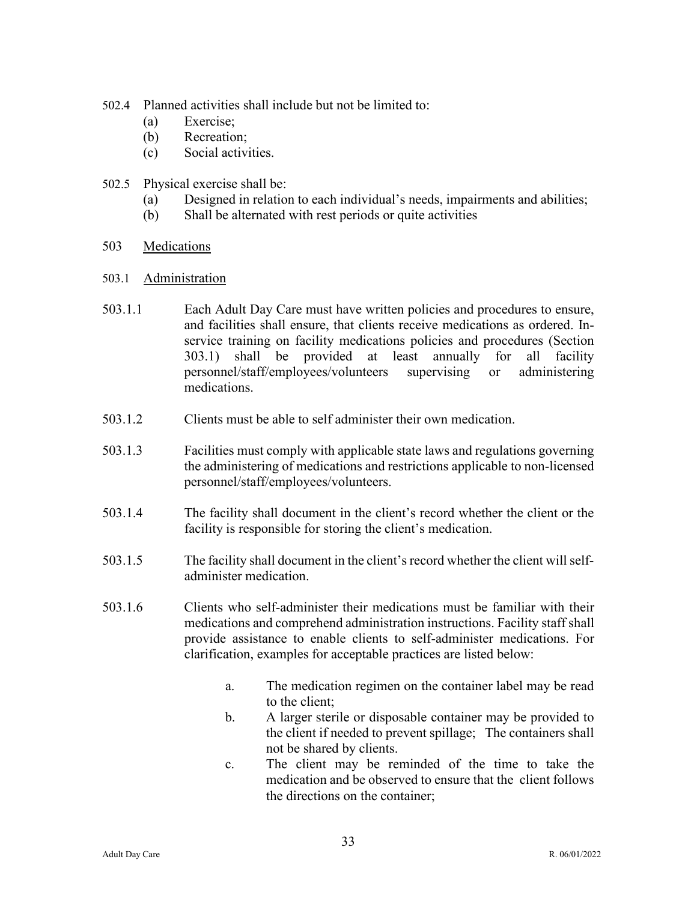502.4 Planned activities shall include but not be limited to:

(a) Exercise;
(b) Recreation;
(c) Social activities.

502.5 Physical exercise shall be:

(a) Designed in relation to each individual's needs, impairments and abilities;
(b) Shall be alternated with rest periods or quite activities

503 <u>Medications</u>

503.1 <u>Administration</u>

503.1.1 Each Adult Day Care must have written policies and procedures to ensure, and facilities shall ensure, that clients receive medications as ordered. In-service training on facility medications policies and procedures (Section 303.1) shall be provided at least annually for all facility personnel/staff/employees/volunteers supervising or administering medications.

503.1.2 Clients must be able to self administer their own medication.

503.1.3 Facilities must comply with applicable state laws and regulations governing the administering of medications and restrictions applicable to non-licensed personnel/staff/employees/volunteers.

503.1.4 The facility shall document in the client's record whether the client or the facility is responsible for storing the client's medication.

503.1.5 The facility shall document in the client's record whether the client will self-administer medication.

503.1.6 Clients who self-administer their medications must be familiar with their medications and comprehend administration instructions. Facility staff shall provide assistance to enable clients to self-administer medications. For clarification, examples for acceptable practices are listed below:

a. The medication regimen on the container label may be read to the client;
b. A larger sterile or disposable container may be provided to the client if needed to prevent spillage; The containers shall not be shared by clients.
c. The client may be reminded of the time to take the medication and be observed to ensure that the client follows the directions on the container;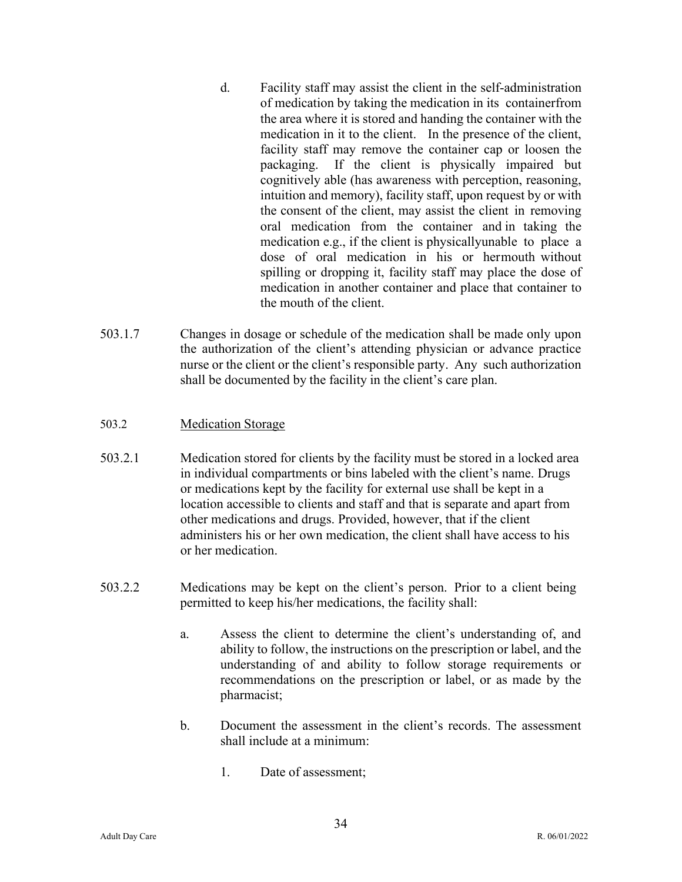d. Facility staff may assist the client in the self-administration of medication by taking the medication in its containerfrom the area where it is stored and handing the container with the medication in it to the client. In the presence of the client, facility staff may remove the container cap or loosen the packaging. If the client is physically impaired but cognitively able (has awareness with perception, reasoning, intuition and memory), facility staff, upon request by or with the consent of the client, may assist the client in removing oral medication from the container and in taking the medication e.g., if the client is physicallyunable to place a dose of oral medication in his or hermouth without spilling or dropping it, facility staff may place the dose of medication in another container and place that container to the mouth of the client.

503.1.7 Changes in dosage or schedule of the medication shall be made only upon the authorization of the client's attending physician or advance practice nurse or the client or the client's responsible party. Any such authorization shall be documented by the facility in the client's care plan.

503.2 <u>Medication Storage</u>

503.2.1 Medication stored for clients by the facility must be stored in a locked area in individual compartments or bins labeled with the client's name. Drugs or medications kept by the facility for external use shall be kept in a location accessible to clients and staff and that is separate and apart from other medications and drugs. Provided, however, that if the client administers his or her own medication, the client shall have access to his or her medication.

503.2.2 Medications may be kept on the client's person. Prior to a client being permitted to keep his/her medications, the facility shall:

a. Assess the client to determine the client's understanding of, and ability to follow, the instructions on the prescription or label, and the understanding of and ability to follow storage requirements or recommendations on the prescription or label, or as made by the pharmacist;

b. Document the assessment in the client's records. The assessment shall include at a minimum:

1. Date of assessment;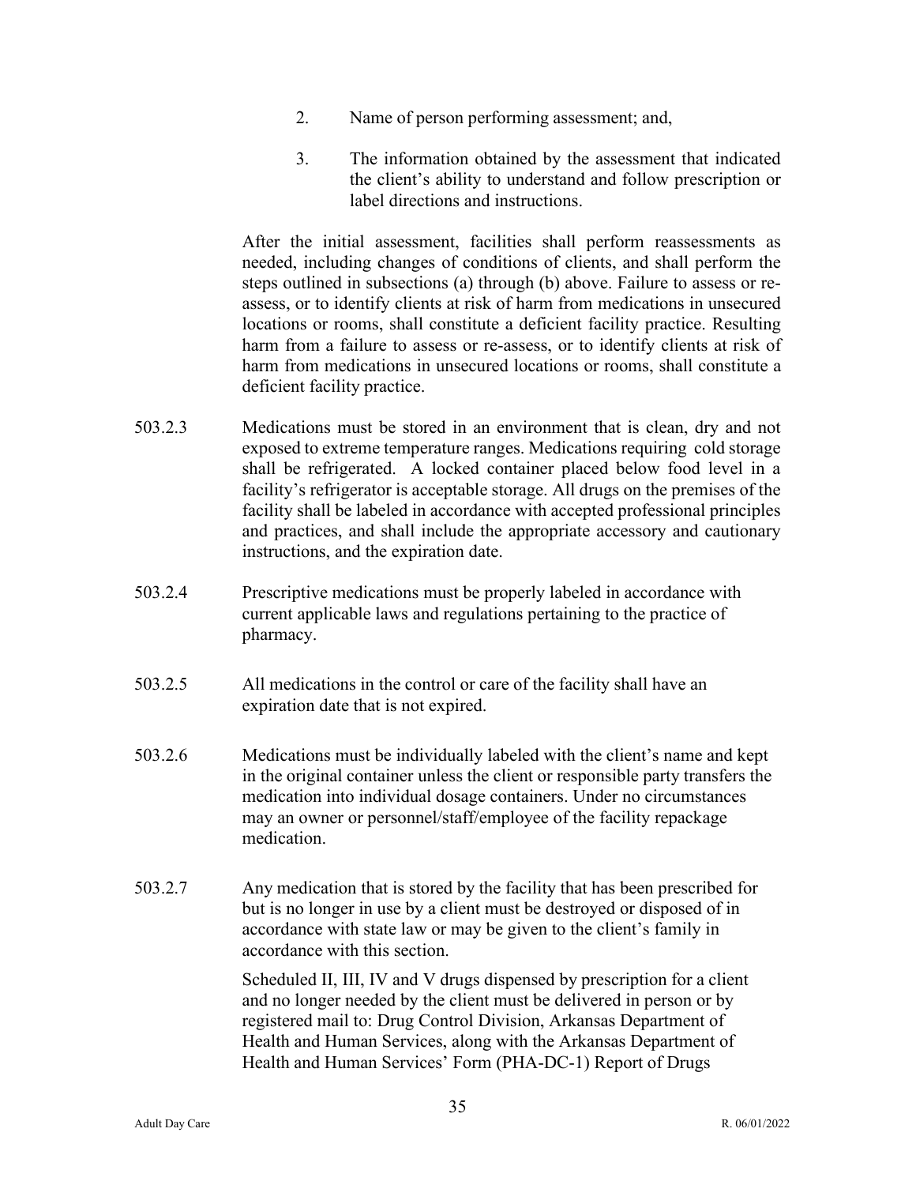2. Name of person performing assessment; and,

3. The information obtained by the assessment that indicated the client's ability to understand and follow prescription or label directions and instructions.

After the initial assessment, facilities shall perform reassessments as needed, including changes of conditions of clients, and shall perform the steps outlined in subsections (a) through (b) above. Failure to assess or re-assess, or to identify clients at risk of harm from medications in unsecured locations or rooms, shall constitute a deficient facility practice. Resulting harm from a failure to assess or re-assess, or to identify clients at risk of harm from medications in unsecured locations or rooms, shall constitute a deficient facility practice.

503.2.3 Medications must be stored in an environment that is clean, dry and not exposed to extreme temperature ranges. Medications requiring cold storage shall be refrigerated. A locked container placed below food level in a facility's refrigerator is acceptable storage. All drugs on the premises of the facility shall be labeled in accordance with accepted professional principles and practices, and shall include the appropriate accessory and cautionary instructions, and the expiration date.

503.2.4 Prescriptive medications must be properly labeled in accordance with current applicable laws and regulations pertaining to the practice of pharmacy.

503.2.5 All medications in the control or care of the facility shall have an expiration date that is not expired.

503.2.6 Medications must be individually labeled with the client's name and kept in the original container unless the client or responsible party transfers the medication into individual dosage containers. Under no circumstances may an owner or personnel/staff/employee of the facility repackage medication.

503.2.7 Any medication that is stored by the facility that has been prescribed for but is no longer in use by a client must be destroyed or disposed of in accordance with state law or may be given to the client's family in accordance with this section.

Scheduled II, III, IV and V drugs dispensed by prescription for a client and no longer needed by the client must be delivered in person or by registered mail to: Drug Control Division, Arkansas Department of Health and Human Services, along with the Arkansas Department of Health and Human Services' Form (PHA-DC-1) Report of Drugs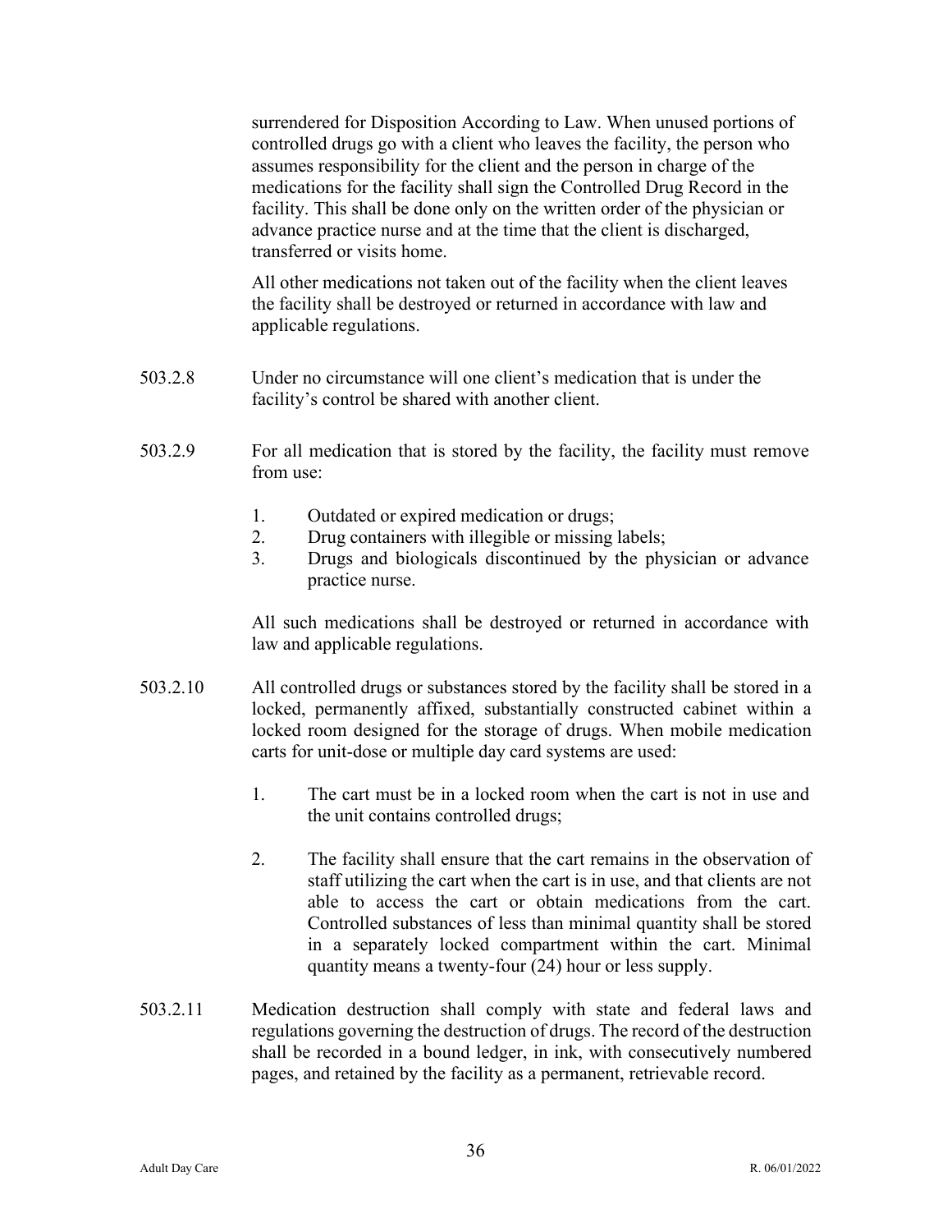surrendered for Disposition According to Law. When unused portions of controlled drugs go with a client who leaves the facility, the person who assumes responsibility for the client and the person in charge of the medications for the facility shall sign the Controlled Drug Record in the facility. This shall be done only on the written order of the physician or advance practice nurse and at the time that the client is discharged, transferred or visits home.

All other medications not taken out of the facility when the client leaves the facility shall be destroyed or returned in accordance with law and applicable regulations.

503.2.8 Under no circumstance will one client's medication that is under the facility's control be shared with another client.

503.2.9 For all medication that is stored by the facility, the facility must remove from use:

1. Outdated or expired medication or drugs;
2. Drug containers with illegible or missing labels;
3. Drugs and biologicals discontinued by the physician or advance practice nurse.

All such medications shall be destroyed or returned in accordance with law and applicable regulations.

503.2.10 All controlled drugs or substances stored by the facility shall be stored in a locked, permanently affixed, substantially constructed cabinet within a locked room designed for the storage of drugs. When mobile medication carts for unit-dose or multiple day card systems are used:

1. The cart must be in a locked room when the cart is not in use and the unit contains controlled drugs;

2. The facility shall ensure that the cart remains in the observation of staff utilizing the cart when the cart is in use, and that clients are not able to access the cart or obtain medications from the cart. Controlled substances of less than minimal quantity shall be stored in a separately locked compartment within the cart. Minimal quantity means a twenty-four (24) hour or less supply.

503.2.11 Medication destruction shall comply with state and federal laws and regulations governing the destruction of drugs. The record of the destruction shall be recorded in a bound ledger, in ink, with consecutively numbered pages, and retained by the facility as a permanent, retrievable record.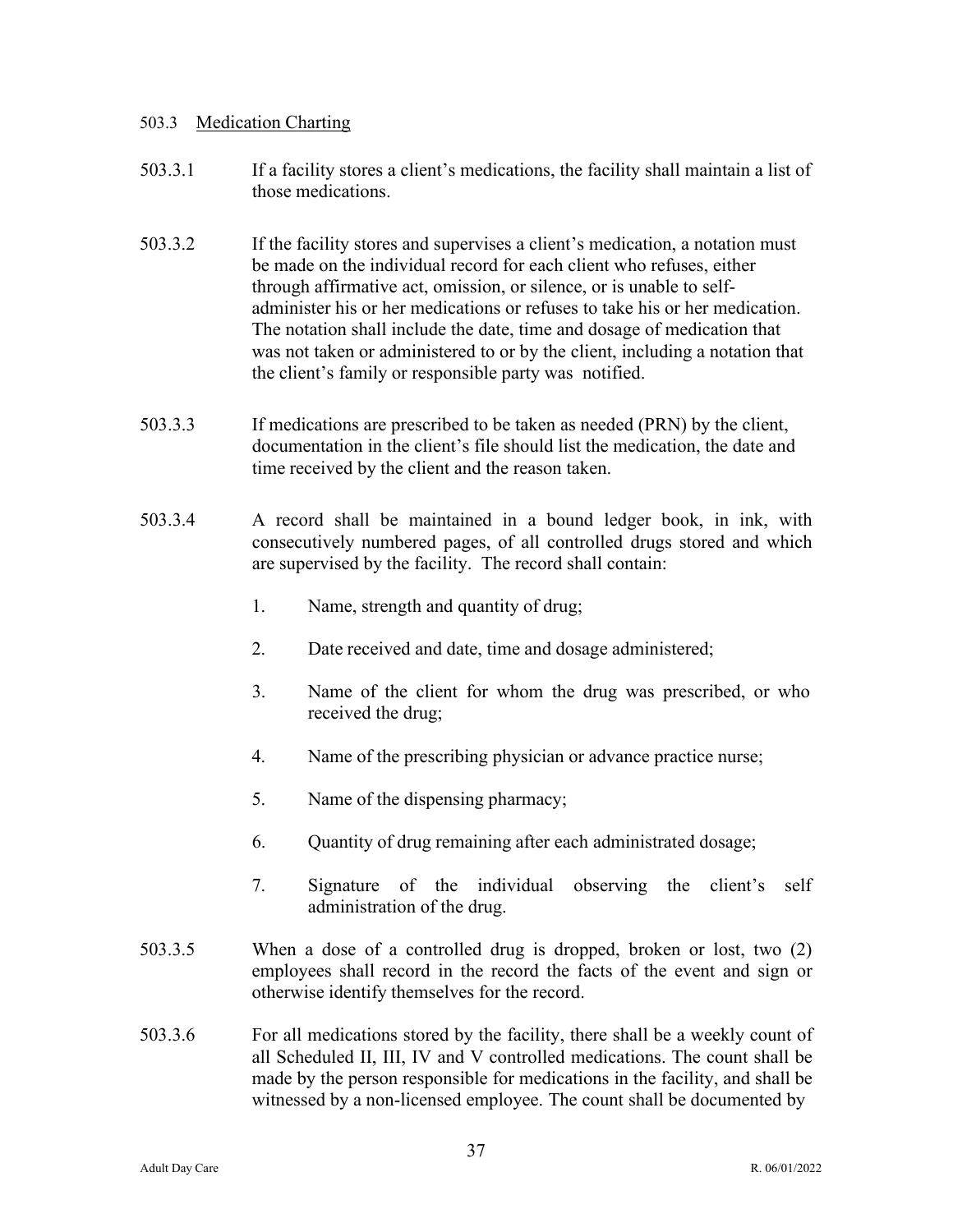503.3 Medication Charting

503.3.1 If a facility stores a client's medications, the facility shall maintain a list of those medications.

503.3.2 If the facility stores and supervises a client's medication, a notation must be made on the individual record for each client who refuses, either through affirmative act, omission, or silence, or is unable to self-administer his or her medications or refuses to take his or her medication. The notation shall include the date, time and dosage of medication that was not taken or administered to or by the client, including a notation that the client's family or responsible party was notified.

503.3.3 If medications are prescribed to be taken as needed (PRN) by the client, documentation in the client's file should list the medication, the date and time received by the client and the reason taken.

503.3.4 A record shall be maintained in a bound ledger book, in ink, with consecutively numbered pages, of all controlled drugs stored and which are supervised by the facility. The record shall contain:

1. Name, strength and quantity of drug;

2. Date received and date, time and dosage administered;

3. Name of the client for whom the drug was prescribed, or who received the drug;

4. Name of the prescribing physician or advance practice nurse;

5. Name of the dispensing pharmacy;

6. Quantity of drug remaining after each administrated dosage;

7. Signature of the individual observing the client's self administration of the drug.

503.3.5 When a dose of a controlled drug is dropped, broken or lost, two (2) employees shall record in the record the facts of the event and sign or otherwise identify themselves for the record.

503.3.6 For all medications stored by the facility, there shall be a weekly count of all Scheduled II, III, IV and V controlled medications. The count shall be made by the person responsible for medications in the facility, and shall be witnessed by a non-licensed employee. The count shall be documented by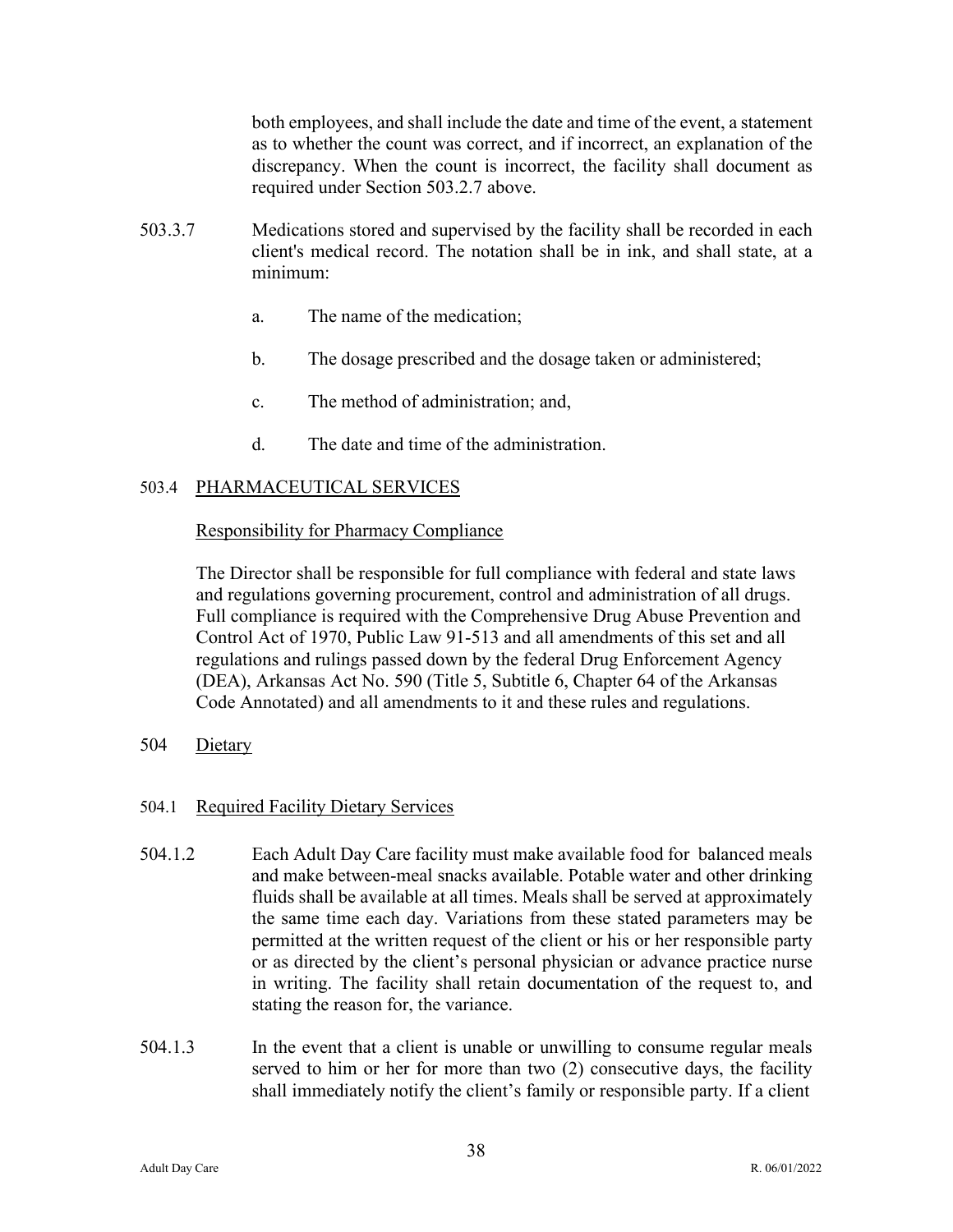both employees, and shall include the date and time of the event, a statement as to whether the count was correct, and if incorrect, an explanation of the discrepancy. When the count is incorrect, the facility shall document as required under Section 503.2.7 above.

503.3.7 Medications stored and supervised by the facility shall be recorded in each client's medical record. The notation shall be in ink, and shall state, at a minimum:

a. The name of the medication;

b. The dosage prescribed and the dosage taken or administered;

c. The method of administration; and,

d. The date and time of the administration.

503.4 <u>PHARMACEUTICAL SERVICES</u>

<u>Responsibility for Pharmacy Compliance</u>

The Director shall be responsible for full compliance with federal and state laws and regulations governing procurement, control and administration of all drugs. Full compliance is required with the Comprehensive Drug Abuse Prevention and Control Act of 1970, Public Law 91-513 and all amendments of this set and all regulations and rulings passed down by the federal Drug Enforcement Agency (DEA), Arkansas Act No. 590 (Title 5, Subtitle 6, Chapter 64 of the Arkansas Code Annotated) and all amendments to it and these rules and regulations.

504 <u>Dietary</u>

504.1 <u>Required Facility Dietary Services</u>

504.1.2 Each Adult Day Care facility must make available food for balanced meals and make between-meal snacks available. Potable water and other drinking fluids shall be available at all times. Meals shall be served at approximately the same time each day. Variations from these stated parameters may be permitted at the written request of the client or his or her responsible party or as directed by the client's personal physician or advance practice nurse in writing. The facility shall retain documentation of the request to, and stating the reason for, the variance.

504.1.3 In the event that a client is unable or unwilling to consume regular meals served to him or her for more than two (2) consecutive days, the facility shall immediately notify the client's family or responsible party. If a client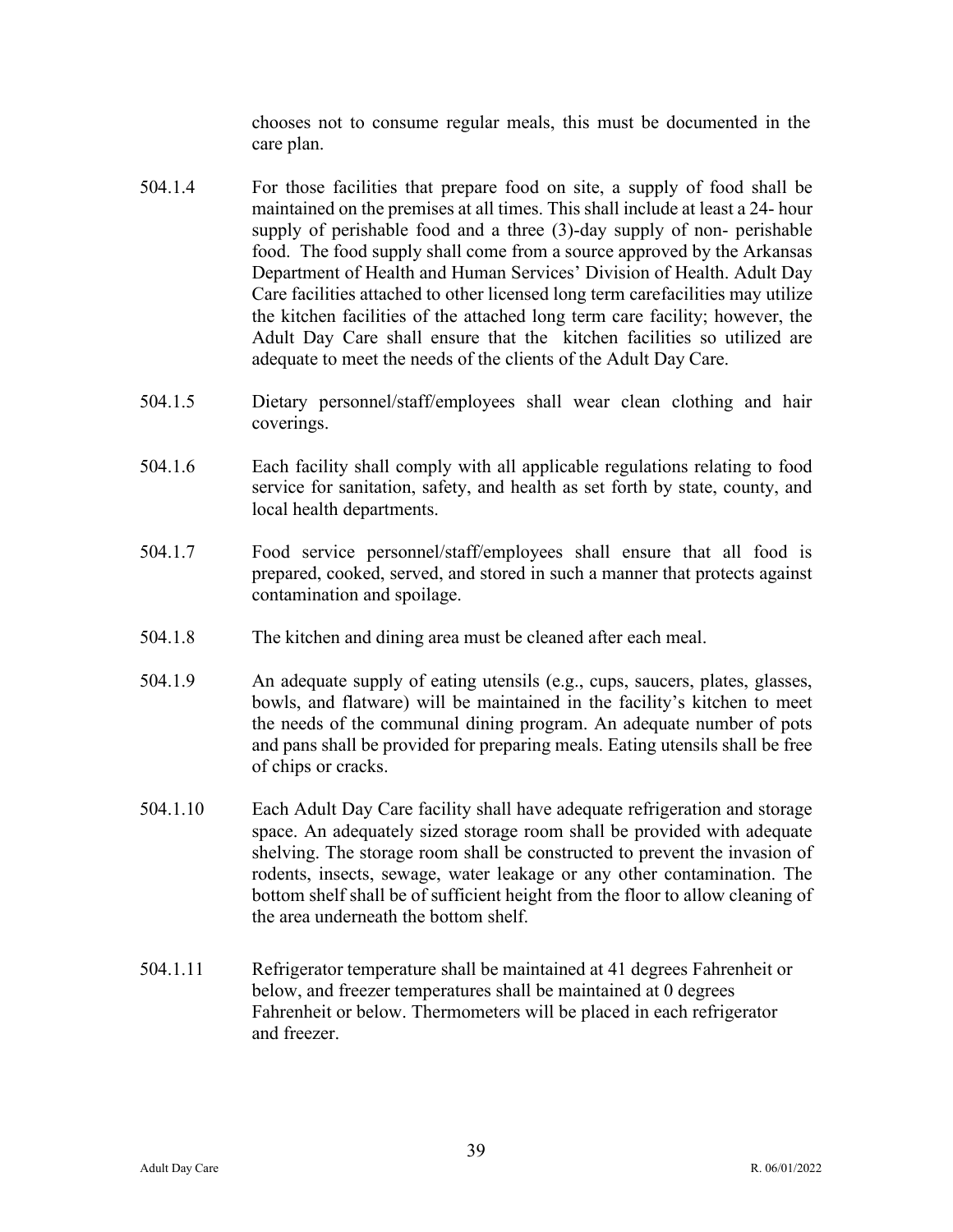chooses not to consume regular meals, this must be documented in the care plan.

504.1.4 For those facilities that prepare food on site, a supply of food shall be maintained on the premises at all times. This shall include at least a 24- hour supply of perishable food and a three (3)-day supply of non- perishable food. The food supply shall come from a source approved by the Arkansas Department of Health and Human Services' Division of Health. Adult Day Care facilities attached to other licensed long term carefacilities may utilize the kitchen facilities of the attached long term care facility; however, the Adult Day Care shall ensure that the kitchen facilities so utilized are adequate to meet the needs of the clients of the Adult Day Care.

504.1.5 Dietary personnel/staff/employees shall wear clean clothing and hair coverings.

504.1.6 Each facility shall comply with all applicable regulations relating to food service for sanitation, safety, and health as set forth by state, county, and local health departments.

504.1.7 Food service personnel/staff/employees shall ensure that all food is prepared, cooked, served, and stored in such a manner that protects against contamination and spoilage.

504.1.8 The kitchen and dining area must be cleaned after each meal.

504.1.9 An adequate supply of eating utensils (e.g., cups, saucers, plates, glasses, bowls, and flatware) will be maintained in the facility's kitchen to meet the needs of the communal dining program. An adequate number of pots and pans shall be provided for preparing meals. Eating utensils shall be free of chips or cracks.

504.1.10 Each Adult Day Care facility shall have adequate refrigeration and storage space. An adequately sized storage room shall be provided with adequate shelving. The storage room shall be constructed to prevent the invasion of rodents, insects, sewage, water leakage or any other contamination. The bottom shelf shall be of sufficient height from the floor to allow cleaning of the area underneath the bottom shelf.

504.1.11 Refrigerator temperature shall be maintained at 41 degrees Fahrenheit or below, and freezer temperatures shall be maintained at 0 degrees Fahrenheit or below. Thermometers will be placed in each refrigerator and freezer.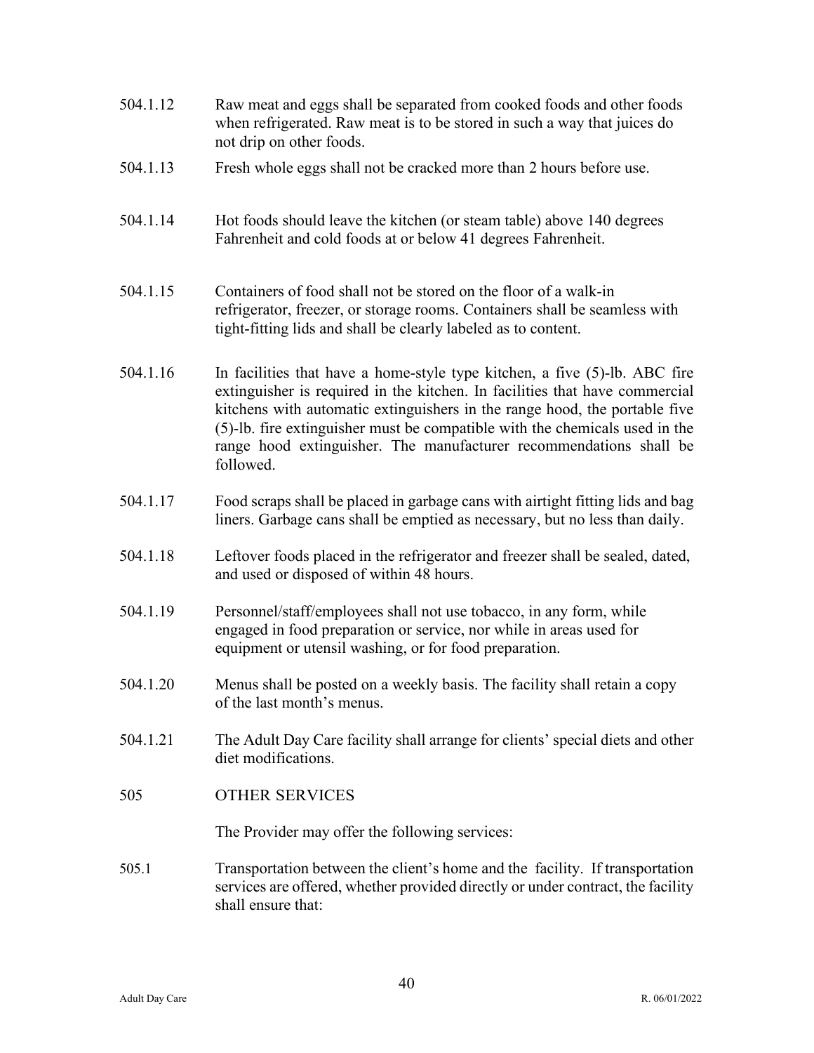504.1.12 Raw meat and eggs shall be separated from cooked foods and other foods when refrigerated. Raw meat is to be stored in such a way that juices do not drip on other foods.

504.1.13 Fresh whole eggs shall not be cracked more than 2 hours before use.

504.1.14 Hot foods should leave the kitchen (or steam table) above 140 degrees Fahrenheit and cold foods at or below 41 degrees Fahrenheit.

504.1.15 Containers of food shall not be stored on the floor of a walk-in refrigerator, freezer, or storage rooms. Containers shall be seamless with tight-fitting lids and shall be clearly labeled as to content.

504.1.16 In facilities that have a home-style type kitchen, a five (5)-lb. ABC fire extinguisher is required in the kitchen. In facilities that have commercial kitchens with automatic extinguishers in the range hood, the portable five (5)-lb. fire extinguisher must be compatible with the chemicals used in the range hood extinguisher. The manufacturer recommendations shall be followed.

504.1.17 Food scraps shall be placed in garbage cans with airtight fitting lids and bag liners. Garbage cans shall be emptied as necessary, but no less than daily.

504.1.18 Leftover foods placed in the refrigerator and freezer shall be sealed, dated, and used or disposed of within 48 hours.

504.1.19 Personnel/staff/employees shall not use tobacco, in any form, while engaged in food preparation or service, nor while in areas used for equipment or utensil washing, or for food preparation.

504.1.20 Menus shall be posted on a weekly basis. The facility shall retain a copy of the last month's menus.

504.1.21 The Adult Day Care facility shall arrange for clients' special diets and other diet modifications.

## 505 OTHER SERVICES

The Provider may offer the following services:

505.1 Transportation between the client's home and the facility. If transportation services are offered, whether provided directly or under contract, the facility shall ensure that: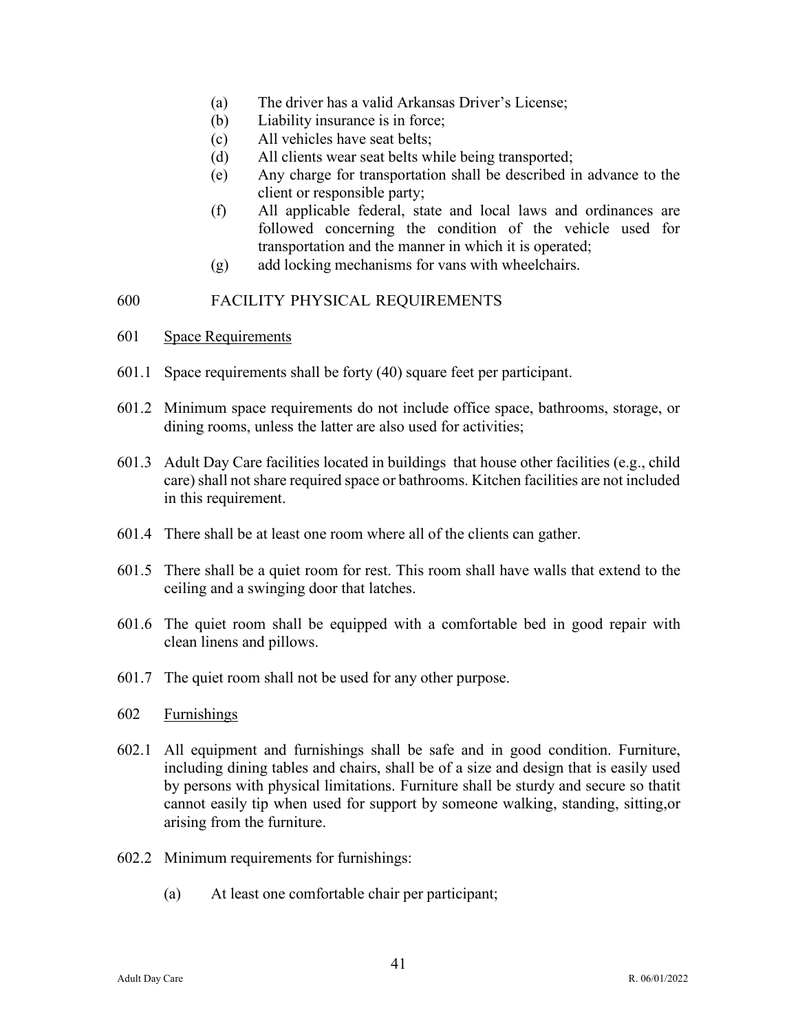(a) The driver has a valid Arkansas Driver's License;
(b) Liability insurance is in force;
(c) All vehicles have seat belts;
(d) All clients wear seat belts while being transported;
(e) Any charge for transportation shall be described in advance to the client or responsible party;
(f) All applicable federal, state and local laws and ordinances are followed concerning the condition of the vehicle used for transportation and the manner in which it is operated;
(g) add locking mechanisms for vans with wheelchairs.

## 600 FACILITY PHYSICAL REQUIREMENTS

### 601 Space Requirements

601.1 Space requirements shall be forty (40) square feet per participant.

601.2 Minimum space requirements do not include office space, bathrooms, storage, or dining rooms, unless the latter are also used for activities;

601.3 Adult Day Care facilities located in buildings that house other facilities (e.g., child care) shall not share required space or bathrooms. Kitchen facilities are not included in this requirement.

601.4 There shall be at least one room where all of the clients can gather.

601.5 There shall be a quiet room for rest. This room shall have walls that extend to the ceiling and a swinging door that latches.

601.6 The quiet room shall be equipped with a comfortable bed in good repair with clean linens and pillows.

601.7 The quiet room shall not be used for any other purpose.

### 602 Furnishings

602.1 All equipment and furnishings shall be safe and in good condition. Furniture, including dining tables and chairs, shall be of a size and design that is easily used by persons with physical limitations. Furniture shall be sturdy and secure so thatit cannot easily tip when used for support by someone walking, standing, sitting,or arising from the furniture.

602.2 Minimum requirements for furnishings:

(a) At least one comfortable chair per participant;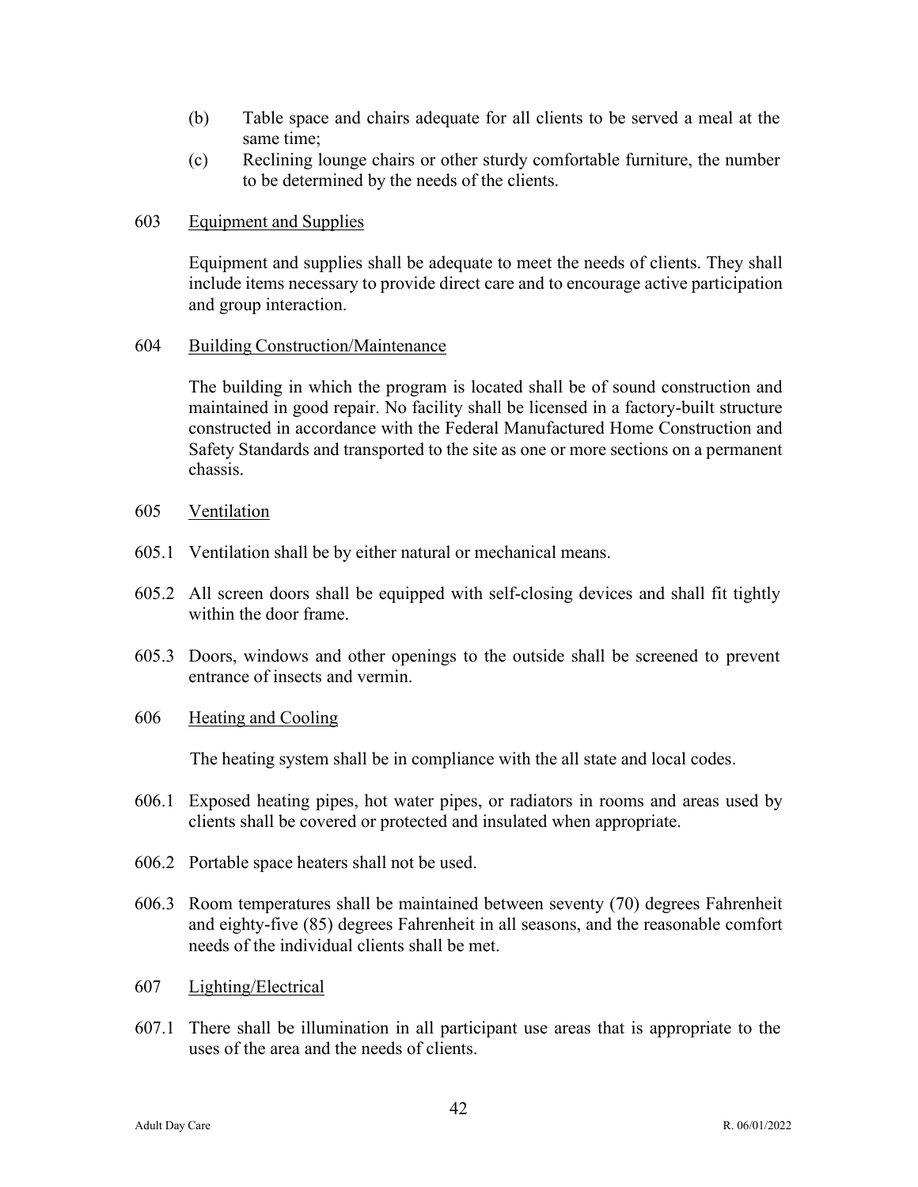(b) Table space and chairs adequate for all clients to be served a meal at the same time;

(c) Reclining lounge chairs or other sturdy comfortable furniture, the number to be determined by the needs of the clients.

603 Equipment and Supplies

Equipment and supplies shall be adequate to meet the needs of clients. They shall include items necessary to provide direct care and to encourage active participation and group interaction.

604 Building Construction/Maintenance

The building in which the program is located shall be of sound construction and maintained in good repair. No facility shall be licensed in a factory-built structure constructed in accordance with the Federal Manufactured Home Construction and Safety Standards and transported to the site as one or more sections on a permanent chassis.

605 Ventilation

605.1 Ventilation shall be by either natural or mechanical means.

605.2 All screen doors shall be equipped with self-closing devices and shall fit tightly within the door frame.

605.3 Doors, windows and other openings to the outside shall be screened to prevent entrance of insects and vermin.

606 Heating and Cooling

The heating system shall be in compliance with the all state and local codes.

606.1 Exposed heating pipes, hot water pipes, or radiators in rooms and areas used by clients shall be covered or protected and insulated when appropriate.

606.2 Portable space heaters shall not be used.

606.3 Room temperatures shall be maintained between seventy (70) degrees Fahrenheit and eighty-five (85) degrees Fahrenheit in all seasons, and the reasonable comfort needs of the individual clients shall be met.

607 Lighting/Electrical

607.1 There shall be illumination in all participant use areas that is appropriate to the uses of the area and the needs of clients.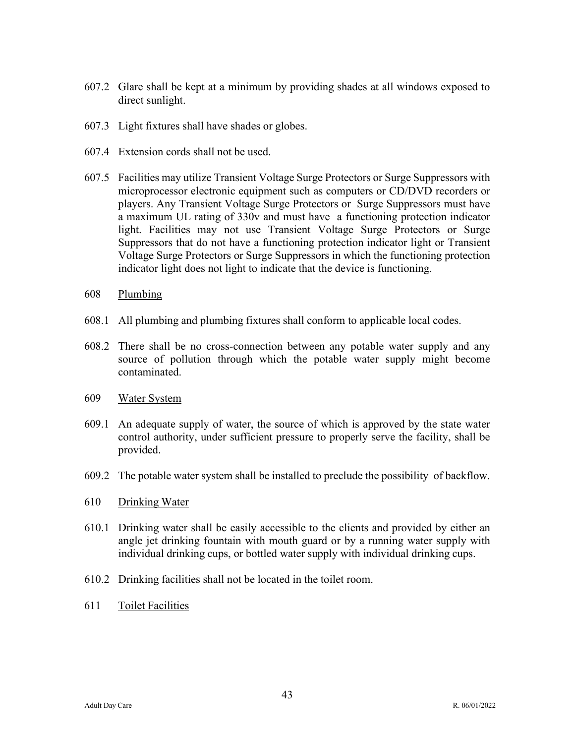607.2 Glare shall be kept at a minimum by providing shades at all windows exposed to direct sunlight.

607.3 Light fixtures shall have shades or globes.

607.4 Extension cords shall not be used.

607.5 Facilities may utilize Transient Voltage Surge Protectors or Surge Suppressors with microprocessor electronic equipment such as computers or CD/DVD recorders or players. Any Transient Voltage Surge Protectors or Surge Suppressors must have a maximum UL rating of 330v and must have a functioning protection indicator light. Facilities may not use Transient Voltage Surge Protectors or Surge Suppressors that do not have a functioning protection indicator light or Transient Voltage Surge Protectors or Surge Suppressors in which the functioning protection indicator light does not light to indicate that the device is functioning.

608 Plumbing

608.1 All plumbing and plumbing fixtures shall conform to applicable local codes.

608.2 There shall be no cross-connection between any potable water supply and any source of pollution through which the potable water supply might become contaminated.

609 Water System

609.1 An adequate supply of water, the source of which is approved by the state water control authority, under sufficient pressure to properly serve the facility, shall be provided.

609.2 The potable water system shall be installed to preclude the possibility of backflow.

610 Drinking Water

610.1 Drinking water shall be easily accessible to the clients and provided by either an angle jet drinking fountain with mouth guard or by a running water supply with individual drinking cups, or bottled water supply with individual drinking cups.

610.2 Drinking facilities shall not be located in the toilet room.

611 Toilet Facilities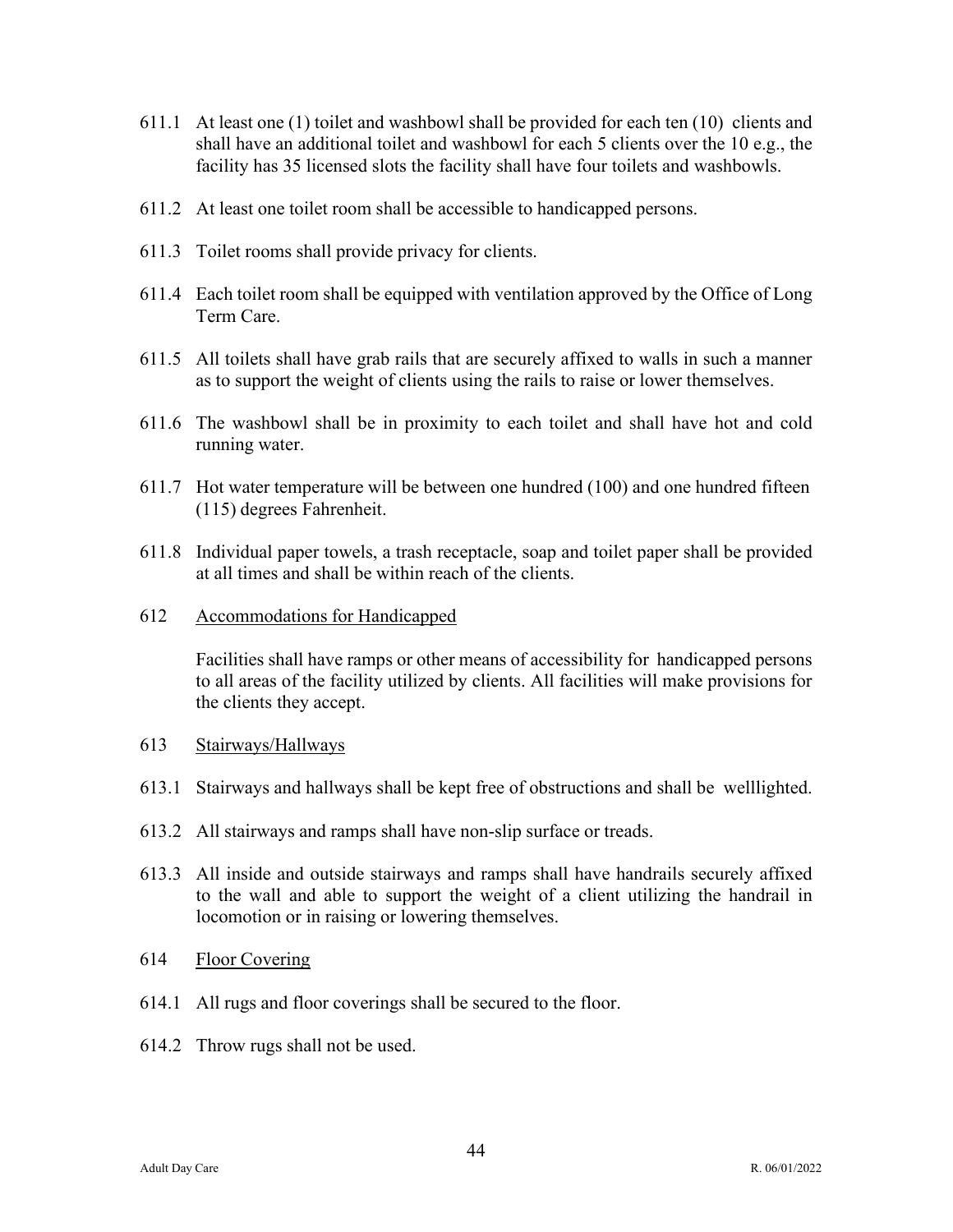611.1 At least one (1) toilet and washbowl shall be provided for each ten (10) clients and shall have an additional toilet and washbowl for each 5 clients over the 10 e.g., the facility has 35 licensed slots the facility shall have four toilets and washbowls.

611.2 At least one toilet room shall be accessible to handicapped persons.

611.3 Toilet rooms shall provide privacy for clients.

611.4 Each toilet room shall be equipped with ventilation approved by the Office of Long Term Care.

611.5 All toilets shall have grab rails that are securely affixed to walls in such a manner as to support the weight of clients using the rails to raise or lower themselves.

611.6 The washbowl shall be in proximity to each toilet and shall have hot and cold running water.

611.7 Hot water temperature will be between one hundred (100) and one hundred fifteen (115) degrees Fahrenheit.

611.8 Individual paper towels, a trash receptacle, soap and toilet paper shall be provided at all times and shall be within reach of the clients.

612 <u>Accommodations for Handicapped</u>

Facilities shall have ramps or other means of accessibility for handicapped persons to all areas of the facility utilized by clients. All facilities will make provisions for the clients they accept.

613 <u>Stairways/Hallways</u>

613.1 Stairways and hallways shall be kept free of obstructions and shall be welllighted.

613.2 All stairways and ramps shall have non-slip surface or treads.

613.3 All inside and outside stairways and ramps shall have handrails securely affixed to the wall and able to support the weight of a client utilizing the handrail in locomotion or in raising or lowering themselves.

614 <u>Floor Covering</u>

614.1 All rugs and floor coverings shall be secured to the floor.

614.2 Throw rugs shall not be used.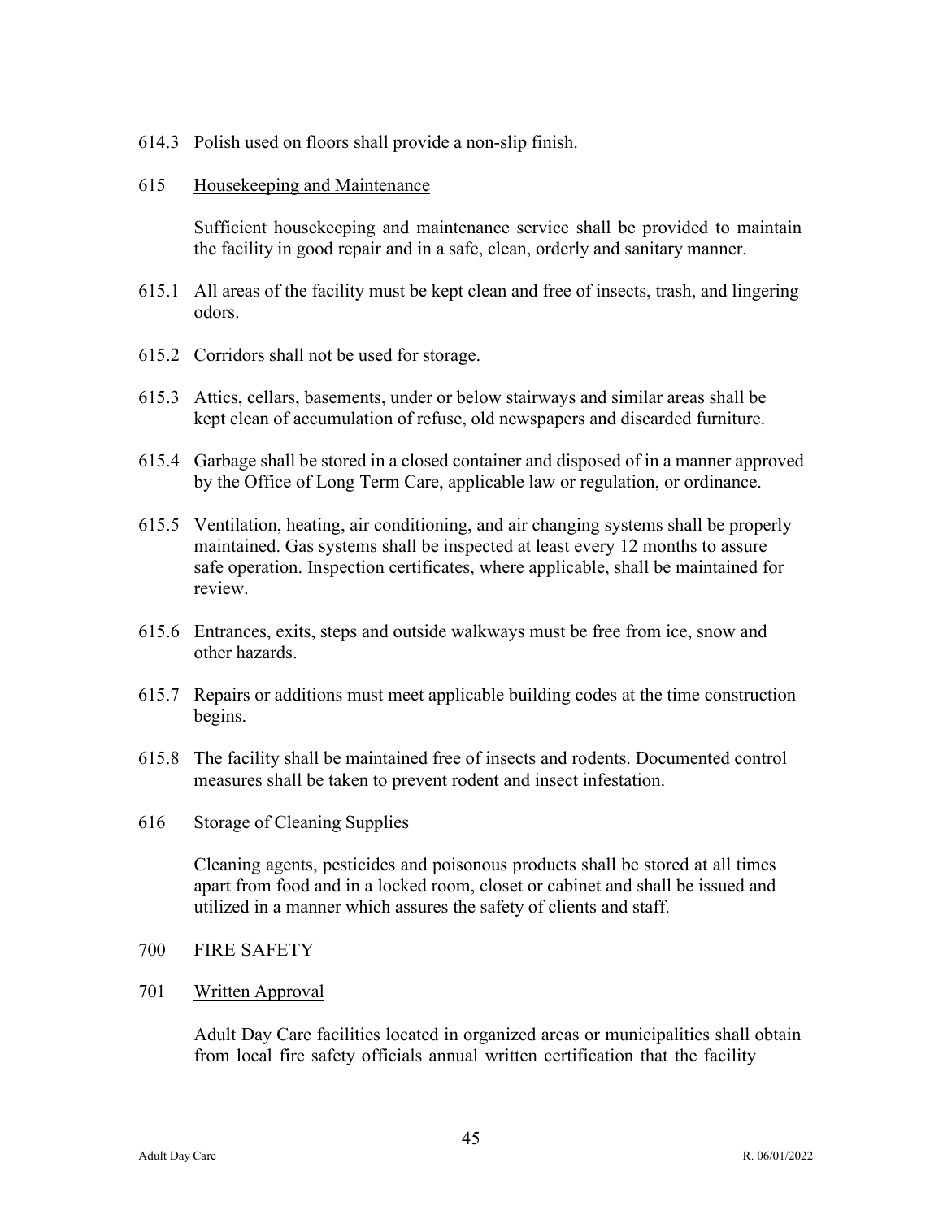614.3 Polish used on floors shall provide a non-slip finish.

615 <u>Housekeeping and Maintenance</u>

Sufficient housekeeping and maintenance service shall be provided to maintain the facility in good repair and in a safe, clean, orderly and sanitary manner.

615.1 All areas of the facility must be kept clean and free of insects, trash, and lingering odors.

615.2 Corridors shall not be used for storage.

615.3 Attics, cellars, basements, under or below stairways and similar areas shall be kept clean of accumulation of refuse, old newspapers and discarded furniture.

615.4 Garbage shall be stored in a closed container and disposed of in a manner approved by the Office of Long Term Care, applicable law or regulation, or ordinance.

615.5 Ventilation, heating, air conditioning, and air changing systems shall be properly maintained. Gas systems shall be inspected at least every 12 months to assure safe operation. Inspection certificates, where applicable, shall be maintained for review.

615.6 Entrances, exits, steps and outside walkways must be free from ice, snow and other hazards.

615.7 Repairs or additions must meet applicable building codes at the time construction begins.

615.8 The facility shall be maintained free of insects and rodents. Documented control measures shall be taken to prevent rodent and insect infestation.

616 <u>Storage of Cleaning Supplies</u>

Cleaning agents, pesticides and poisonous products shall be stored at all times apart from food and in a locked room, closet or cabinet and shall be issued and utilized in a manner which assures the safety of clients and staff.

700 FIRE SAFETY

701 <u>Written Approval</u>

Adult Day Care facilities located in organized areas or municipalities shall obtain from local fire safety officials annual written certification that the facility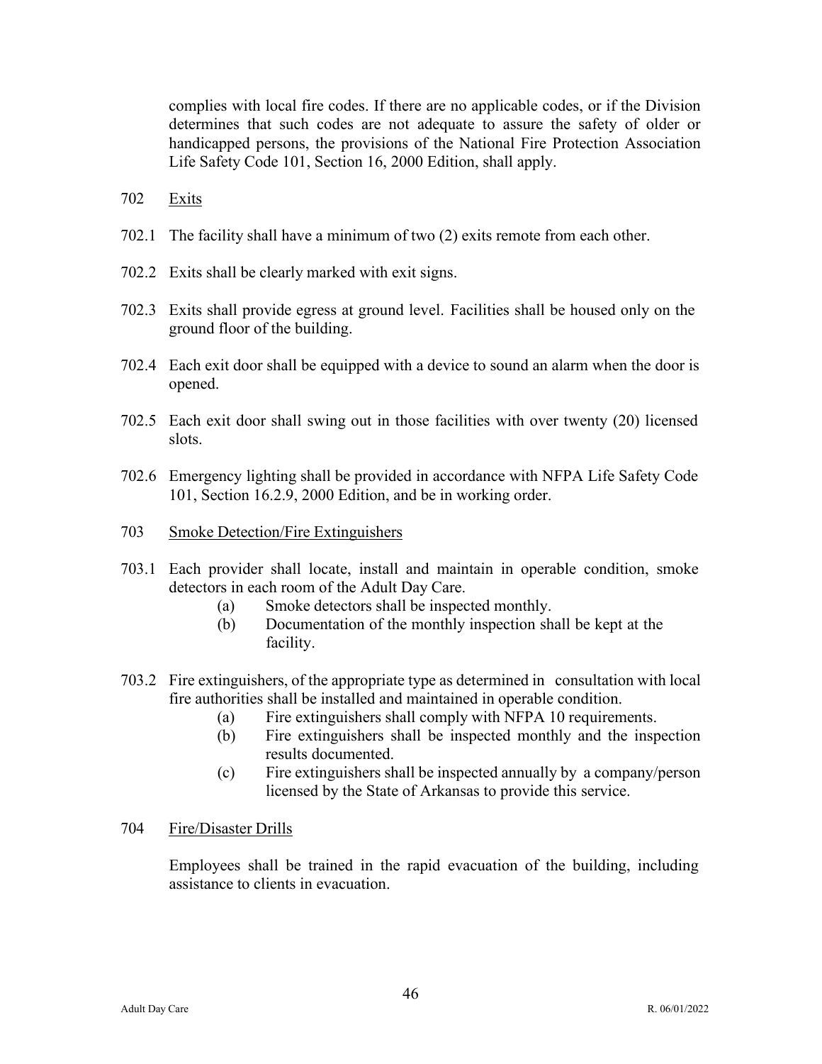complies with local fire codes. If there are no applicable codes, or if the Division determines that such codes are not adequate to assure the safety of older or handicapped persons, the provisions of the National Fire Protection Association Life Safety Code 101, Section 16, 2000 Edition, shall apply.

702 Exits

702.1 The facility shall have a minimum of two (2) exits remote from each other.

702.2 Exits shall be clearly marked with exit signs.

702.3 Exits shall provide egress at ground level. Facilities shall be housed only on the ground floor of the building.

702.4 Each exit door shall be equipped with a device to sound an alarm when the door is opened.

702.5 Each exit door shall swing out in those facilities with over twenty (20) licensed slots.

702.6 Emergency lighting shall be provided in accordance with NFPA Life Safety Code 101, Section 16.2.9, 2000 Edition, and be in working order.

703 Smoke Detection/Fire Extinguishers

703.1 Each provider shall locate, install and maintain in operable condition, smoke detectors in each room of the Adult Day Care.

(a) Smoke detectors shall be inspected monthly.

(b) Documentation of the monthly inspection shall be kept at the facility.

703.2 Fire extinguishers, of the appropriate type as determined in consultation with local fire authorities shall be installed and maintained in operable condition.

(a) Fire extinguishers shall comply with NFPA 10 requirements.

(b) Fire extinguishers shall be inspected monthly and the inspection results documented.

(c) Fire extinguishers shall be inspected annually by a company/person licensed by the State of Arkansas to provide this service.

704 Fire/Disaster Drills

Employees shall be trained in the rapid evacuation of the building, including assistance to clients in evacuation.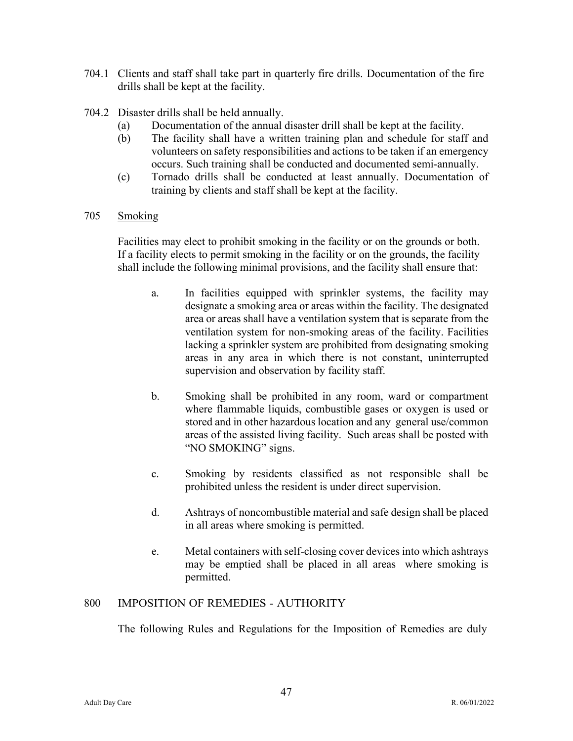704.1 Clients and staff shall take part in quarterly fire drills. Documentation of the fire drills shall be kept at the facility.

704.2 Disaster drills shall be held annually.

(a) Documentation of the annual disaster drill shall be kept at the facility.

(b) The facility shall have a written training plan and schedule for staff and volunteers on safety responsibilities and actions to be taken if an emergency occurs. Such training shall be conducted and documented semi-annually.

(c) Tornado drills shall be conducted at least annually. Documentation of training by clients and staff shall be kept at the facility.

705 <u>Smoking</u>

Facilities may elect to prohibit smoking in the facility or on the grounds or both. If a facility elects to permit smoking in the facility or on the grounds, the facility shall include the following minimal provisions, and the facility shall ensure that:

a. In facilities equipped with sprinkler systems, the facility may designate a smoking area or areas within the facility. The designated area or areas shall have a ventilation system that is separate from the ventilation system for non-smoking areas of the facility. Facilities lacking a sprinkler system are prohibited from designating smoking areas in any area in which there is not constant, uninterrupted supervision and observation by facility staff.

b. Smoking shall be prohibited in any room, ward or compartment where flammable liquids, combustible gases or oxygen is used or stored and in other hazardous location and any general use/common areas of the assisted living facility. Such areas shall be posted with "NO SMOKING" signs.

c. Smoking by residents classified as not responsible shall be prohibited unless the resident is under direct supervision.

d. Ashtrays of noncombustible material and safe design shall be placed in all areas where smoking is permitted.

e. Metal containers with self-closing cover devices into which ashtrays may be emptied shall be placed in all areas where smoking is permitted.

800 IMPOSITION OF REMEDIES - AUTHORITY

The following Rules and Regulations for the Imposition of Remedies are duly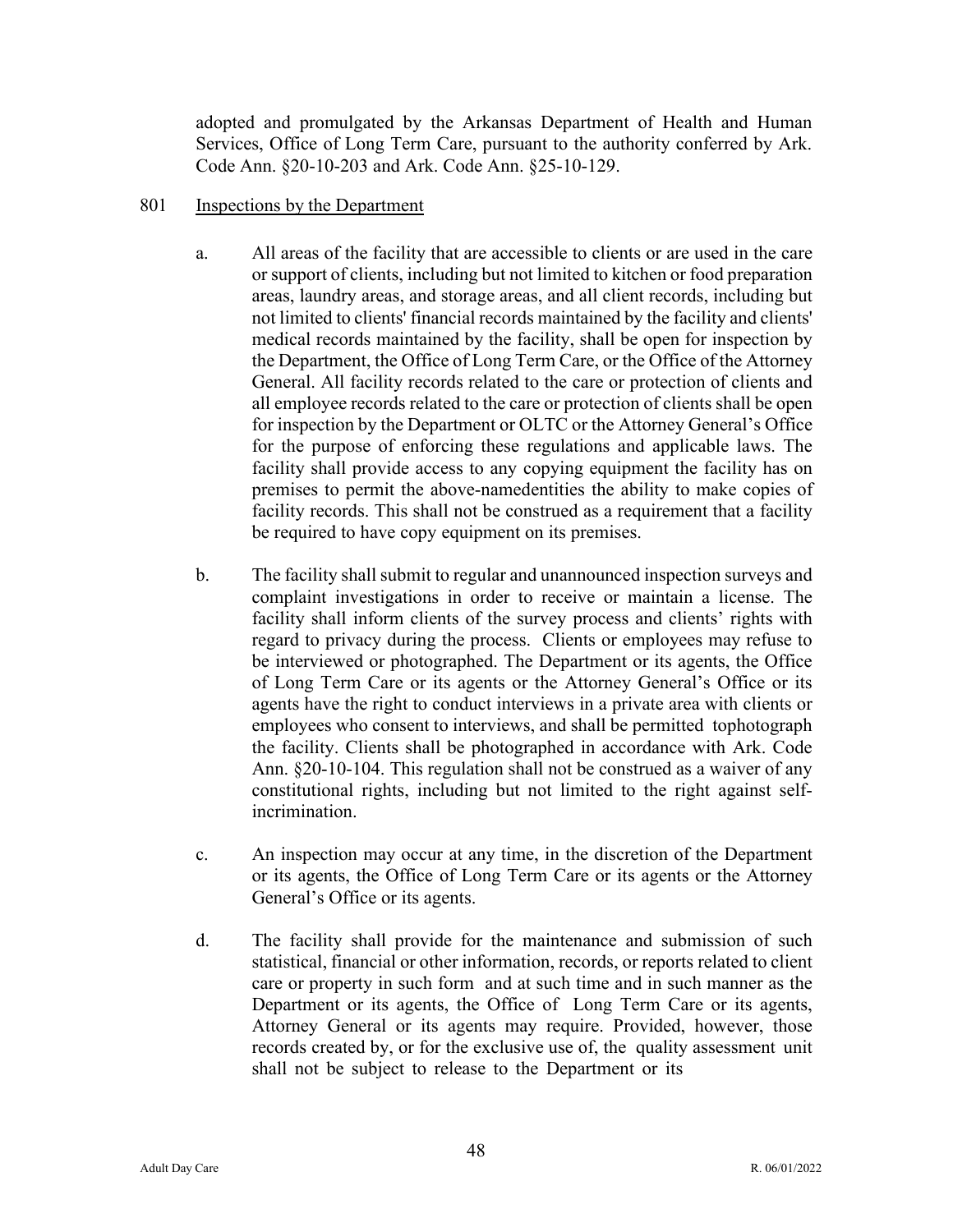adopted and promulgated by the Arkansas Department of Health and Human Services, Office of Long Term Care, pursuant to the authority conferred by Ark. Code Ann. §20-10-203 and Ark. Code Ann. §25-10-129.

801 Inspections by the Department

a. All areas of the facility that are accessible to clients or are used in the care or support of clients, including but not limited to kitchen or food preparation areas, laundry areas, and storage areas, and all client records, including but not limited to clients' financial records maintained by the facility and clients' medical records maintained by the facility, shall be open for inspection by the Department, the Office of Long Term Care, or the Office of the Attorney General. All facility records related to the care or protection of clients and all employee records related to the care or protection of clients shall be open for inspection by the Department or OLTC or the Attorney General's Office for the purpose of enforcing these regulations and applicable laws. The facility shall provide access to any copying equipment the facility has on premises to permit the above-namedentities the ability to make copies of facility records. This shall not be construed as a requirement that a facility be required to have copy equipment on its premises.

b. The facility shall submit to regular and unannounced inspection surveys and complaint investigations in order to receive or maintain a license. The facility shall inform clients of the survey process and clients' rights with regard to privacy during the process. Clients or employees may refuse to be interviewed or photographed. The Department or its agents, the Office of Long Term Care or its agents or the Attorney General's Office or its agents have the right to conduct interviews in a private area with clients or employees who consent to interviews, and shall be permitted tophotograph the facility. Clients shall be photographed in accordance with Ark. Code Ann. §20-10-104. This regulation shall not be construed as a waiver of any constitutional rights, including but not limited to the right against self-incrimination.

c. An inspection may occur at any time, in the discretion of the Department or its agents, the Office of Long Term Care or its agents or the Attorney General's Office or its agents.

d. The facility shall provide for the maintenance and submission of such statistical, financial or other information, records, or reports related to client care or property in such form and at such time and in such manner as the Department or its agents, the Office of Long Term Care or its agents, Attorney General or its agents may require. Provided, however, those records created by, or for the exclusive use of, the quality assessment unit shall not be subject to release to the Department or its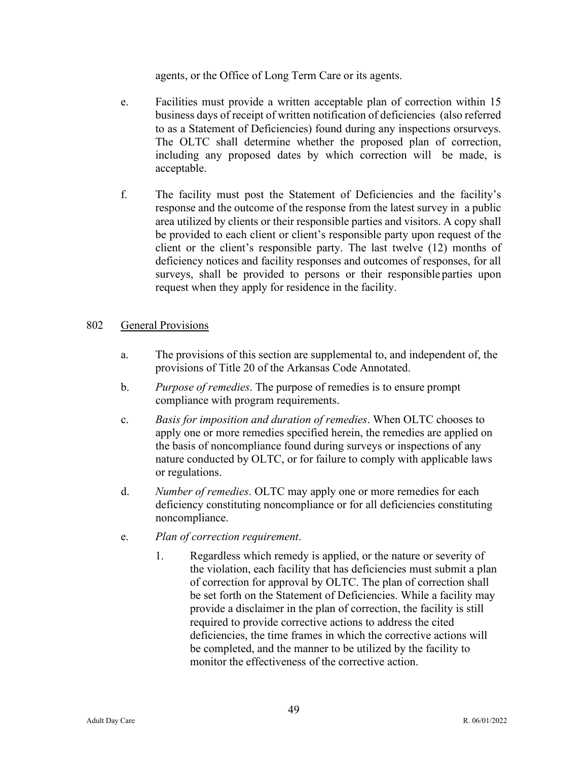agents, or the Office of Long Term Care or its agents.

e. Facilities must provide a written acceptable plan of correction within 15 business days of receipt of written notification of deficiencies (also referred to as a Statement of Deficiencies) found during any inspections orsurveys. The OLTC shall determine whether the proposed plan of correction, including any proposed dates by which correction will be made, is acceptable.

f. The facility must post the Statement of Deficiencies and the facility's response and the outcome of the response from the latest survey in a public area utilized by clients or their responsible parties and visitors. A copy shall be provided to each client or client's responsible party upon request of the client or the client's responsible party. The last twelve (12) months of deficiency notices and facility responses and outcomes of responses, for all surveys, shall be provided to persons or their responsible parties upon request when they apply for residence in the facility.

802 General Provisions

a. The provisions of this section are supplemental to, and independent of, the provisions of Title 20 of the Arkansas Code Annotated.

b. *Purpose of remedies*. The purpose of remedies is to ensure prompt compliance with program requirements.

c. *Basis for imposition and duration of remedies*. When OLTC chooses to apply one or more remedies specified herein, the remedies are applied on the basis of noncompliance found during surveys or inspections of any nature conducted by OLTC, or for failure to comply with applicable laws or regulations.

d. *Number of remedies*. OLTC may apply one or more remedies for each deficiency constituting noncompliance or for all deficiencies constituting noncompliance.

e. *Plan of correction requirement*.

1. Regardless which remedy is applied, or the nature or severity of the violation, each facility that has deficiencies must submit a plan of correction for approval by OLTC. The plan of correction shall be set forth on the Statement of Deficiencies. While a facility may provide a disclaimer in the plan of correction, the facility is still required to provide corrective actions to address the cited deficiencies, the time frames in which the corrective actions will be completed, and the manner to be utilized by the facility to monitor the effectiveness of the corrective action.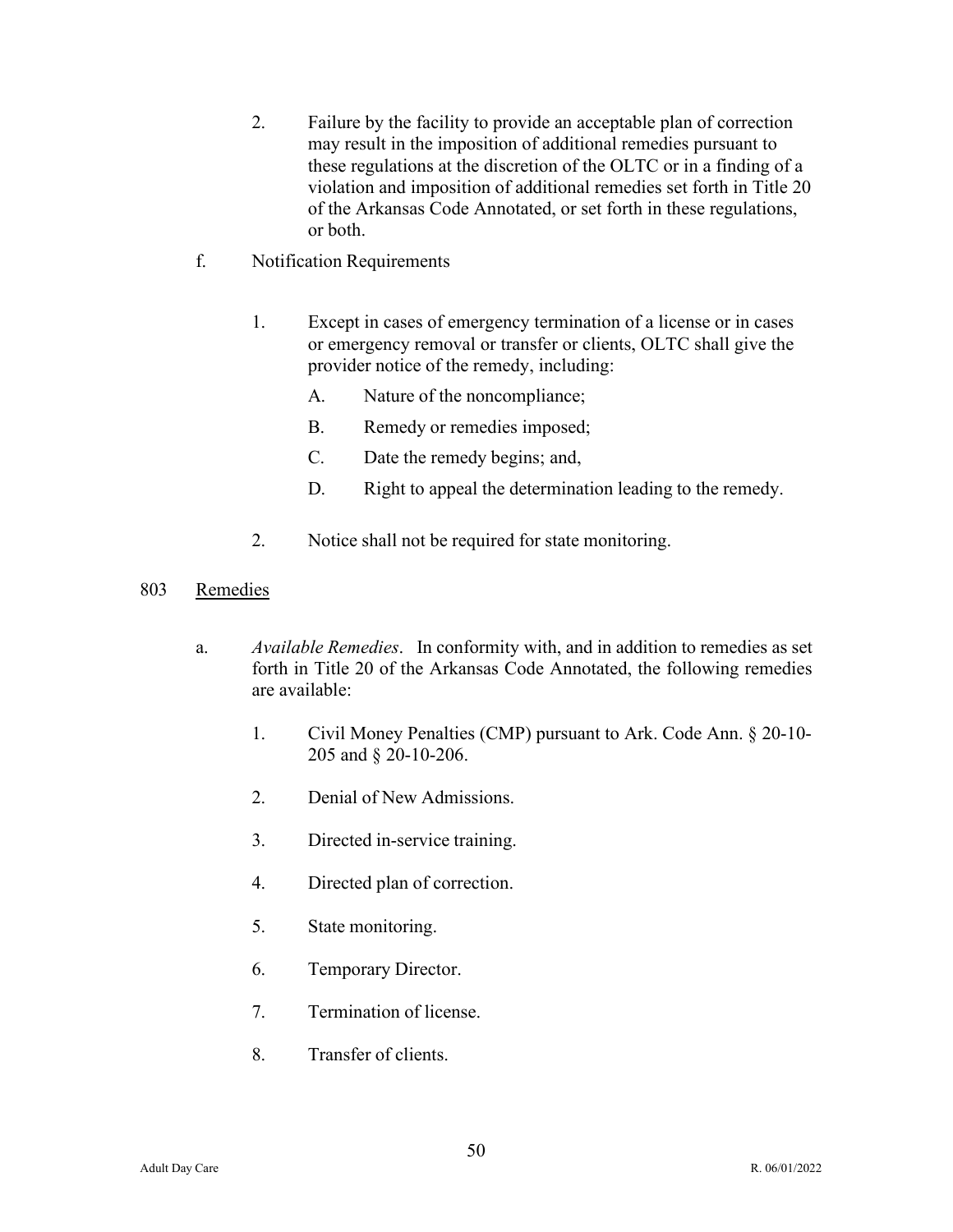2. Failure by the facility to provide an acceptable plan of correction may result in the imposition of additional remedies pursuant to these regulations at the discretion of the OLTC or in a finding of a violation and imposition of additional remedies set forth in Title 20 of the Arkansas Code Annotated, or set forth in these regulations, or both.

f. Notification Requirements

1. Except in cases of emergency termination of a license or in cases or emergency removal or transfer or clients, OLTC shall give the provider notice of the remedy, including:

   A. Nature of the noncompliance;

   B. Remedy or remedies imposed;

   C. Date the remedy begins; and,

   D. Right to appeal the determination leading to the remedy.

2. Notice shall not be required for state monitoring.

## 803 Remedies

a. *Available Remedies*. In conformity with, and in addition to remedies as set forth in Title 20 of the Arkansas Code Annotated, the following remedies are available:

1. Civil Money Penalties (CMP) pursuant to Ark. Code Ann. § 20-10-205 and § 20-10-206.

2. Denial of New Admissions.

3. Directed in-service training.

4. Directed plan of correction.

5. State monitoring.

6. Temporary Director.

7. Termination of license.

8. Transfer of clients.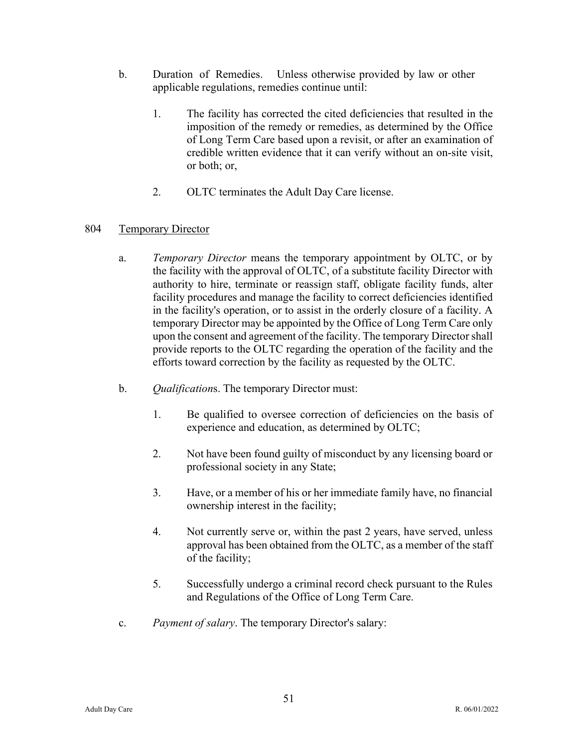b. Duration of Remedies. Unless otherwise provided by law or other applicable regulations, remedies continue until:

   1. The facility has corrected the cited deficiencies that resulted in the imposition of the remedy or remedies, as determined by the Office of Long Term Care based upon a revisit, or after an examination of credible written evidence that it can verify without an on-site visit, or both; or,

   2. OLTC terminates the Adult Day Care license.

## 804 Temporary Director

a. *Temporary Director* means the temporary appointment by OLTC, or by the facility with the approval of OLTC, of a substitute facility Director with authority to hire, terminate or reassign staff, obligate facility funds, alter facility procedures and manage the facility to correct deficiencies identified in the facility's operation, or to assist in the orderly closure of a facility. A temporary Director may be appointed by the Office of Long Term Care only upon the consent and agreement of the facility. The temporary Director shall provide reports to the OLTC regarding the operation of the facility and the efforts toward correction by the facility as requested by the OLTC.

b. *Qualification*s. The temporary Director must:

   1. Be qualified to oversee correction of deficiencies on the basis of experience and education, as determined by OLTC;

   2. Not have been found guilty of misconduct by any licensing board or professional society in any State;

   3. Have, or a member of his or her immediate family have, no financial ownership interest in the facility;

   4. Not currently serve or, within the past 2 years, have served, unless approval has been obtained from the OLTC, as a member of the staff of the facility;

   5. Successfully undergo a criminal record check pursuant to the Rules and Regulations of the Office of Long Term Care.

c. *Payment of salary*. The temporary Director's salary: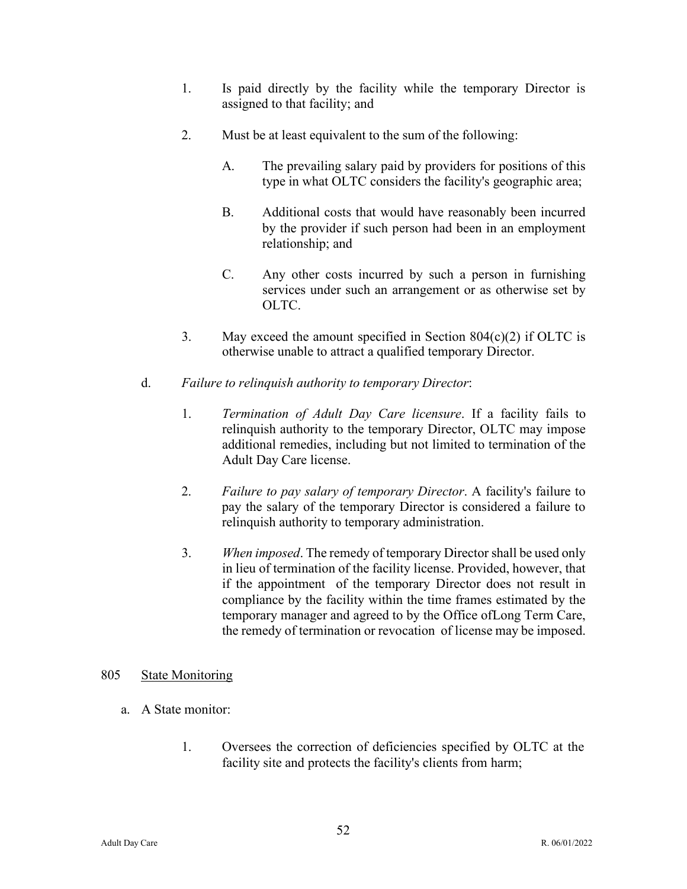1. Is paid directly by the facility while the temporary Director is assigned to that facility; and

2. Must be at least equivalent to the sum of the following:

   A. The prevailing salary paid by providers for positions of this type in what OLTC considers the facility's geographic area;

   B. Additional costs that would have reasonably been incurred by the provider if such person had been in an employment relationship; and

   C. Any other costs incurred by such a person in furnishing services under such an arrangement or as otherwise set by OLTC.

3. May exceed the amount specified in Section 804(c)(2) if OLTC is otherwise unable to attract a qualified temporary Director.

d. *Failure to relinquish authority to temporary Director*:

1. *Termination of Adult Day Care licensure*. If a facility fails to relinquish authority to the temporary Director, OLTC may impose additional remedies, including but not limited to termination of the Adult Day Care license.

2. *Failure to pay salary of temporary Director*. A facility's failure to pay the salary of the temporary Director is considered a failure to relinquish authority to temporary administration.

3. *When imposed*. The remedy of temporary Director shall be used only in lieu of termination of the facility license. Provided, however, that if the appointment of the temporary Director does not result in compliance by the facility within the time frames estimated by the temporary manager and agreed to by the Office ofLong Term Care, the remedy of termination or revocation of license may be imposed.

## 805 State Monitoring

a. A State monitor:

1. Oversees the correction of deficiencies specified by OLTC at the facility site and protects the facility's clients from harm;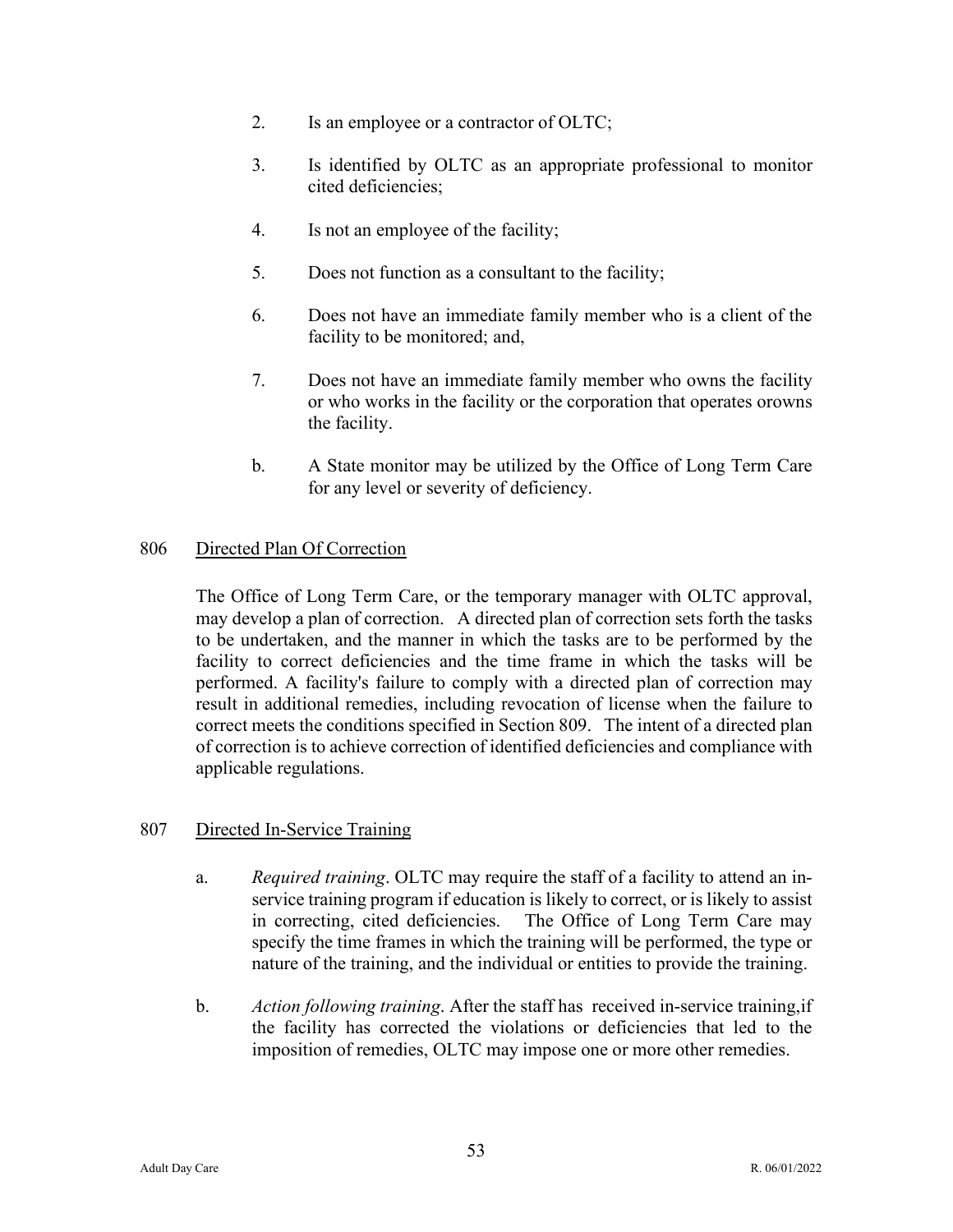2. Is an employee or a contractor of OLTC;

3. Is identified by OLTC as an appropriate professional to monitor cited deficiencies;

4. Is not an employee of the facility;

5. Does not function as a consultant to the facility;

6. Does not have an immediate family member who is a client of the facility to be monitored; and,

7. Does not have an immediate family member who owns the facility or who works in the facility or the corporation that operates orowns the facility.

b. A State monitor may be utilized by the Office of Long Term Care for any level or severity of deficiency.

## 806 Directed Plan Of Correction

The Office of Long Term Care, or the temporary manager with OLTC approval, may develop a plan of correction. A directed plan of correction sets forth the tasks to be undertaken, and the manner in which the tasks are to be performed by the facility to correct deficiencies and the time frame in which the tasks will be performed. A facility's failure to comply with a directed plan of correction may result in additional remedies, including revocation of license when the failure to correct meets the conditions specified in Section 809. The intent of a directed plan of correction is to achieve correction of identified deficiencies and compliance with applicable regulations.

## 807 Directed In-Service Training

a. *Required training*. OLTC may require the staff of a facility to attend an in-service training program if education is likely to correct, or is likely to assist in correcting, cited deficiencies. The Office of Long Term Care may specify the time frames in which the training will be performed, the type or nature of the training, and the individual or entities to provide the training.

b. *Action following training*. After the staff has received in-service training,if the facility has corrected the violations or deficiencies that led to the imposition of remedies, OLTC may impose one or more other remedies.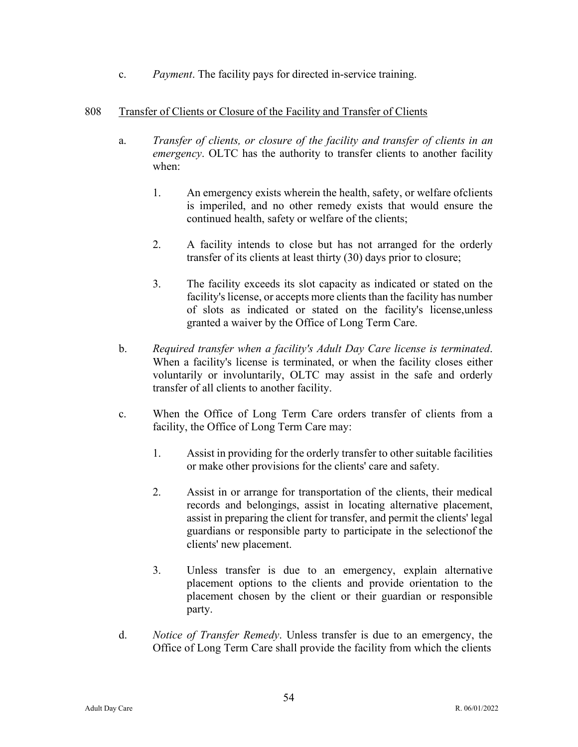c. *Payment*. The facility pays for directed in-service training.

## 808 Transfer of Clients or Closure of the Facility and Transfer of Clients

a. *Transfer of clients, or closure of the facility and transfer of clients in an emergency*. OLTC has the authority to transfer clients to another facility when:

1. An emergency exists wherein the health, safety, or welfare ofclients is imperiled, and no other remedy exists that would ensure the continued health, safety or welfare of the clients;

2. A facility intends to close but has not arranged for the orderly transfer of its clients at least thirty (30) days prior to closure;

3. The facility exceeds its slot capacity as indicated or stated on the facility's license, or accepts more clients than the facility has number of slots as indicated or stated on the facility's license,unless granted a waiver by the Office of Long Term Care.

b. *Required transfer when a facility's Adult Day Care license is terminated*. When a facility's license is terminated, or when the facility closes either voluntarily or involuntarily, OLTC may assist in the safe and orderly transfer of all clients to another facility.

c. When the Office of Long Term Care orders transfer of clients from a facility, the Office of Long Term Care may:

1. Assist in providing for the orderly transfer to other suitable facilities or make other provisions for the clients' care and safety.

2. Assist in or arrange for transportation of the clients, their medical records and belongings, assist in locating alternative placement, assist in preparing the client for transfer, and permit the clients' legal guardians or responsible party to participate in the selectionof the clients' new placement.

3. Unless transfer is due to an emergency, explain alternative placement options to the clients and provide orientation to the placement chosen by the client or their guardian or responsible party.

d. *Notice of Transfer Remedy*. Unless transfer is due to an emergency, the Office of Long Term Care shall provide the facility from which the clients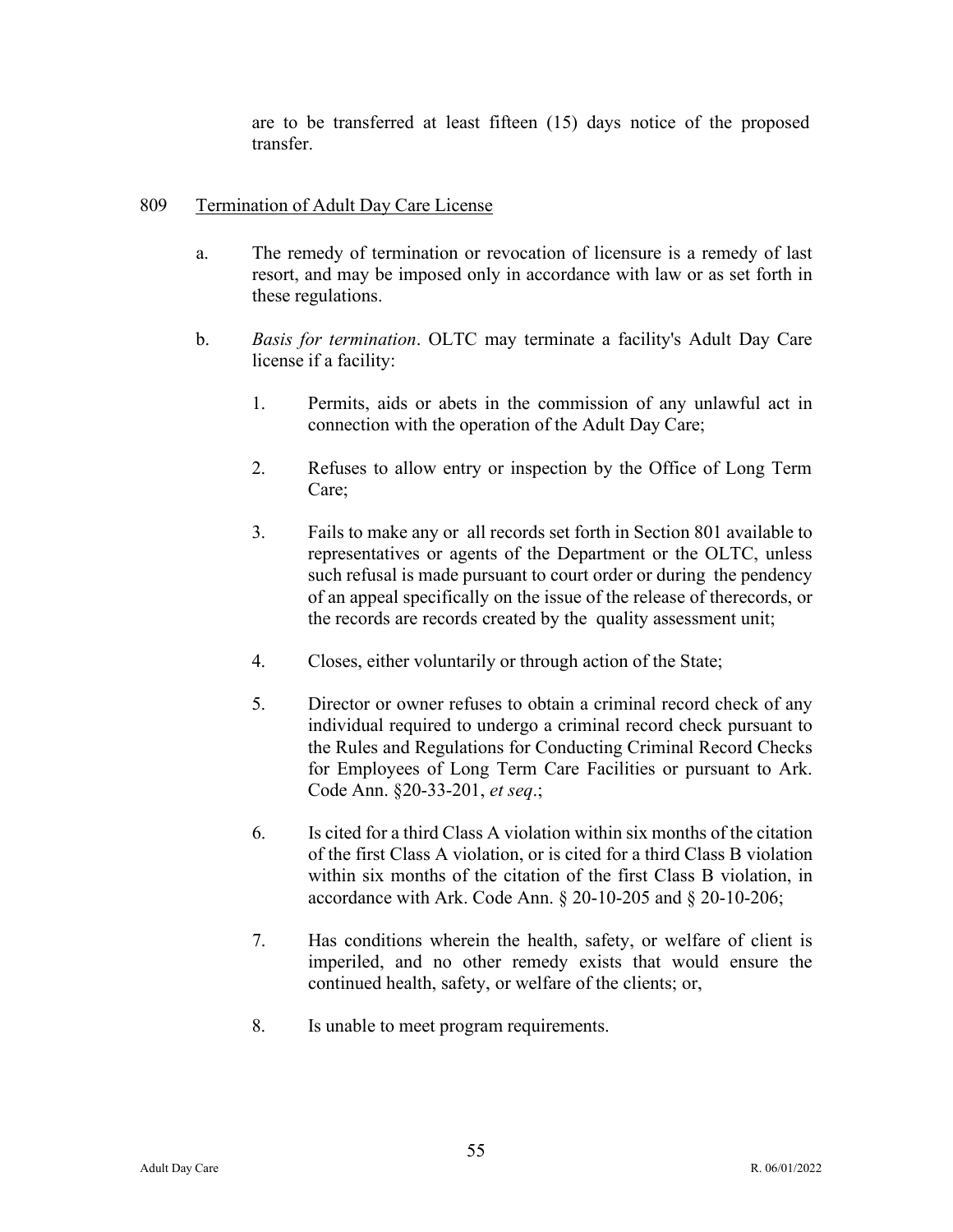are to be transferred at least fifteen (15) days notice of the proposed transfer.

## 809 Termination of Adult Day Care License

a. The remedy of termination or revocation of licensure is a remedy of last resort, and may be imposed only in accordance with law or as set forth in these regulations.

b. *Basis for termination*. OLTC may terminate a facility's Adult Day Care license if a facility:

1. Permits, aids or abets in the commission of any unlawful act in connection with the operation of the Adult Day Care;

2. Refuses to allow entry or inspection by the Office of Long Term Care;

3. Fails to make any or all records set forth in Section 801 available to representatives or agents of the Department or the OLTC, unless such refusal is made pursuant to court order or during the pendency of an appeal specifically on the issue of the release of therecords, or the records are records created by the quality assessment unit;

4. Closes, either voluntarily or through action of the State;

5. Director or owner refuses to obtain a criminal record check of any individual required to undergo a criminal record check pursuant to the Rules and Regulations for Conducting Criminal Record Checks for Employees of Long Term Care Facilities or pursuant to Ark. Code Ann. §20-33-201, *et seq*.;

6. Is cited for a third Class A violation within six months of the citation of the first Class A violation, or is cited for a third Class B violation within six months of the citation of the first Class B violation, in accordance with Ark. Code Ann. § 20-10-205 and § 20-10-206;

7. Has conditions wherein the health, safety, or welfare of client is imperiled, and no other remedy exists that would ensure the continued health, safety, or welfare of the clients; or,

8. Is unable to meet program requirements.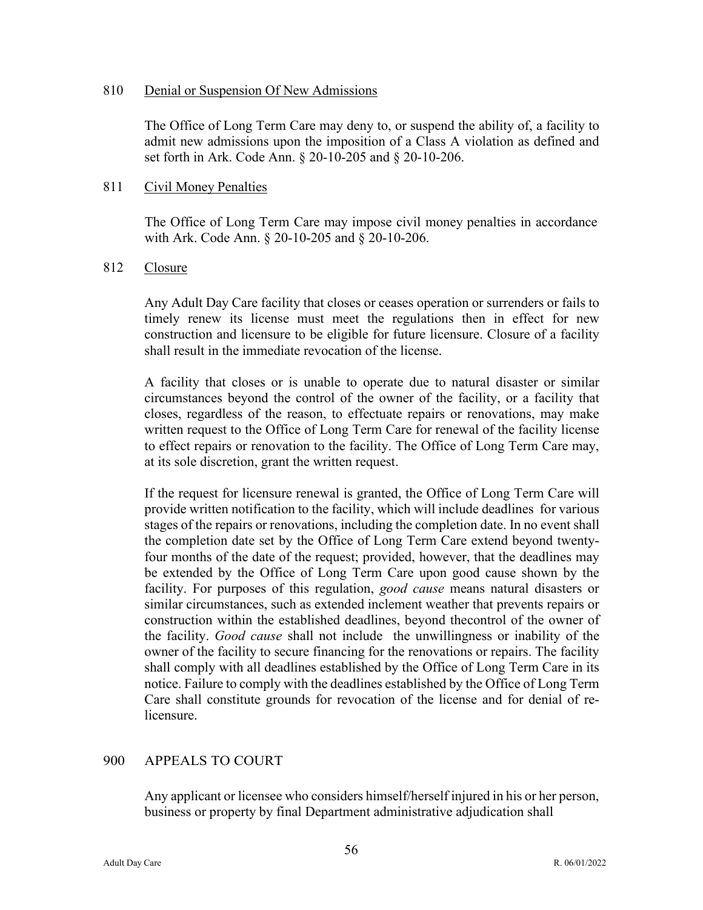## 810 Denial or Suspension Of New Admissions

The Office of Long Term Care may deny to, or suspend the ability of, a facility to admit new admissions upon the imposition of a Class A violation as defined and set forth in Ark. Code Ann. § 20-10-205 and § 20-10-206.

## 811 Civil Money Penalties

The Office of Long Term Care may impose civil money penalties in accordance with Ark. Code Ann. § 20-10-205 and § 20-10-206.

## 812 Closure

Any Adult Day Care facility that closes or ceases operation or surrenders or fails to timely renew its license must meet the regulations then in effect for new construction and licensure to be eligible for future licensure. Closure of a facility shall result in the immediate revocation of the license.

A facility that closes or is unable to operate due to natural disaster or similar circumstances beyond the control of the owner of the facility, or a facility that closes, regardless of the reason, to effectuate repairs or renovations, may make written request to the Office of Long Term Care for renewal of the facility license to effect repairs or renovation to the facility. The Office of Long Term Care may, at its sole discretion, grant the written request.

If the request for licensure renewal is granted, the Office of Long Term Care will provide written notification to the facility, which will include deadlines for various stages of the repairs or renovations, including the completion date. In no event shall the completion date set by the Office of Long Term Care extend beyond twenty-four months of the date of the request; provided, however, that the deadlines may be extended by the Office of Long Term Care upon good cause shown by the facility. For purposes of this regulation, *good cause* means natural disasters or similar circumstances, such as extended inclement weather that prevents repairs or construction within the established deadlines, beyond thecontrol of the owner of the facility. *Good cause* shall not include the unwillingness or inability of the owner of the facility to secure financing for the renovations or repairs. The facility shall comply with all deadlines established by the Office of Long Term Care in its notice. Failure to comply with the deadlines established by the Office of Long Term Care shall constitute grounds for revocation of the license and for denial of re-licensure.

# 900 APPEALS TO COURT

Any applicant or licensee who considers himself/herself injured in his or her person, business or property by final Department administrative adjudication shall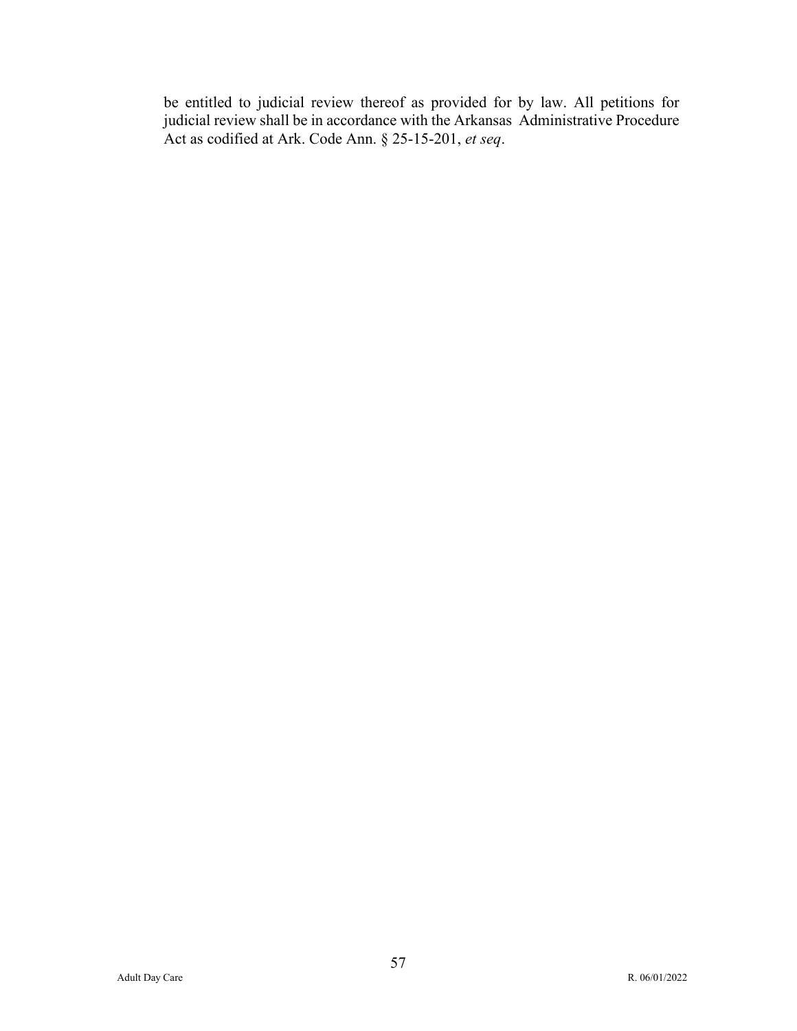be entitled to judicial review thereof as provided for by law. All petitions for judicial review shall be in accordance with the Arkansas Administrative Procedure Act as codified at Ark. Code Ann. § 25-15-201, *et seq*.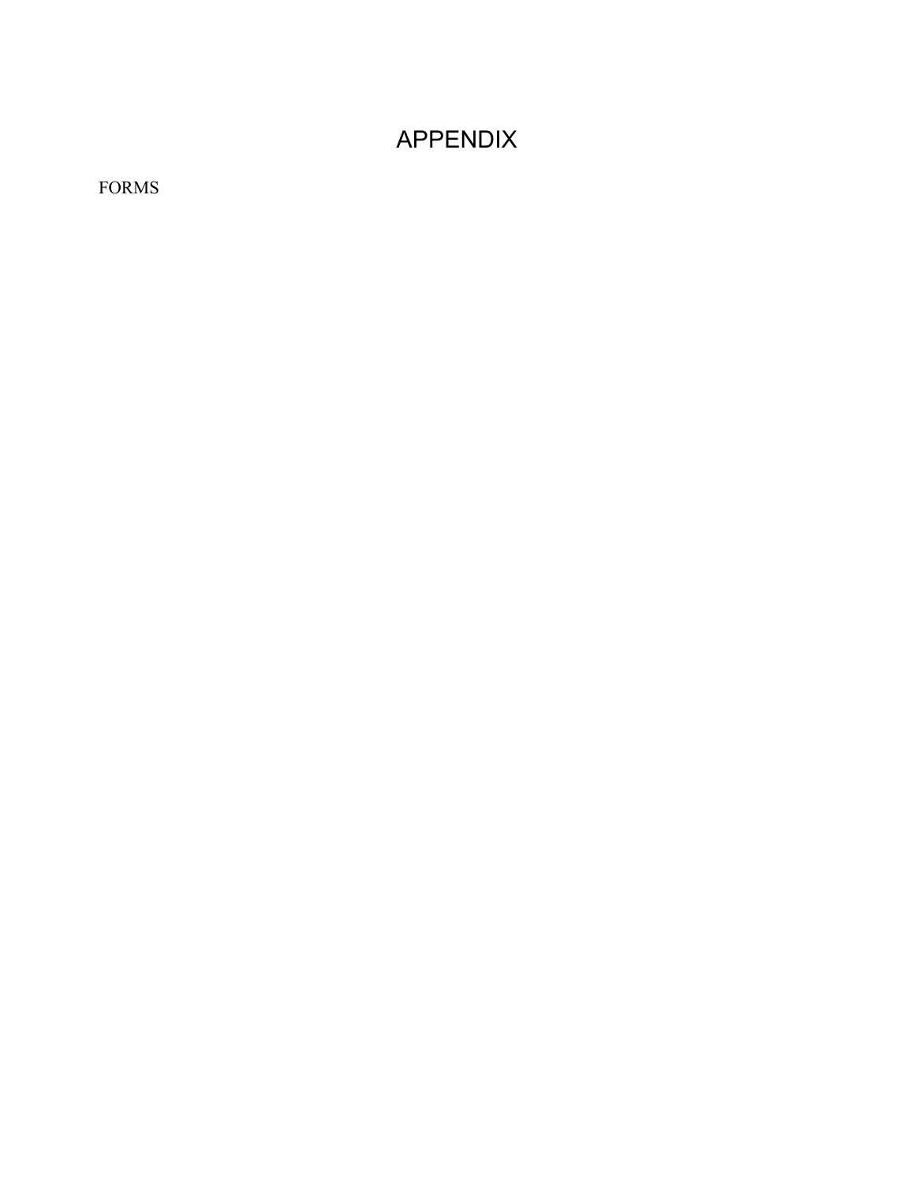# APPENDIX

FORMS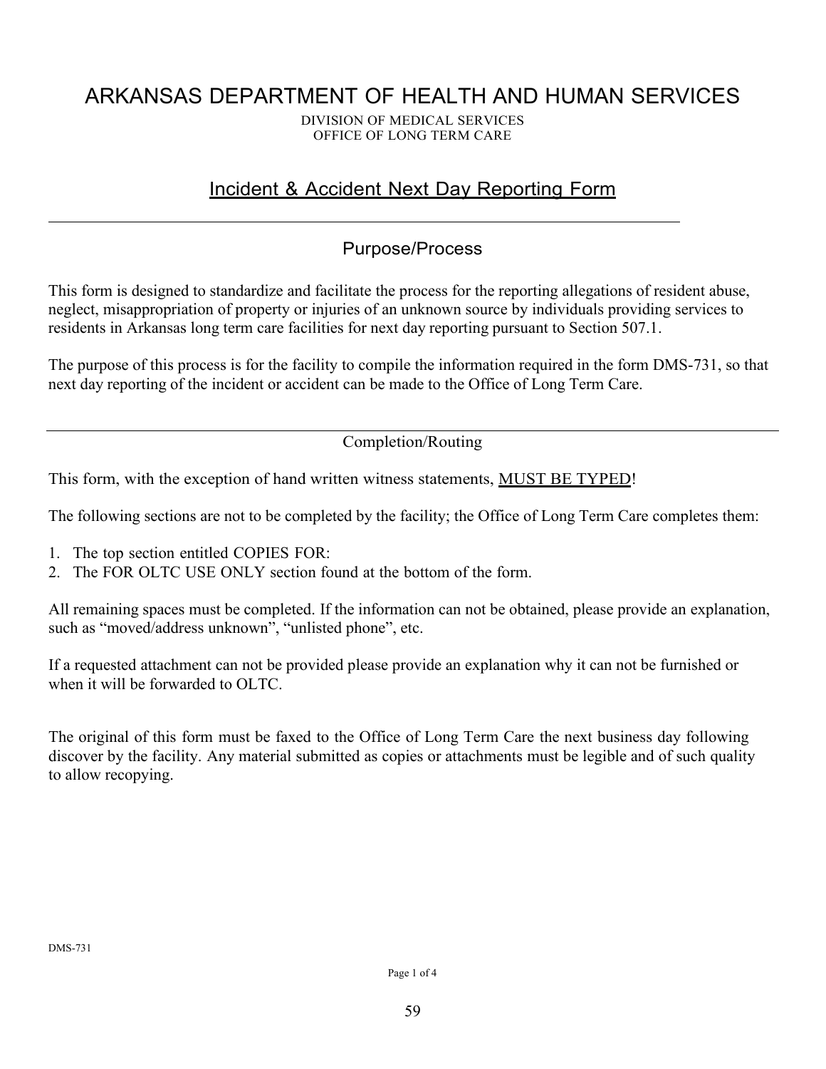# ARKANSAS DEPARTMENT OF HEALTH AND HUMAN SERVICES

DIVISION OF MEDICAL SERVICES
OFFICE OF LONG TERM CARE

## Incident & Accident Next Day Reporting Form

---

### Purpose/Process

This form is designed to standardize and facilitate the process for the reporting allegations of resident abuse, neglect, misappropriation of property or injuries of an unknown source by individuals providing services to residents in Arkansas long term care facilities for next day reporting pursuant to Section 507.1.

The purpose of this process is for the facility to compile the information required in the form DMS-731, so that next day reporting of the incident or accident can be made to the Office of Long Term Care.

---

### Completion/Routing

This form, with the exception of hand written witness statements, MUST BE TYPED!

The following sections are not to be completed by the facility; the Office of Long Term Care completes them:

1. The top section entitled COPIES FOR:
2. The FOR OLTC USE ONLY section found at the bottom of the form.

All remaining spaces must be completed. If the information can not be obtained, please provide an explanation, such as "moved/address unknown", "unlisted phone", etc.

If a requested attachment can not be provided please provide an explanation why it can not be furnished or when it will be forwarded to OLTC.

The original of this form must be faxed to the Office of Long Term Care the next business day following discover by the facility. Any material submitted as copies or attachments must be legible and of such quality to allow recopying.

DMS-731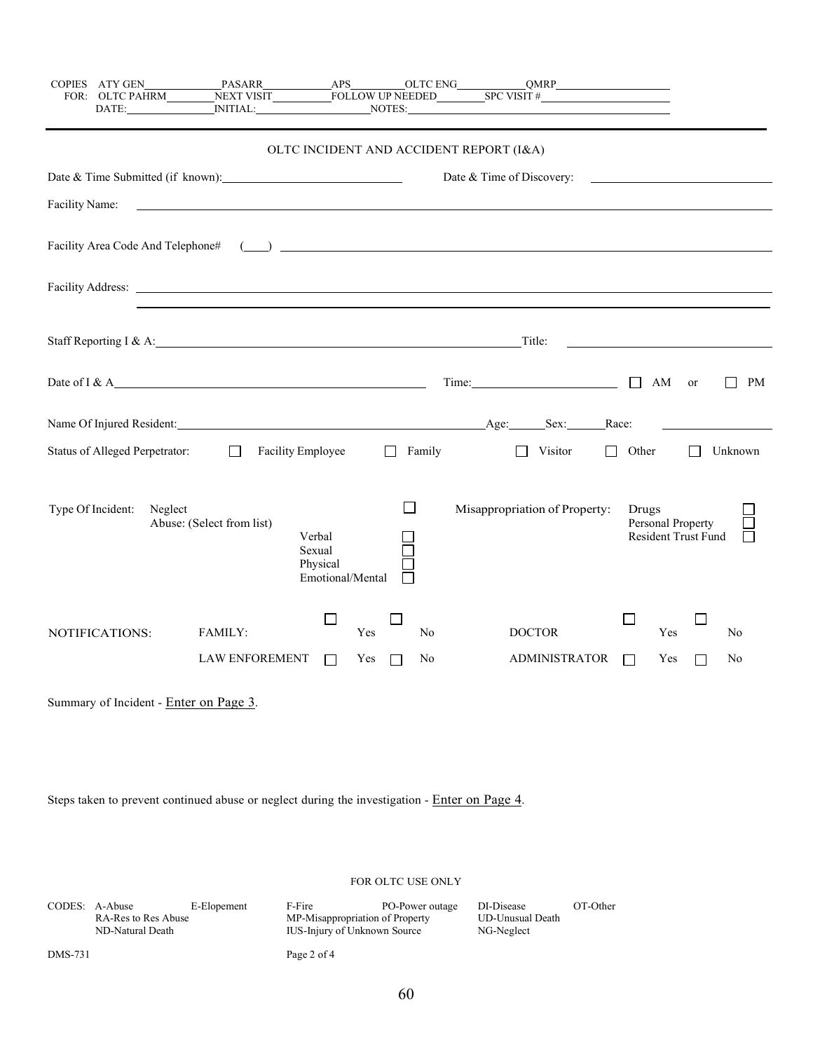COPIES FOR: ATY GEN\_\_\_\_\_\_\_\_ PASARR\_\_\_\_\_\_\_\_ APS\_\_\_\_\_\_\_\_ OLTC ENG\_\_\_\_\_\_\_\_ QMRP\_\_\_\_\_\_\_\_

OLTC PAHRM\_\_\_\_\_\_\_\_ NEXT VISIT\_\_\_\_\_\_\_\_ FOLLOW UP NEEDED\_\_\_\_\_\_\_\_ SPC VISIT #\_\_\_\_\_\_\_\_

DATE:\_\_\_\_\_\_\_\_ INITIAL:\_\_\_\_\_\_\_\_ NOTES:\_\_\_\_\_\_\_\_

---

## OLTC INCIDENT AND ACCIDENT REPORT (I&A)

Date & Time Submitted (if known):\_\_\_\_\_\_\_\_ Date & Time of Discovery:\_\_\_\_\_\_\_\_

Facility Name:\_\_\_\_\_\_\_\_

Facility Area Code And Telephone# (\_\_\_\_)\_\_\_\_\_\_\_\_

Facility Address:\_\_\_\_\_\_\_\_

Staff Reporting I & A:\_\_\_\_\_\_\_\_ Title:\_\_\_\_\_\_\_\_

Date of I & A\_\_\_\_\_\_\_\_ Time:\_\_\_\_\_\_\_\_ ☐ AM or ☐ PM

Name Of Injured Resident:\_\_\_\_\_\_\_\_ Age:\_\_\_\_ Sex:\_\_\_\_ Race:\_\_\_\_

Status of Alleged Perpetrator: ☐ Facility Employee ☐ Family ☐ Visitor ☐ Other ☐ Unknown

Type Of Incident:

- Neglect ☐
- Abuse: (Select from list)
  - Verbal ☐
  - Sexual ☐
  - Physical ☐
  - Emotional/Mental ☐

Misappropriation of Property:

- Drugs ☐
- Personal Property ☐
- Resident Trust Fund ☐

NOTIFICATIONS:

| | | | | | |
|---|---|---|---|---|---|
| FAMILY: | ☐ Yes | ☐ No | DOCTOR | ☐ Yes | ☐ No |
| LAW ENFOREMENT | ☐ Yes | ☐ No | ADMINISTRATOR | ☐ Yes | ☐ No |

Summary of Incident - Enter on Page 3.

Steps taken to prevent continued abuse or neglect during the investigation - Enter on Page 4.

FOR OLTC USE ONLY

CODES:

| | | | | | |
|---|---|---|---|---|---|
| A-Abuse | E-Elopement | F-Fire | PO-Power outage | DI-Disease | OT-Other |
| RA-Res to Res Abuse | | MP-Misappropriation of Property | | UD-Unusual Death | |
| ND-Natural Death | | IUS-Injury of Unknown Source | | NG-Neglect | |

DMS-731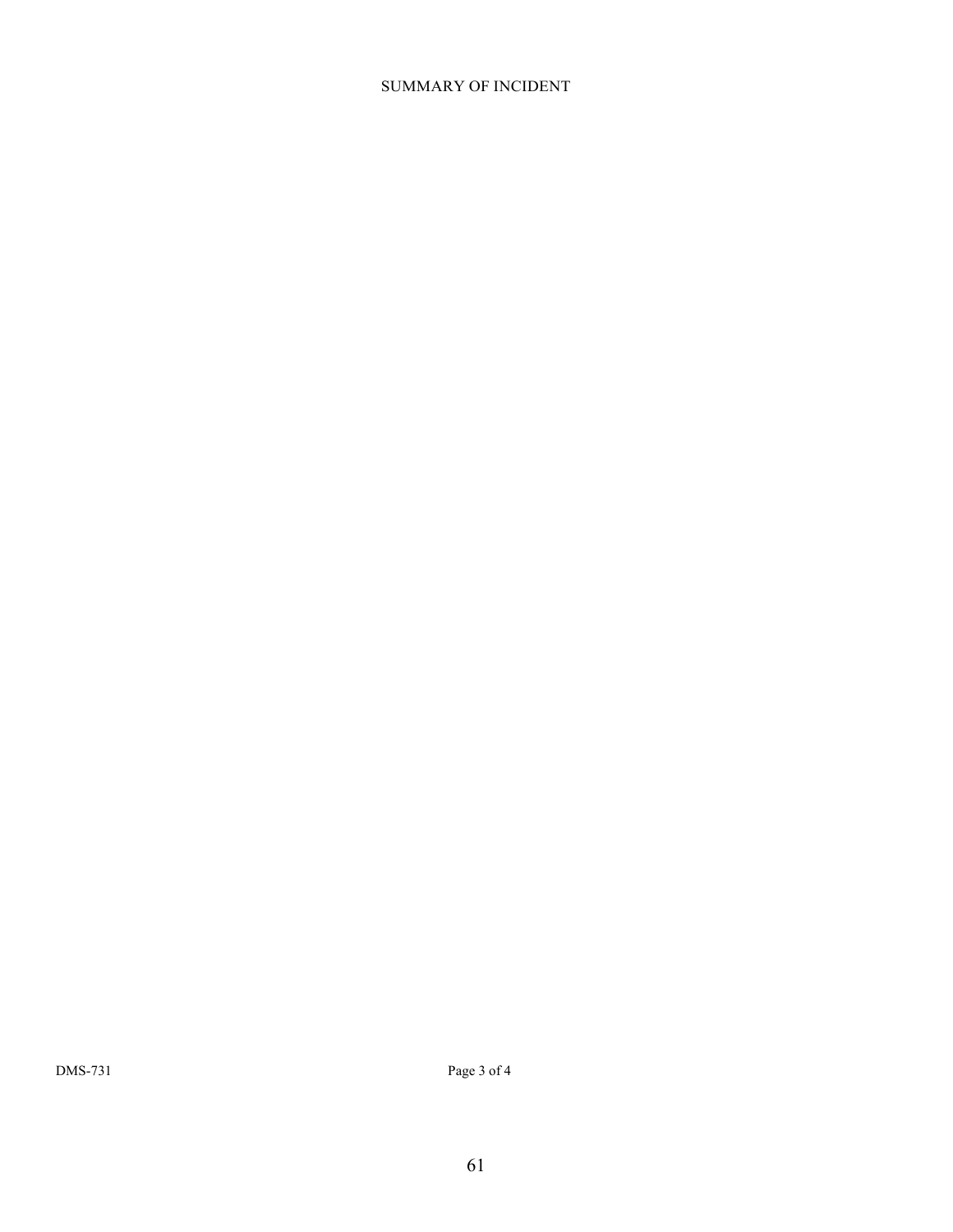## SUMMARY OF INCIDENT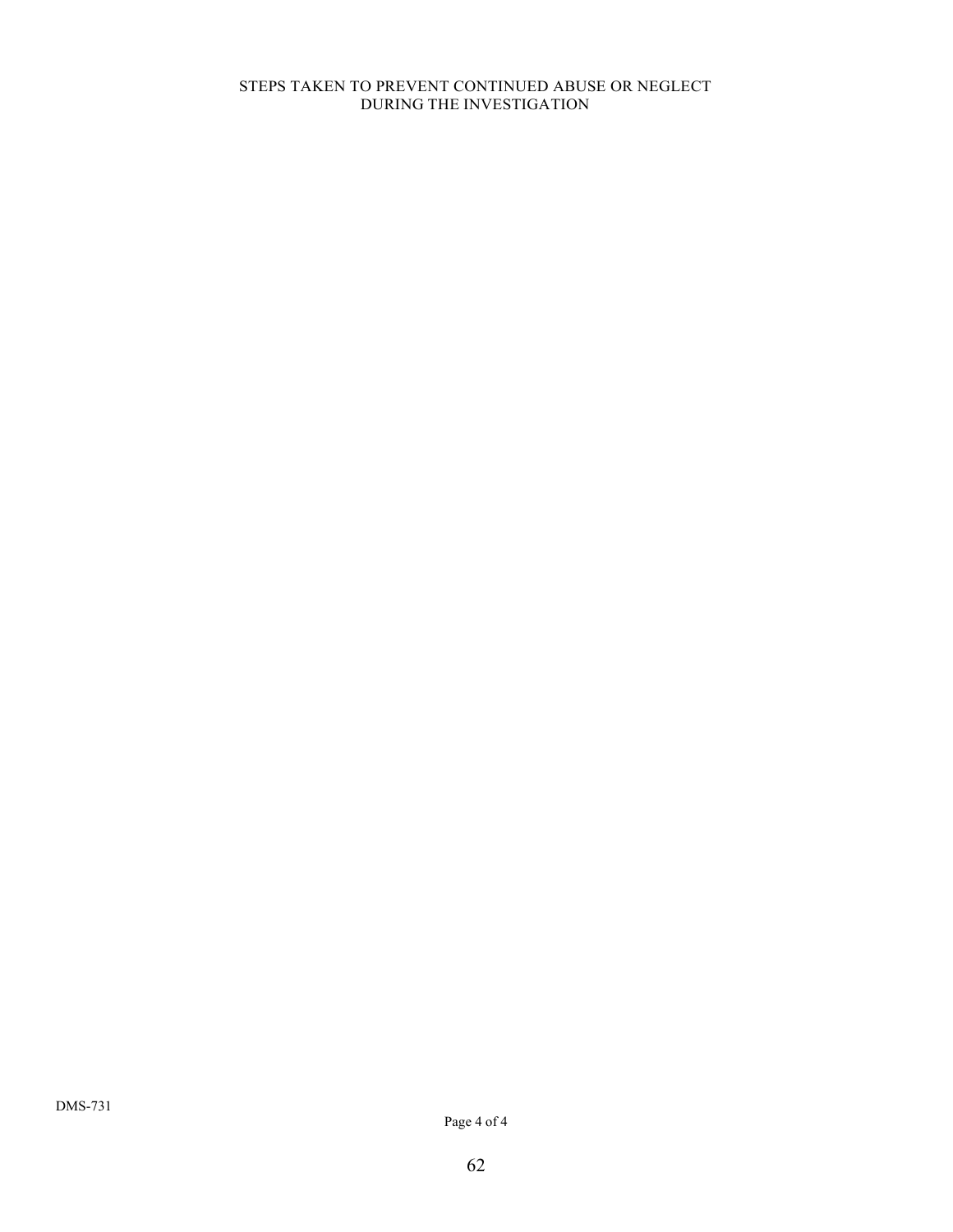STEPS TAKEN TO PREVENT CONTINUED ABUSE OR NEGLECT
DURING THE INVESTIGATION

DMS-731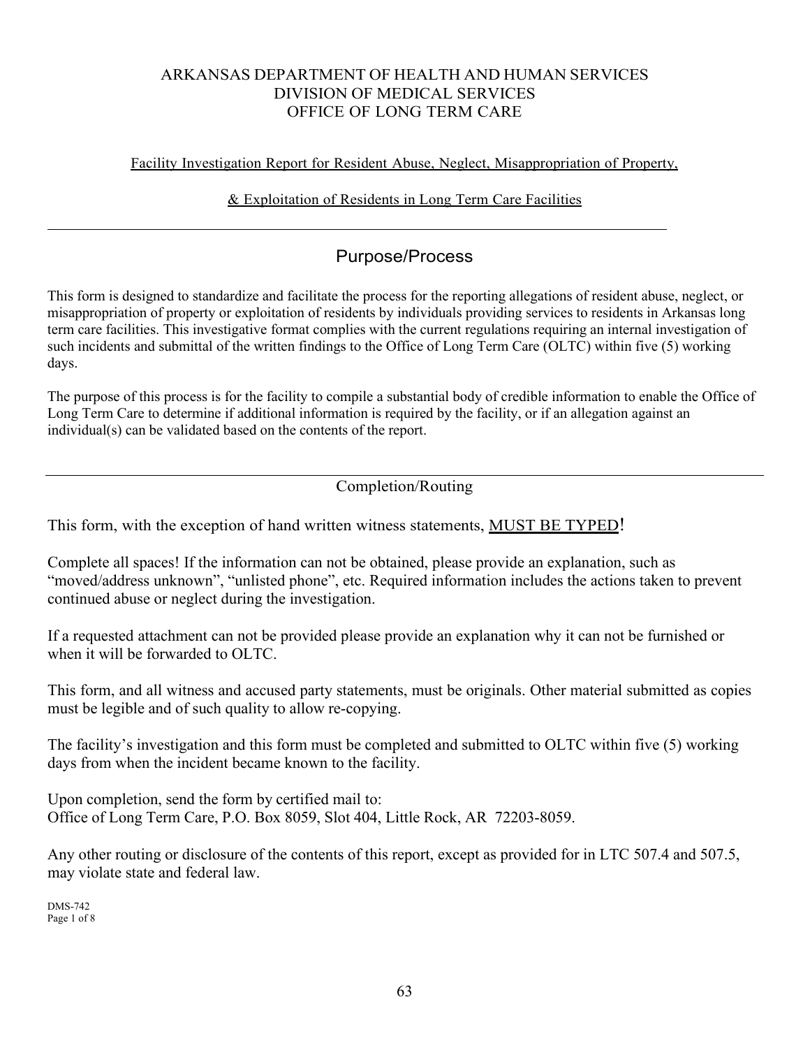ARKANSAS DEPARTMENT OF HEALTH AND HUMAN SERVICES
DIVISION OF MEDICAL SERVICES
OFFICE OF LONG TERM CARE

Facility Investigation Report for Resident Abuse, Neglect, Misappropriation of Property,

& Exploitation of Residents in Long Term Care Facilities

---

## Purpose/Process

This form is designed to standardize and facilitate the process for the reporting allegations of resident abuse, neglect, or misappropriation of property or exploitation of residents by individuals providing services to residents in Arkansas long term care facilities. This investigative format complies with the current regulations requiring an internal investigation of such incidents and submittal of the written findings to the Office of Long Term Care (OLTC) within five (5) working days.

The purpose of this process is for the facility to compile a substantial body of credible information to enable the Office of Long Term Care to determine if additional information is required by the facility, or if an allegation against an individual(s) can be validated based on the contents of the report.

---

## Completion/Routing

This form, with the exception of hand written witness statements, MUST BE TYPED!

Complete all spaces! If the information can not be obtained, please provide an explanation, such as "moved/address unknown", "unlisted phone", etc. Required information includes the actions taken to prevent continued abuse or neglect during the investigation.

If a requested attachment can not be provided please provide an explanation why it can not be furnished or when it will be forwarded to OLTC.

This form, and all witness and accused party statements, must be originals. Other material submitted as copies must be legible and of such quality to allow re-copying.

The facility's investigation and this form must be completed and submitted to OLTC within five (5) working days from when the incident became known to the facility.

Upon completion, send the form by certified mail to:
Office of Long Term Care, P.O. Box 8059, Slot 404, Little Rock, AR 72203-8059.

Any other routing or disclosure of the contents of this report, except as provided for in LTC 507.4 and 507.5, may violate state and federal law.

DMS-742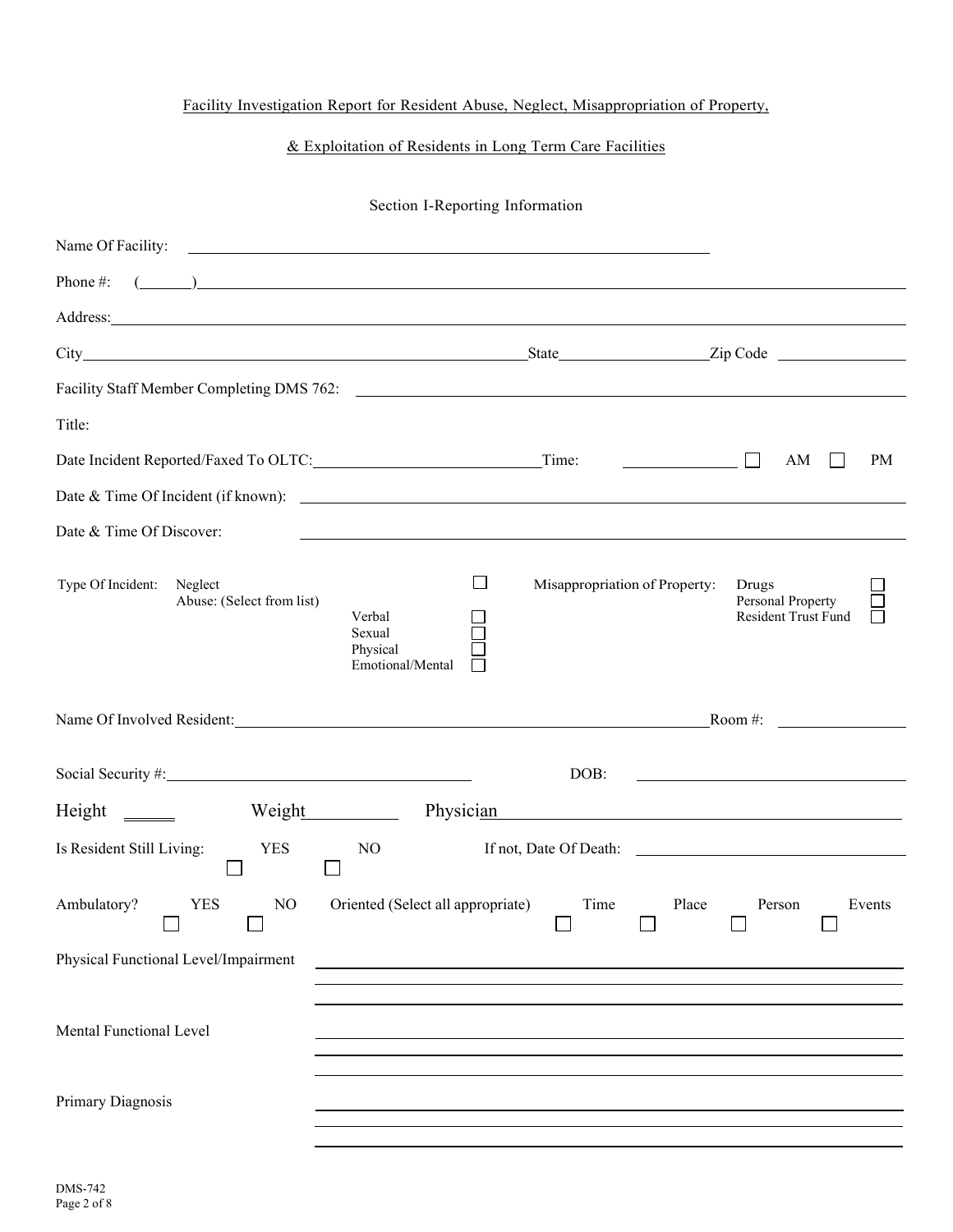Facility Investigation Report for Resident Abuse, Neglect, Misappropriation of Property,

& Exploitation of Residents in Long Term Care Facilities

## Section I-Reporting Information

Name Of Facility: ______________________________

Phone #: (______) ______________________________

Address: ______________________________

City ______________________ State ______________ Zip Code ______________

Facility Staff Member Completing DMS 762: ______________________________

Title:

Date Incident Reported/Faxed To OLTC: ______________ Time: __________ ☐ AM ☐ PM

Date & Time Of Incident (if known): ______________________________

Date & Time Of Discover: ______________________________

Type Of Incident:

- Neglect ☐
- Abuse: (Select from list)
  - Verbal ☐
  - Sexual ☐
  - Physical ☐
  - Emotional/Mental ☐
- Misappropriation of Property:
  - Drugs ☐
  - Personal Property ☐
  - Resident Trust Fund ☐

Name Of Involved Resident: ______________________________ Room #: ______________

Social Security #: ______________________ DOB: ______________________

Height ______ Weight __________ Physician ______________________________

Is Resident Still Living: YES ☐ NO ☐ If not, Date Of Death: ______________________

Ambulatory? YES ☐ NO ☐ Oriented (Select all appropriate) Time ☐ Place ☐ Person ☐ Events ☐

Physical Functional Level/Impairment ______________________________

Mental Functional Level ______________________________

Primary Diagnosis ______________________________

DMS-742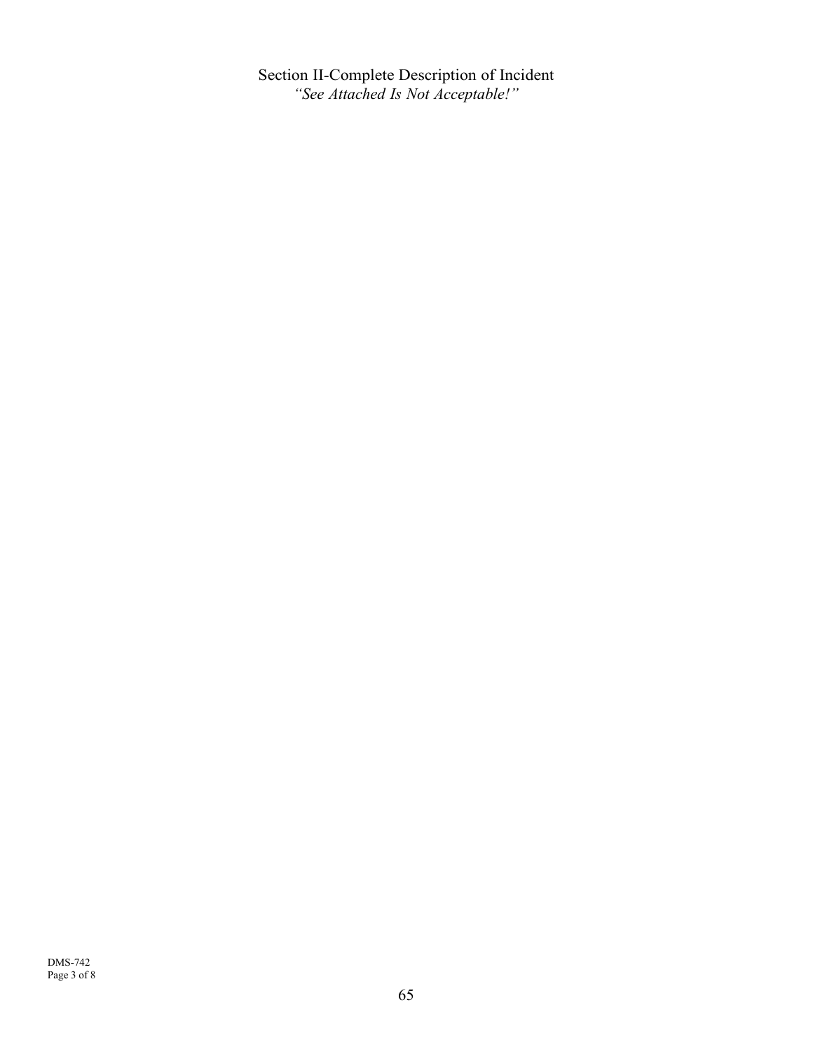## Section II-Complete Description of Incident

*"See Attached Is Not Acceptable!"*

DMS-742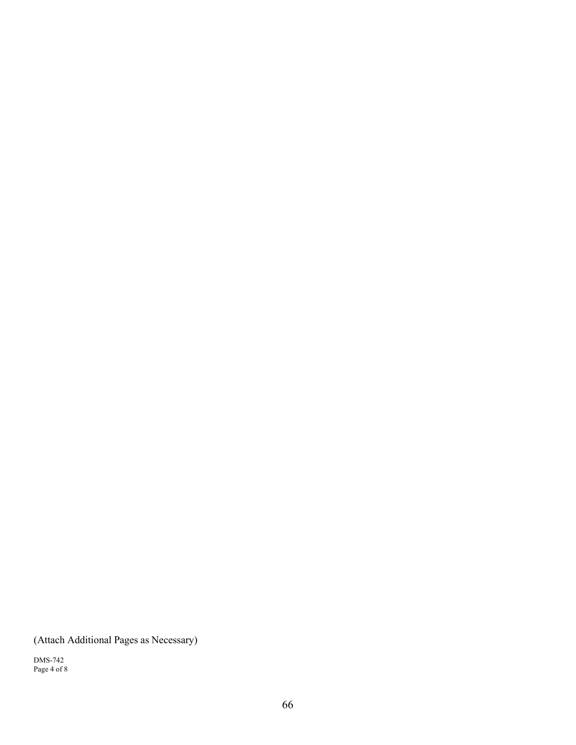(Attach Additional Pages as Necessary)

DMS-742
Page 4 of 8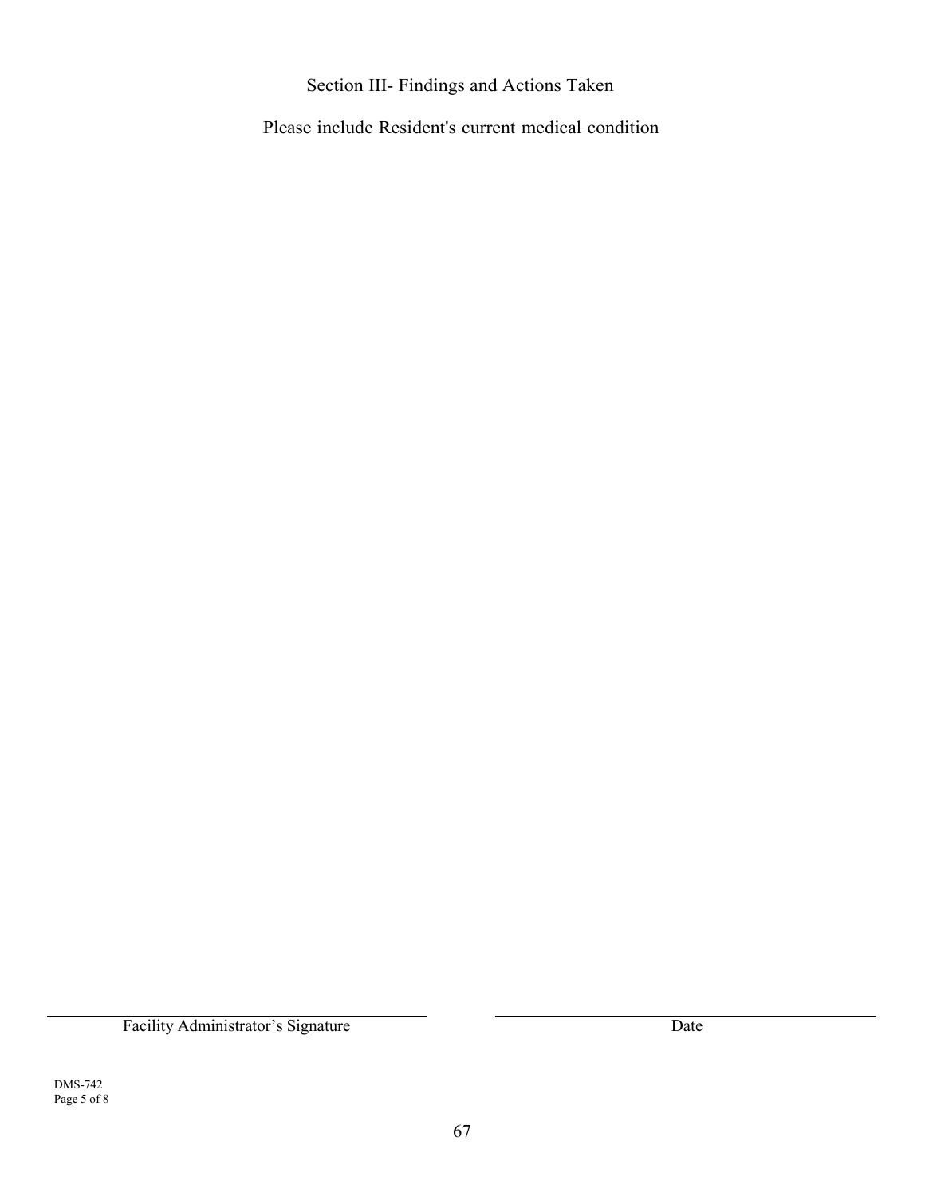## Section III- Findings and Actions Taken

Please include Resident's current medical condition

\_\_\_\_\_\_\_\_\_\_\_\_\_\_\_\_\_\_\_\_\_\_\_\_\_\_\_\_\_\_\_\_\_\_\_\_\_\_\_\_ \_\_\_\_\_\_\_\_\_\_\_\_\_\_\_\_\_\_\_\_\_\_\_\_\_\_\_\_\_\_\_\_\_\_\_\_\_\_\_\_

Facility Administrator’s Signature Date

DMS-742
Page 5 of 8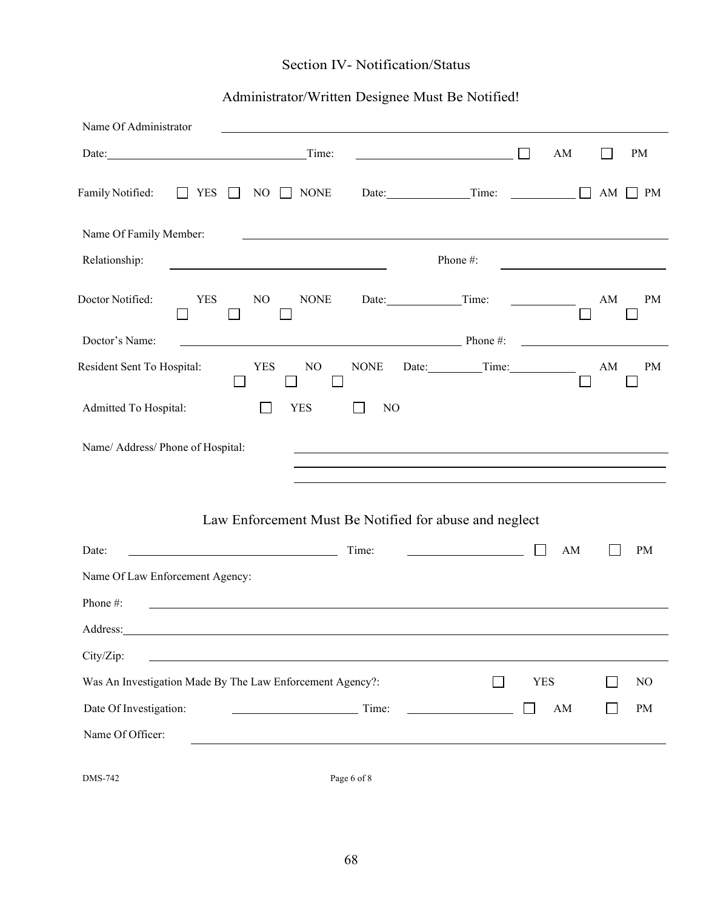## Section IV- Notification/Status

### Administrator/Written Designee Must Be Notified!

Name Of Administrator ______________________________

Date: ______________ Time: ______________ ☐ AM ☐ PM

Family Notified: ☐ YES ☐ NO ☐ NONE Date: __________ Time: __________ ☐ AM ☐ PM

Name Of Family Member: ______________________________

Relationship: ______________________ Phone #: ______________________

Doctor Notified: YES ☐ NO ☐ NONE ☐ Date: __________ Time: __________ AM ☐ PM ☐

Doctor's Name: ______________________ Phone #: ______________________

Resident Sent To Hospital: YES ☐ NO ☐ NONE ☐ Date: __________ Time: __________ AM ☐ PM ☐

Admitted To Hospital: ☐ YES ☐ NO

Name/ Address/ Phone of Hospital: ______________________________

______________________________

______________________________

### Law Enforcement Must Be Notified for abuse and neglect

Date: ______________ Time: ______________ ☐ AM ☐ PM

Name Of Law Enforcement Agency:

Phone #: ______________________________

Address: ______________________________

City/Zip: ______________________________

Was An Investigation Made By The Law Enforcement Agency?: ☐ YES ☐ NO

Date Of Investigation: ______________ Time: ______________ ☐ AM ☐ PM

Name Of Officer: ______________________________

DMS-742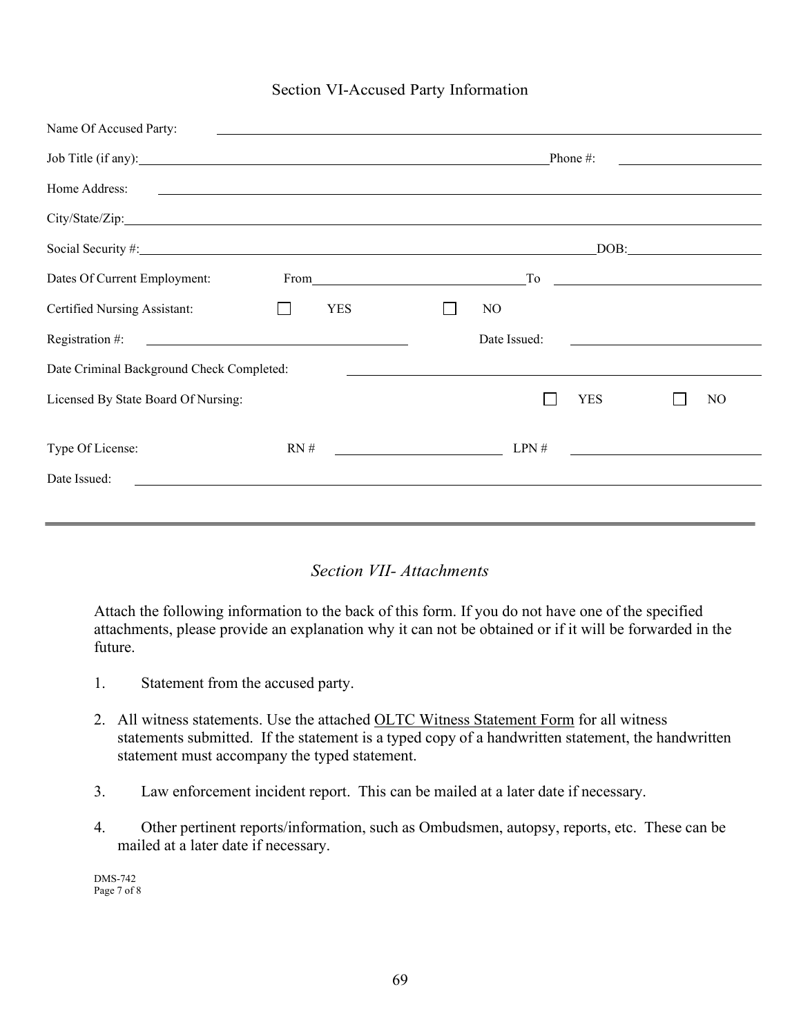## Section VI-Accused Party Information

Name Of Accused Party: ______________________________

Job Title (if any): ______________________________ Phone #: ______________

Home Address: ______________________________

City/State/Zip: ______________________________

Social Security #: ______________________________ DOB: ______________

Dates Of Current Employment: From ______________ To ______________

Certified Nursing Assistant: ☐ YES ☐ NO

Registration #: ______________ Date Issued: ______________

Date Criminal Background Check Completed: ______________

Licensed By State Board Of Nursing: ☐ YES ☐ NO

Type Of License: RN # ______________ LPN # ______________

Date Issued: ______________

---

## *Section VII- Attachments*

Attach the following information to the back of this form. If you do not have one of the specified attachments, please provide an explanation why it can not be obtained or if it will be forwarded in the future.

1. Statement from the accused party.

2. All witness statements. Use the attached OLTC Witness Statement Form for all witness statements submitted. If the statement is a typed copy of a handwritten statement, the handwritten statement must accompany the typed statement.

3. Law enforcement incident report. This can be mailed at a later date if necessary.

4. Other pertinent reports/information, such as Ombudsmen, autopsy, reports, etc. These can be mailed at a later date if necessary.

DMS-742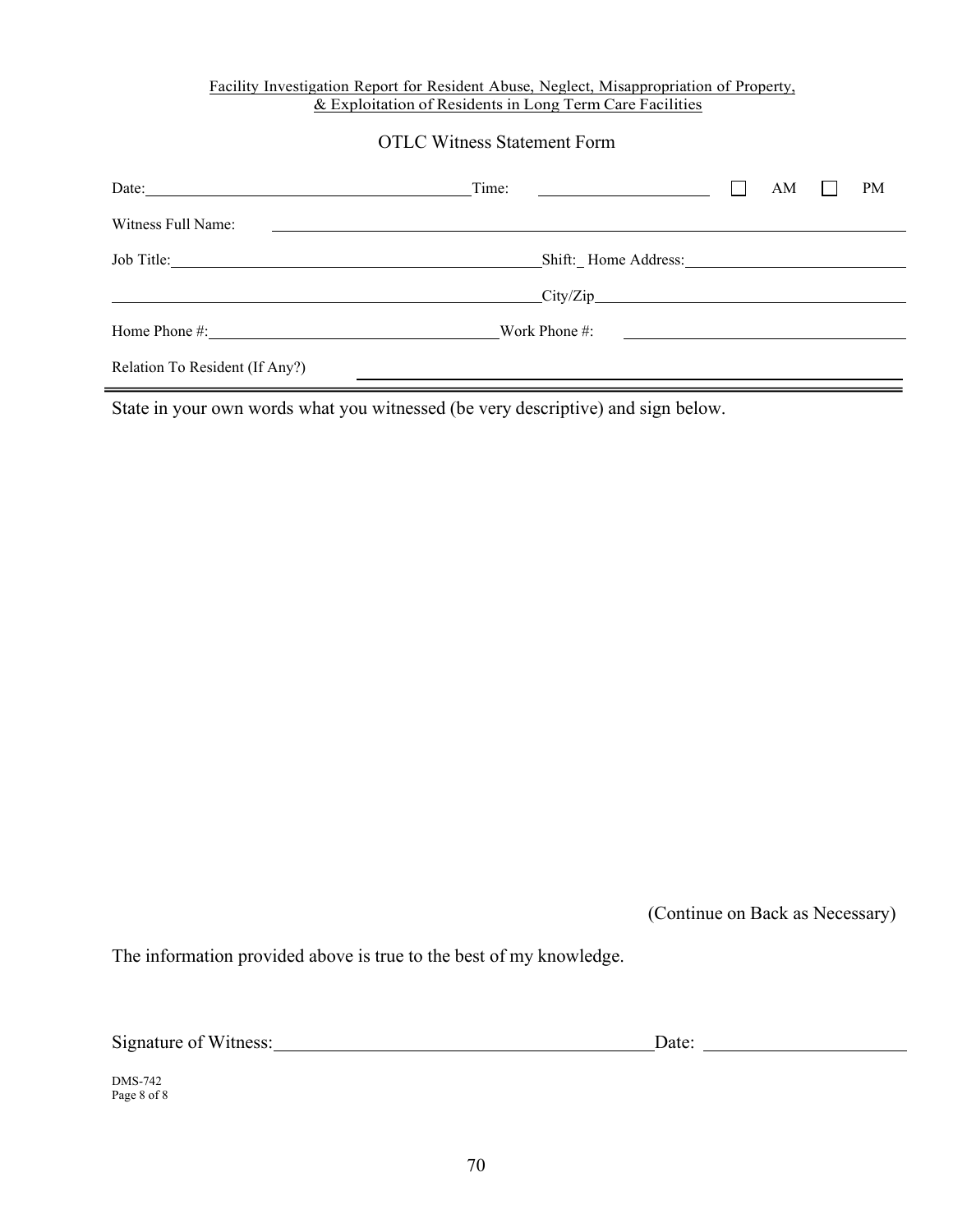Facility Investigation Report for Resident Abuse, Neglect, Misappropriation of Property, & Exploitation of Residents in Long Term Care Facilities

## OTLC Witness Statement Form

Date:________________________ Time: ______________ ☐ AM ☐ PM

Witness Full Name: ____________________________________________

Job Title:________________________ Shift:_ Home Address:________________________

________________________ City/Zip________________________

Home Phone #:________________________ Work Phone #: ________________________

Relation To Resident (If Any?) ________________________

State in your own words what you witnessed (be very descriptive) and sign below.

(Continue on Back as Necessary)

The information provided above is true to the best of my knowledge.

Signature of Witness:________________________ Date: ________________

DMS-742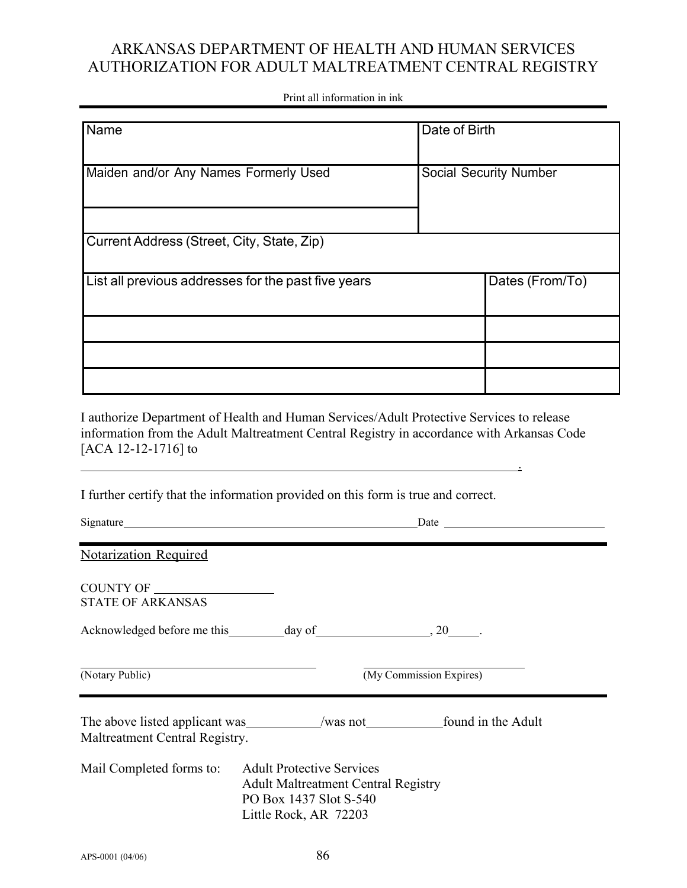# ARKANSAS DEPARTMENT OF HEALTH AND HUMAN SERVICES AUTHORIZATION FOR ADULT MALTREATMENT CENTRAL REGISTRY

Print all information in ink

| Name | Date of Birth |
|---|---|
| Maiden and/or Any Names Formerly Used | Social Security Number |
| | |
| Current Address (Street, City, State, Zip) | |

| List all previous addresses for the past five years | Dates (From/To) |
|---|---|
| | |
| | |
| | |

I authorize Department of Health and Human Services/Adult Protective Services to release information from the Adult Maltreatment Central Registry in accordance with Arkansas Code [ACA 12-12-1716] to

_______________________________________________________________________.

I further certify that the information provided on this form is true and correct.

Signature_______________________________________ Date ______________________

Notarization Required

COUNTY OF ________________
STATE OF ARKANSAS

Acknowledged before me this________day of________________, 20_____.

_______________________________ (Notary Public)

_______________________________ (My Commission Expires)

The above listed applicant was__________/was not__________found in the Adult Maltreatment Central Registry.

Mail Completed forms to:

Adult Protective Services
Adult Maltreatment Central Registry
PO Box 1437 Slot S-540
Little Rock, AR 72203

APS-0001 (04/06)